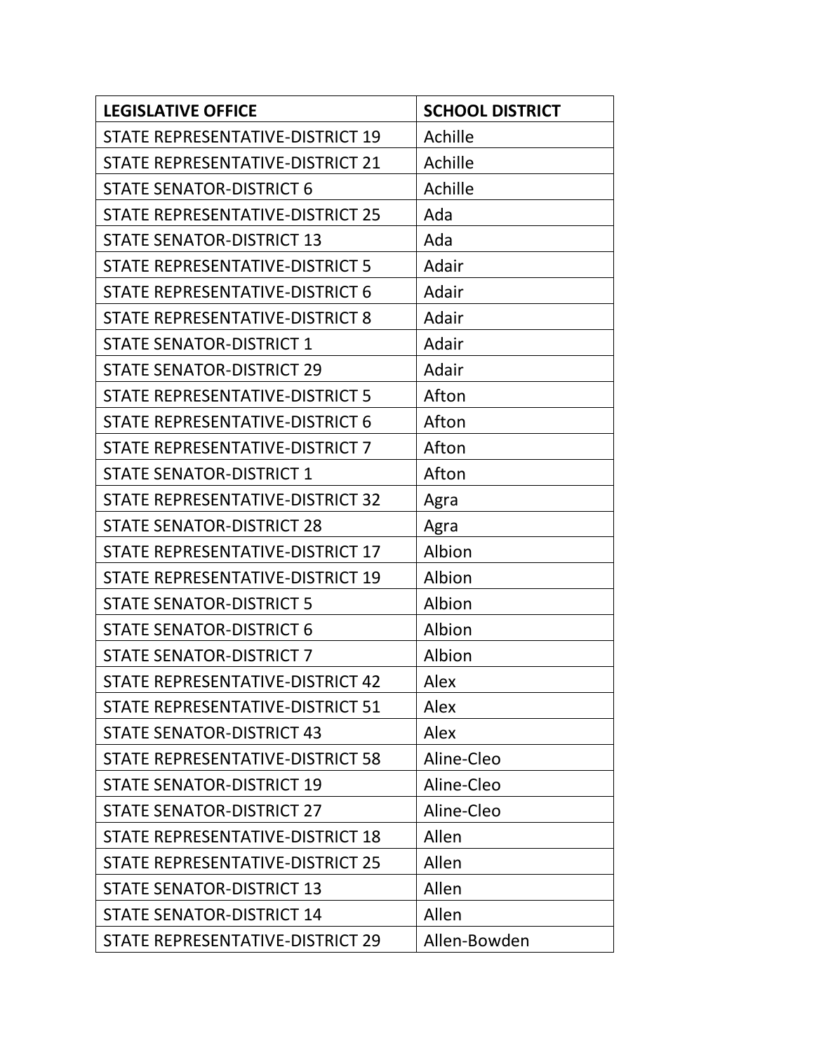| LEGISLATIVE OFFICE | SCHOOL DISTRICT |
| --- | --- |
| STATE REPRESENTATIVE-DISTRICT 19 | Achille |
| STATE REPRESENTATIVE-DISTRICT 21 | Achille |
| STATE SENATOR-DISTRICT 6 | Achille |
| STATE REPRESENTATIVE-DISTRICT 25 | Ada |
| STATE SENATOR-DISTRICT 13 | Ada |
| STATE REPRESENTATIVE-DISTRICT 5 | Adair |
| STATE REPRESENTATIVE-DISTRICT 6 | Adair |
| STATE REPRESENTATIVE-DISTRICT 8 | Adair |
| STATE SENATOR-DISTRICT 1 | Adair |
| STATE SENATOR-DISTRICT 29 | Adair |
| STATE REPRESENTATIVE-DISTRICT 5 | Afton |
| STATE REPRESENTATIVE-DISTRICT 6 | Afton |
| STATE REPRESENTATIVE-DISTRICT 7 | Afton |
| STATE SENATOR-DISTRICT 1 | Afton |
| STATE REPRESENTATIVE-DISTRICT 32 | Agra |
| STATE SENATOR-DISTRICT 28 | Agra |
| STATE REPRESENTATIVE-DISTRICT 17 | Albion |
| STATE REPRESENTATIVE-DISTRICT 19 | Albion |
| STATE SENATOR-DISTRICT 5 | Albion |
| STATE SENATOR-DISTRICT 6 | Albion |
| STATE SENATOR-DISTRICT 7 | Albion |
| STATE REPRESENTATIVE-DISTRICT 42 | Alex |
| STATE REPRESENTATIVE-DISTRICT 51 | Alex |
| STATE SENATOR-DISTRICT 43 | Alex |
| STATE REPRESENTATIVE-DISTRICT 58 | Aline-Cleo |
| STATE SENATOR-DISTRICT 19 | Aline-Cleo |
| STATE SENATOR-DISTRICT 27 | Aline-Cleo |
| STATE REPRESENTATIVE-DISTRICT 18 | Allen |
| STATE REPRESENTATIVE-DISTRICT 25 | Allen |
| STATE SENATOR-DISTRICT 13 | Allen |
| STATE SENATOR-DISTRICT 14 | Allen |
| STATE REPRESENTATIVE-DISTRICT 29 | Allen-Bowden |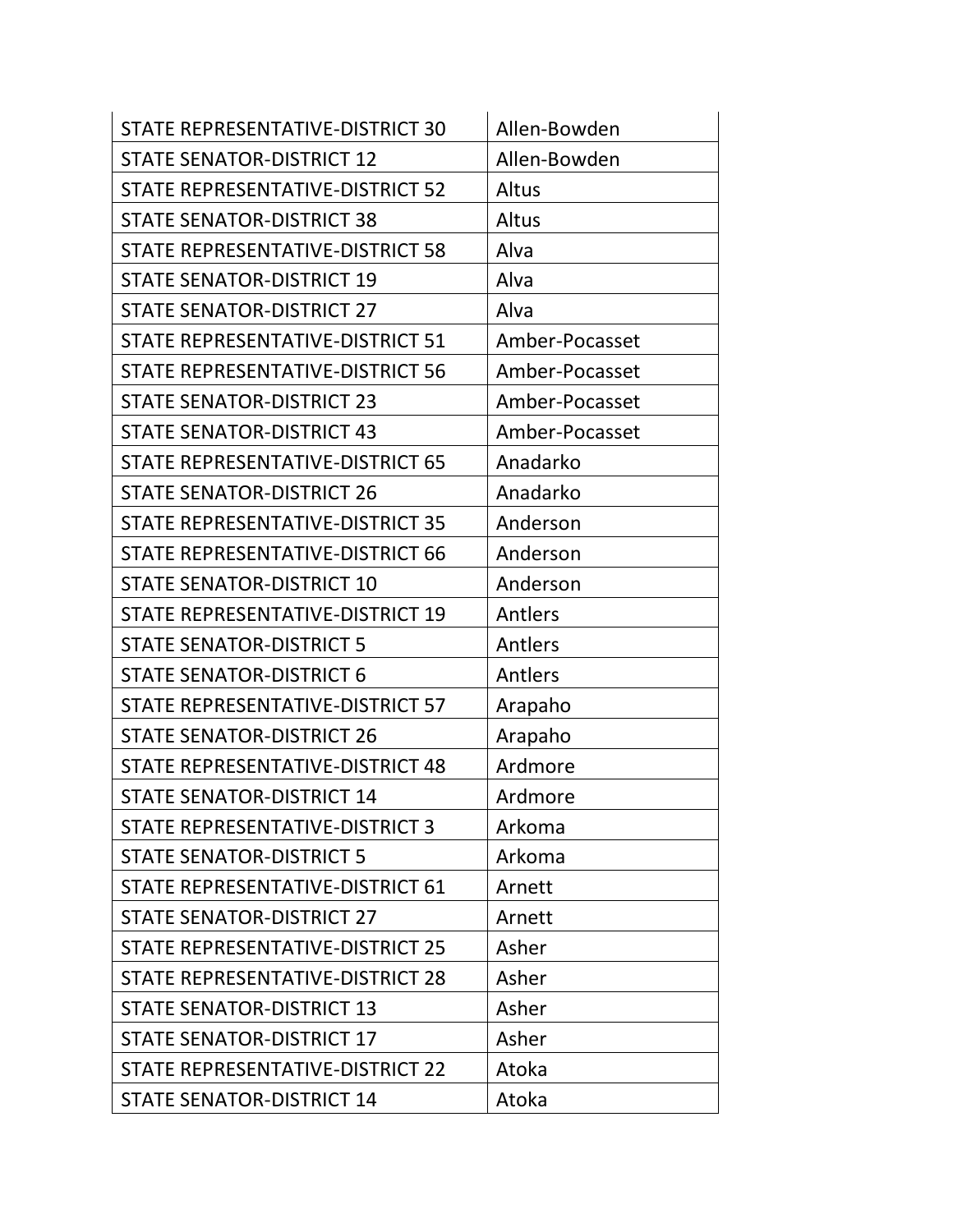| STATE REPRESENTATIVE-DISTRICT 30 | Allen-Bowden |
|---|---|
| STATE SENATOR-DISTRICT 12 | Allen-Bowden |
| STATE REPRESENTATIVE-DISTRICT 52 | Altus |
| STATE SENATOR-DISTRICT 38 | Altus |
| STATE REPRESENTATIVE-DISTRICT 58 | Alva |
| STATE SENATOR-DISTRICT 19 | Alva |
| STATE SENATOR-DISTRICT 27 | Alva |
| STATE REPRESENTATIVE-DISTRICT 51 | Amber-Pocasset |
| STATE REPRESENTATIVE-DISTRICT 56 | Amber-Pocasset |
| STATE SENATOR-DISTRICT 23 | Amber-Pocasset |
| STATE SENATOR-DISTRICT 43 | Amber-Pocasset |
| STATE REPRESENTATIVE-DISTRICT 65 | Anadarko |
| STATE SENATOR-DISTRICT 26 | Anadarko |
| STATE REPRESENTATIVE-DISTRICT 35 | Anderson |
| STATE REPRESENTATIVE-DISTRICT 66 | Anderson |
| STATE SENATOR-DISTRICT 10 | Anderson |
| STATE REPRESENTATIVE-DISTRICT 19 | Antlers |
| STATE SENATOR-DISTRICT 5 | Antlers |
| STATE SENATOR-DISTRICT 6 | Antlers |
| STATE REPRESENTATIVE-DISTRICT 57 | Arapaho |
| STATE SENATOR-DISTRICT 26 | Arapaho |
| STATE REPRESENTATIVE-DISTRICT 48 | Ardmore |
| STATE SENATOR-DISTRICT 14 | Ardmore |
| STATE REPRESENTATIVE-DISTRICT 3 | Arkoma |
| STATE SENATOR-DISTRICT 5 | Arkoma |
| STATE REPRESENTATIVE-DISTRICT 61 | Arnett |
| STATE SENATOR-DISTRICT 27 | Arnett |
| STATE REPRESENTATIVE-DISTRICT 25 | Asher |
| STATE REPRESENTATIVE-DISTRICT 28 | Asher |
| STATE SENATOR-DISTRICT 13 | Asher |
| STATE SENATOR-DISTRICT 17 | Asher |
| STATE REPRESENTATIVE-DISTRICT 22 | Atoka |
| STATE SENATOR-DISTRICT 14 | Atoka |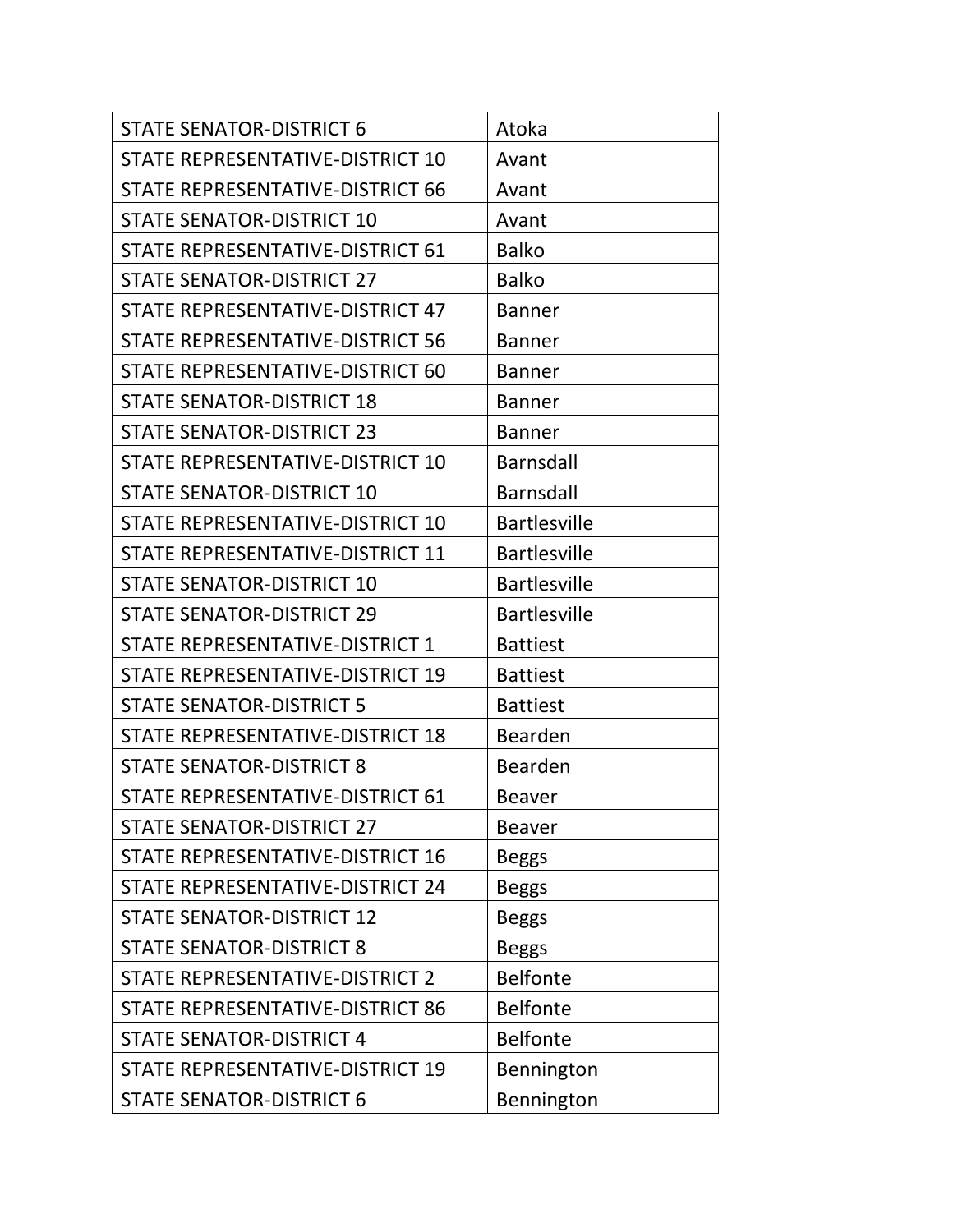| STATE SENATOR-DISTRICT 6 | Atoka |
|---|---|
| STATE REPRESENTATIVE-DISTRICT 10 | Avant |
| STATE REPRESENTATIVE-DISTRICT 66 | Avant |
| STATE SENATOR-DISTRICT 10 | Avant |
| STATE REPRESENTATIVE-DISTRICT 61 | Balko |
| STATE SENATOR-DISTRICT 27 | Balko |
| STATE REPRESENTATIVE-DISTRICT 47 | Banner |
| STATE REPRESENTATIVE-DISTRICT 56 | Banner |
| STATE REPRESENTATIVE-DISTRICT 60 | Banner |
| STATE SENATOR-DISTRICT 18 | Banner |
| STATE SENATOR-DISTRICT 23 | Banner |
| STATE REPRESENTATIVE-DISTRICT 10 | Barnsdall |
| STATE SENATOR-DISTRICT 10 | Barnsdall |
| STATE REPRESENTATIVE-DISTRICT 10 | Bartlesville |
| STATE REPRESENTATIVE-DISTRICT 11 | Bartlesville |
| STATE SENATOR-DISTRICT 10 | Bartlesville |
| STATE SENATOR-DISTRICT 29 | Bartlesville |
| STATE REPRESENTATIVE-DISTRICT 1 | Battiest |
| STATE REPRESENTATIVE-DISTRICT 19 | Battiest |
| STATE SENATOR-DISTRICT 5 | Battiest |
| STATE REPRESENTATIVE-DISTRICT 18 | Bearden |
| STATE SENATOR-DISTRICT 8 | Bearden |
| STATE REPRESENTATIVE-DISTRICT 61 | Beaver |
| STATE SENATOR-DISTRICT 27 | Beaver |
| STATE REPRESENTATIVE-DISTRICT 16 | Beggs |
| STATE REPRESENTATIVE-DISTRICT 24 | Beggs |
| STATE SENATOR-DISTRICT 12 | Beggs |
| STATE SENATOR-DISTRICT 8 | Beggs |
| STATE REPRESENTATIVE-DISTRICT 2 | Belfonte |
| STATE REPRESENTATIVE-DISTRICT 86 | Belfonte |
| STATE SENATOR-DISTRICT 4 | Belfonte |
| STATE REPRESENTATIVE-DISTRICT 19 | Bennington |
| STATE SENATOR-DISTRICT 6 | Bennington |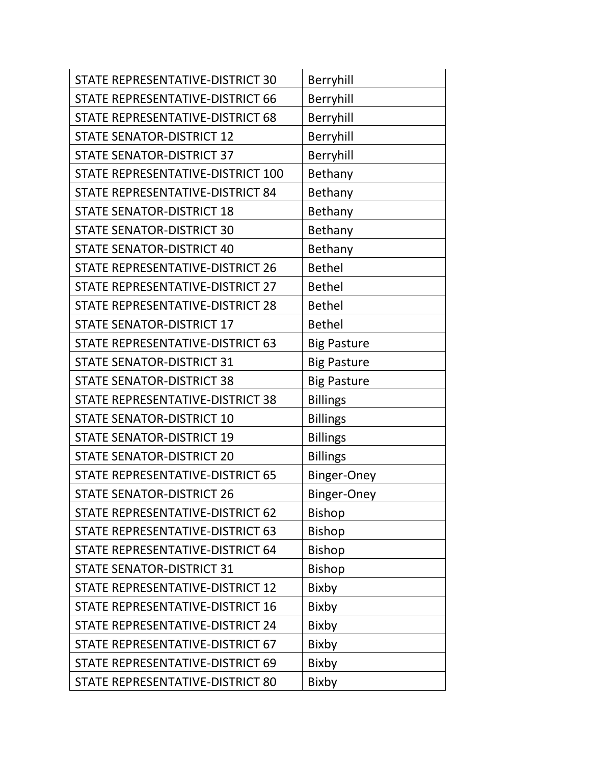| STATE REPRESENTATIVE-DISTRICT 30 | Berryhill |
|---|---|
| STATE REPRESENTATIVE-DISTRICT 66 | Berryhill |
| STATE REPRESENTATIVE-DISTRICT 68 | Berryhill |
| STATE SENATOR-DISTRICT 12 | Berryhill |
| STATE SENATOR-DISTRICT 37 | Berryhill |
| STATE REPRESENTATIVE-DISTRICT 100 | Bethany |
| STATE REPRESENTATIVE-DISTRICT 84 | Bethany |
| STATE SENATOR-DISTRICT 18 | Bethany |
| STATE SENATOR-DISTRICT 30 | Bethany |
| STATE SENATOR-DISTRICT 40 | Bethany |
| STATE REPRESENTATIVE-DISTRICT 26 | Bethel |
| STATE REPRESENTATIVE-DISTRICT 27 | Bethel |
| STATE REPRESENTATIVE-DISTRICT 28 | Bethel |
| STATE SENATOR-DISTRICT 17 | Bethel |
| STATE REPRESENTATIVE-DISTRICT 63 | Big Pasture |
| STATE SENATOR-DISTRICT 31 | Big Pasture |
| STATE SENATOR-DISTRICT 38 | Big Pasture |
| STATE REPRESENTATIVE-DISTRICT 38 | Billings |
| STATE SENATOR-DISTRICT 10 | Billings |
| STATE SENATOR-DISTRICT 19 | Billings |
| STATE SENATOR-DISTRICT 20 | Billings |
| STATE REPRESENTATIVE-DISTRICT 65 | Binger-Oney |
| STATE SENATOR-DISTRICT 26 | Binger-Oney |
| STATE REPRESENTATIVE-DISTRICT 62 | Bishop |
| STATE REPRESENTATIVE-DISTRICT 63 | Bishop |
| STATE REPRESENTATIVE-DISTRICT 64 | Bishop |
| STATE SENATOR-DISTRICT 31 | Bishop |
| STATE REPRESENTATIVE-DISTRICT 12 | Bixby |
| STATE REPRESENTATIVE-DISTRICT 16 | Bixby |
| STATE REPRESENTATIVE-DISTRICT 24 | Bixby |
| STATE REPRESENTATIVE-DISTRICT 67 | Bixby |
| STATE REPRESENTATIVE-DISTRICT 69 | Bixby |
| STATE REPRESENTATIVE-DISTRICT 80 | Bixby |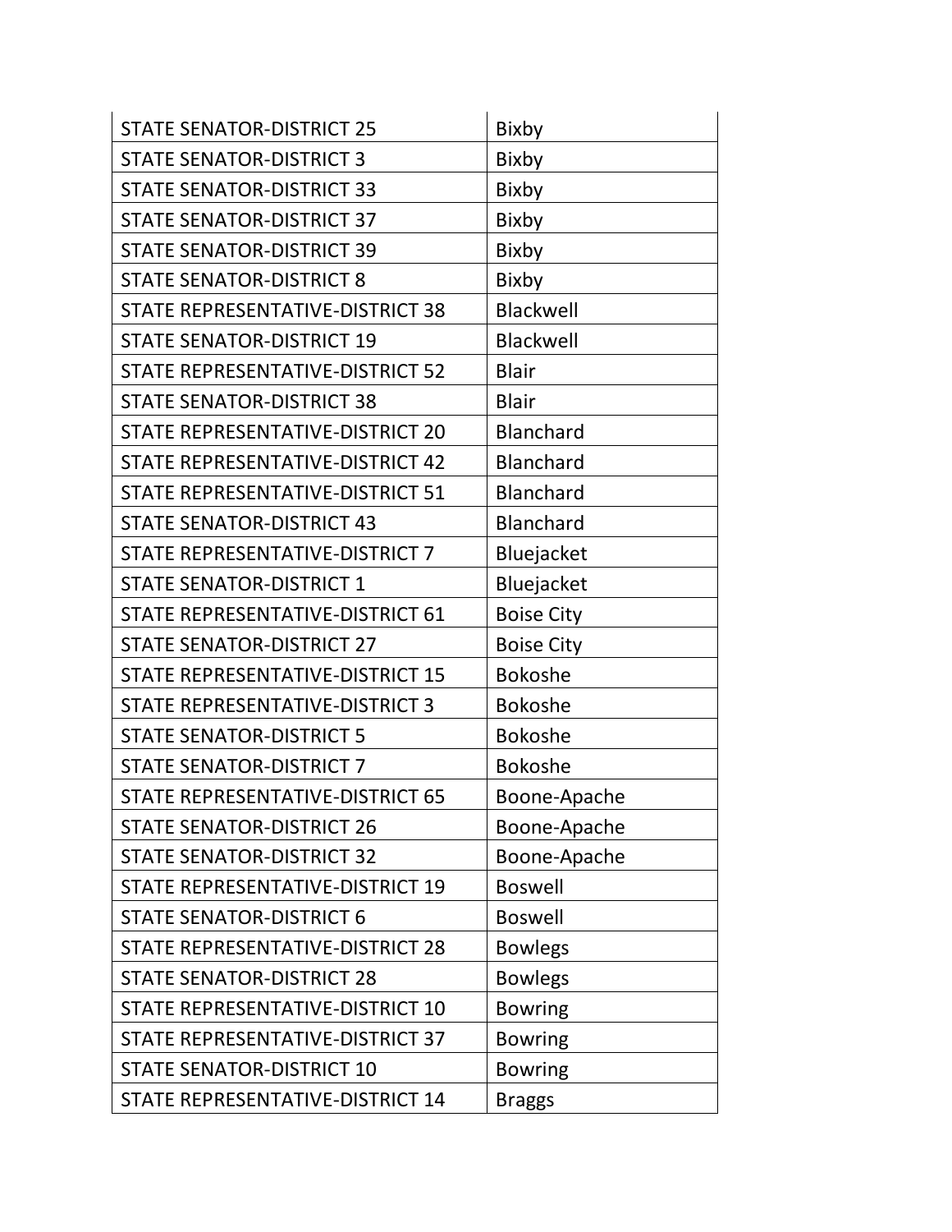| | |
|---|---|
| STATE SENATOR-DISTRICT 25 | Bixby |
| STATE SENATOR-DISTRICT 3 | Bixby |
| STATE SENATOR-DISTRICT 33 | Bixby |
| STATE SENATOR-DISTRICT 37 | Bixby |
| STATE SENATOR-DISTRICT 39 | Bixby |
| STATE SENATOR-DISTRICT 8 | Bixby |
| STATE REPRESENTATIVE-DISTRICT 38 | Blackwell |
| STATE SENATOR-DISTRICT 19 | Blackwell |
| STATE REPRESENTATIVE-DISTRICT 52 | Blair |
| STATE SENATOR-DISTRICT 38 | Blair |
| STATE REPRESENTATIVE-DISTRICT 20 | Blanchard |
| STATE REPRESENTATIVE-DISTRICT 42 | Blanchard |
| STATE REPRESENTATIVE-DISTRICT 51 | Blanchard |
| STATE SENATOR-DISTRICT 43 | Blanchard |
| STATE REPRESENTATIVE-DISTRICT 7 | Bluejacket |
| STATE SENATOR-DISTRICT 1 | Bluejacket |
| STATE REPRESENTATIVE-DISTRICT 61 | Boise City |
| STATE SENATOR-DISTRICT 27 | Boise City |
| STATE REPRESENTATIVE-DISTRICT 15 | Bokoshe |
| STATE REPRESENTATIVE-DISTRICT 3 | Bokoshe |
| STATE SENATOR-DISTRICT 5 | Bokoshe |
| STATE SENATOR-DISTRICT 7 | Bokoshe |
| STATE REPRESENTATIVE-DISTRICT 65 | Boone-Apache |
| STATE SENATOR-DISTRICT 26 | Boone-Apache |
| STATE SENATOR-DISTRICT 32 | Boone-Apache |
| STATE REPRESENTATIVE-DISTRICT 19 | Boswell |
| STATE SENATOR-DISTRICT 6 | Boswell |
| STATE REPRESENTATIVE-DISTRICT 28 | Bowlegs |
| STATE SENATOR-DISTRICT 28 | Bowlegs |
| STATE REPRESENTATIVE-DISTRICT 10 | Bowring |
| STATE REPRESENTATIVE-DISTRICT 37 | Bowring |
| STATE SENATOR-DISTRICT 10 | Bowring |
| STATE REPRESENTATIVE-DISTRICT 14 | Braggs |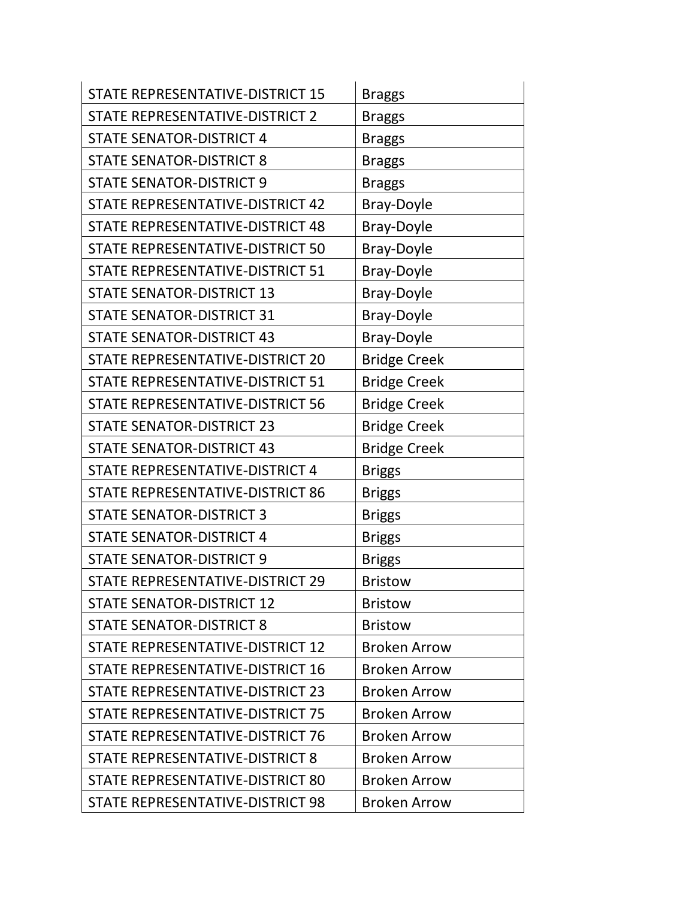| | |
|---|---|
| STATE REPRESENTATIVE-DISTRICT 15 | Braggs |
| STATE REPRESENTATIVE-DISTRICT 2 | Braggs |
| STATE SENATOR-DISTRICT 4 | Braggs |
| STATE SENATOR-DISTRICT 8 | Braggs |
| STATE SENATOR-DISTRICT 9 | Braggs |
| STATE REPRESENTATIVE-DISTRICT 42 | Bray-Doyle |
| STATE REPRESENTATIVE-DISTRICT 48 | Bray-Doyle |
| STATE REPRESENTATIVE-DISTRICT 50 | Bray-Doyle |
| STATE REPRESENTATIVE-DISTRICT 51 | Bray-Doyle |
| STATE SENATOR-DISTRICT 13 | Bray-Doyle |
| STATE SENATOR-DISTRICT 31 | Bray-Doyle |
| STATE SENATOR-DISTRICT 43 | Bray-Doyle |
| STATE REPRESENTATIVE-DISTRICT 20 | Bridge Creek |
| STATE REPRESENTATIVE-DISTRICT 51 | Bridge Creek |
| STATE REPRESENTATIVE-DISTRICT 56 | Bridge Creek |
| STATE SENATOR-DISTRICT 23 | Bridge Creek |
| STATE SENATOR-DISTRICT 43 | Bridge Creek |
| STATE REPRESENTATIVE-DISTRICT 4 | Briggs |
| STATE REPRESENTATIVE-DISTRICT 86 | Briggs |
| STATE SENATOR-DISTRICT 3 | Briggs |
| STATE SENATOR-DISTRICT 4 | Briggs |
| STATE SENATOR-DISTRICT 9 | Briggs |
| STATE REPRESENTATIVE-DISTRICT 29 | Bristow |
| STATE SENATOR-DISTRICT 12 | Bristow |
| STATE SENATOR-DISTRICT 8 | Bristow |
| STATE REPRESENTATIVE-DISTRICT 12 | Broken Arrow |
| STATE REPRESENTATIVE-DISTRICT 16 | Broken Arrow |
| STATE REPRESENTATIVE-DISTRICT 23 | Broken Arrow |
| STATE REPRESENTATIVE-DISTRICT 75 | Broken Arrow |
| STATE REPRESENTATIVE-DISTRICT 76 | Broken Arrow |
| STATE REPRESENTATIVE-DISTRICT 8 | Broken Arrow |
| STATE REPRESENTATIVE-DISTRICT 80 | Broken Arrow |
| STATE REPRESENTATIVE-DISTRICT 98 | Broken Arrow |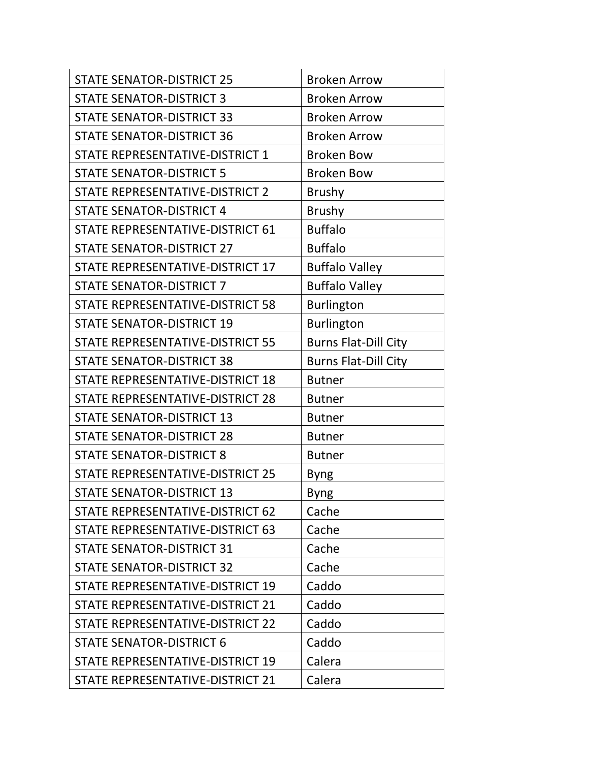| STATE SENATOR-DISTRICT 25 | Broken Arrow |
|---|---|
| STATE SENATOR-DISTRICT 3 | Broken Arrow |
| STATE SENATOR-DISTRICT 33 | Broken Arrow |
| STATE SENATOR-DISTRICT 36 | Broken Arrow |
| STATE REPRESENTATIVE-DISTRICT 1 | Broken Bow |
| STATE SENATOR-DISTRICT 5 | Broken Bow |
| STATE REPRESENTATIVE-DISTRICT 2 | Brushy |
| STATE SENATOR-DISTRICT 4 | Brushy |
| STATE REPRESENTATIVE-DISTRICT 61 | Buffalo |
| STATE SENATOR-DISTRICT 27 | Buffalo |
| STATE REPRESENTATIVE-DISTRICT 17 | Buffalo Valley |
| STATE SENATOR-DISTRICT 7 | Buffalo Valley |
| STATE REPRESENTATIVE-DISTRICT 58 | Burlington |
| STATE SENATOR-DISTRICT 19 | Burlington |
| STATE REPRESENTATIVE-DISTRICT 55 | Burns Flat-Dill City |
| STATE SENATOR-DISTRICT 38 | Burns Flat-Dill City |
| STATE REPRESENTATIVE-DISTRICT 18 | Butner |
| STATE REPRESENTATIVE-DISTRICT 28 | Butner |
| STATE SENATOR-DISTRICT 13 | Butner |
| STATE SENATOR-DISTRICT 28 | Butner |
| STATE SENATOR-DISTRICT 8 | Butner |
| STATE REPRESENTATIVE-DISTRICT 25 | Byng |
| STATE SENATOR-DISTRICT 13 | Byng |
| STATE REPRESENTATIVE-DISTRICT 62 | Cache |
| STATE REPRESENTATIVE-DISTRICT 63 | Cache |
| STATE SENATOR-DISTRICT 31 | Cache |
| STATE SENATOR-DISTRICT 32 | Cache |
| STATE REPRESENTATIVE-DISTRICT 19 | Caddo |
| STATE REPRESENTATIVE-DISTRICT 21 | Caddo |
| STATE REPRESENTATIVE-DISTRICT 22 | Caddo |
| STATE SENATOR-DISTRICT 6 | Caddo |
| STATE REPRESENTATIVE-DISTRICT 19 | Calera |
| STATE REPRESENTATIVE-DISTRICT 21 | Calera |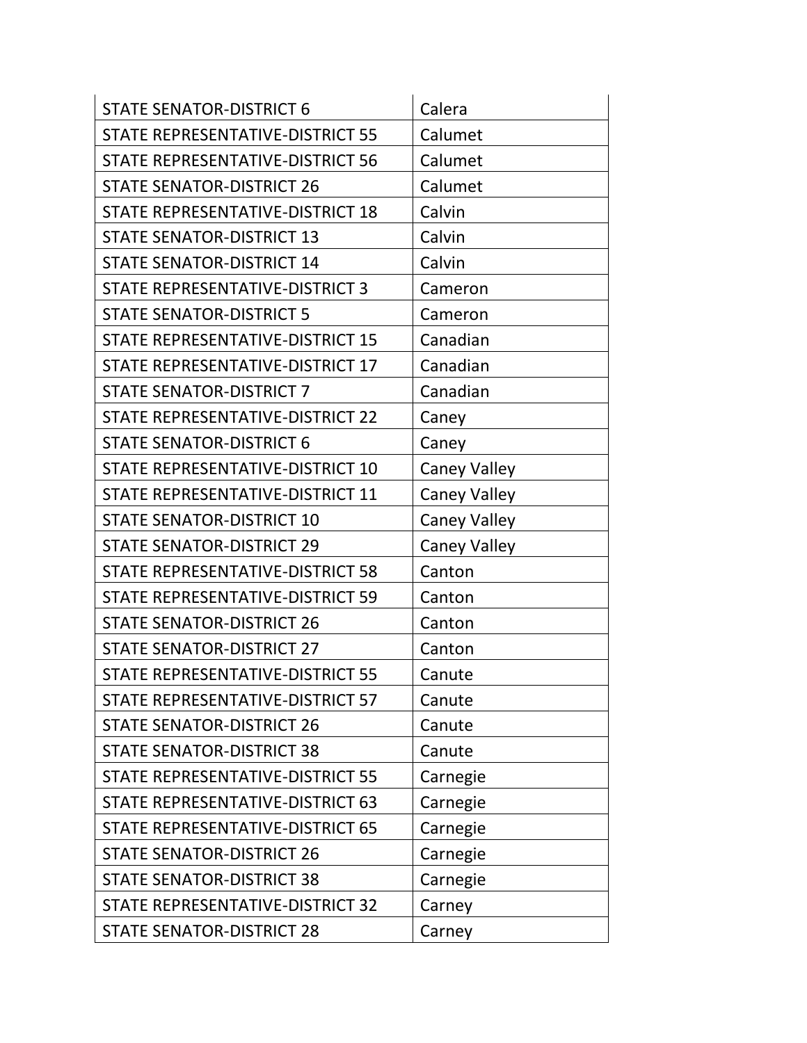| | |
|---|---|
| STATE SENATOR-DISTRICT 6 | Calera |
| STATE REPRESENTATIVE-DISTRICT 55 | Calumet |
| STATE REPRESENTATIVE-DISTRICT 56 | Calumet |
| STATE SENATOR-DISTRICT 26 | Calumet |
| STATE REPRESENTATIVE-DISTRICT 18 | Calvin |
| STATE SENATOR-DISTRICT 13 | Calvin |
| STATE SENATOR-DISTRICT 14 | Calvin |
| STATE REPRESENTATIVE-DISTRICT 3 | Cameron |
| STATE SENATOR-DISTRICT 5 | Cameron |
| STATE REPRESENTATIVE-DISTRICT 15 | Canadian |
| STATE REPRESENTATIVE-DISTRICT 17 | Canadian |
| STATE SENATOR-DISTRICT 7 | Canadian |
| STATE REPRESENTATIVE-DISTRICT 22 | Caney |
| STATE SENATOR-DISTRICT 6 | Caney |
| STATE REPRESENTATIVE-DISTRICT 10 | Caney Valley |
| STATE REPRESENTATIVE-DISTRICT 11 | Caney Valley |
| STATE SENATOR-DISTRICT 10 | Caney Valley |
| STATE SENATOR-DISTRICT 29 | Caney Valley |
| STATE REPRESENTATIVE-DISTRICT 58 | Canton |
| STATE REPRESENTATIVE-DISTRICT 59 | Canton |
| STATE SENATOR-DISTRICT 26 | Canton |
| STATE SENATOR-DISTRICT 27 | Canton |
| STATE REPRESENTATIVE-DISTRICT 55 | Canute |
| STATE REPRESENTATIVE-DISTRICT 57 | Canute |
| STATE SENATOR-DISTRICT 26 | Canute |
| STATE SENATOR-DISTRICT 38 | Canute |
| STATE REPRESENTATIVE-DISTRICT 55 | Carnegie |
| STATE REPRESENTATIVE-DISTRICT 63 | Carnegie |
| STATE REPRESENTATIVE-DISTRICT 65 | Carnegie |
| STATE SENATOR-DISTRICT 26 | Carnegie |
| STATE SENATOR-DISTRICT 38 | Carnegie |
| STATE REPRESENTATIVE-DISTRICT 32 | Carney |
| STATE SENATOR-DISTRICT 28 | Carney |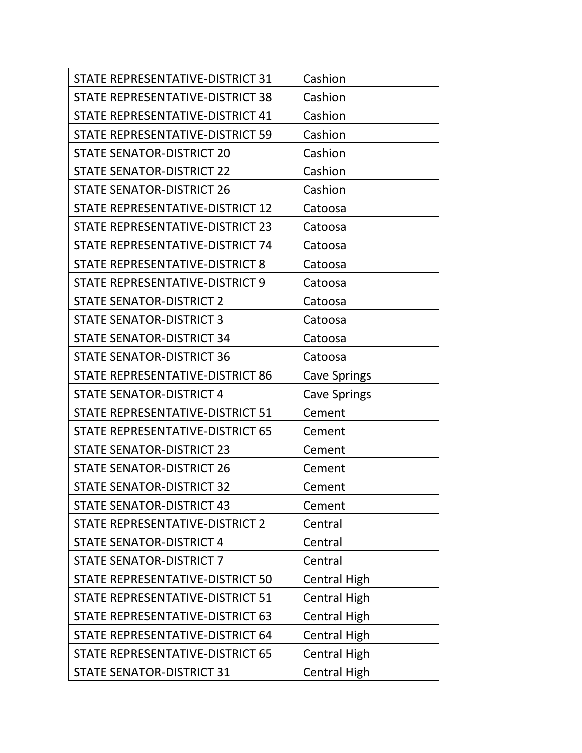| STATE REPRESENTATIVE-DISTRICT 31 | Cashion |
|---|---|
| STATE REPRESENTATIVE-DISTRICT 38 | Cashion |
| STATE REPRESENTATIVE-DISTRICT 41 | Cashion |
| STATE REPRESENTATIVE-DISTRICT 59 | Cashion |
| STATE SENATOR-DISTRICT 20 | Cashion |
| STATE SENATOR-DISTRICT 22 | Cashion |
| STATE SENATOR-DISTRICT 26 | Cashion |
| STATE REPRESENTATIVE-DISTRICT 12 | Catoosa |
| STATE REPRESENTATIVE-DISTRICT 23 | Catoosa |
| STATE REPRESENTATIVE-DISTRICT 74 | Catoosa |
| STATE REPRESENTATIVE-DISTRICT 8 | Catoosa |
| STATE REPRESENTATIVE-DISTRICT 9 | Catoosa |
| STATE SENATOR-DISTRICT 2 | Catoosa |
| STATE SENATOR-DISTRICT 3 | Catoosa |
| STATE SENATOR-DISTRICT 34 | Catoosa |
| STATE SENATOR-DISTRICT 36 | Catoosa |
| STATE REPRESENTATIVE-DISTRICT 86 | Cave Springs |
| STATE SENATOR-DISTRICT 4 | Cave Springs |
| STATE REPRESENTATIVE-DISTRICT 51 | Cement |
| STATE REPRESENTATIVE-DISTRICT 65 | Cement |
| STATE SENATOR-DISTRICT 23 | Cement |
| STATE SENATOR-DISTRICT 26 | Cement |
| STATE SENATOR-DISTRICT 32 | Cement |
| STATE SENATOR-DISTRICT 43 | Cement |
| STATE REPRESENTATIVE-DISTRICT 2 | Central |
| STATE SENATOR-DISTRICT 4 | Central |
| STATE SENATOR-DISTRICT 7 | Central |
| STATE REPRESENTATIVE-DISTRICT 50 | Central High |
| STATE REPRESENTATIVE-DISTRICT 51 | Central High |
| STATE REPRESENTATIVE-DISTRICT 63 | Central High |
| STATE REPRESENTATIVE-DISTRICT 64 | Central High |
| STATE REPRESENTATIVE-DISTRICT 65 | Central High |
| STATE SENATOR-DISTRICT 31 | Central High |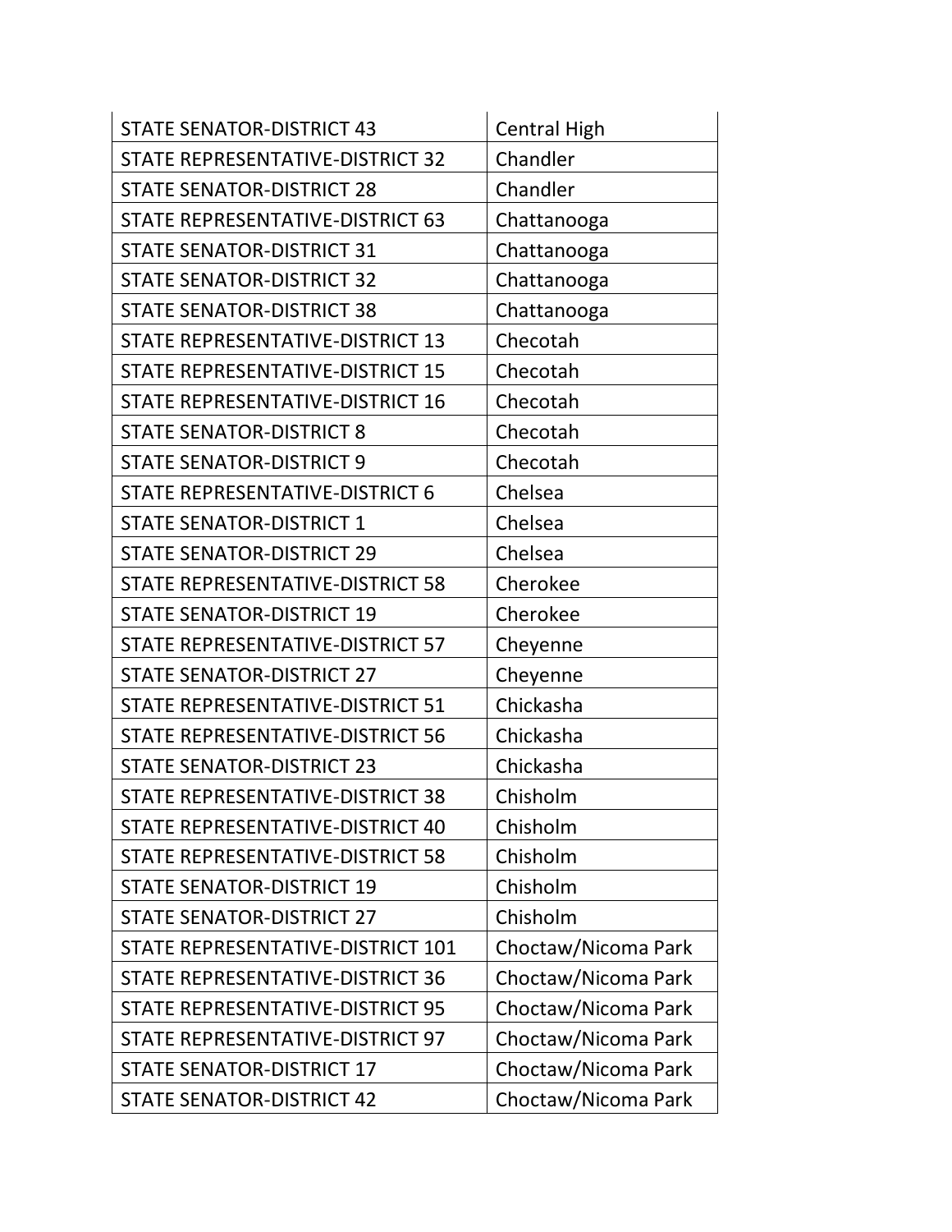| STATE SENATOR-DISTRICT 43 | Central High |
|---|---|
| STATE REPRESENTATIVE-DISTRICT 32 | Chandler |
| STATE SENATOR-DISTRICT 28 | Chandler |
| STATE REPRESENTATIVE-DISTRICT 63 | Chattanooga |
| STATE SENATOR-DISTRICT 31 | Chattanooga |
| STATE SENATOR-DISTRICT 32 | Chattanooga |
| STATE SENATOR-DISTRICT 38 | Chattanooga |
| STATE REPRESENTATIVE-DISTRICT 13 | Checotah |
| STATE REPRESENTATIVE-DISTRICT 15 | Checotah |
| STATE REPRESENTATIVE-DISTRICT 16 | Checotah |
| STATE SENATOR-DISTRICT 8 | Checotah |
| STATE SENATOR-DISTRICT 9 | Checotah |
| STATE REPRESENTATIVE-DISTRICT 6 | Chelsea |
| STATE SENATOR-DISTRICT 1 | Chelsea |
| STATE SENATOR-DISTRICT 29 | Chelsea |
| STATE REPRESENTATIVE-DISTRICT 58 | Cherokee |
| STATE SENATOR-DISTRICT 19 | Cherokee |
| STATE REPRESENTATIVE-DISTRICT 57 | Cheyenne |
| STATE SENATOR-DISTRICT 27 | Cheyenne |
| STATE REPRESENTATIVE-DISTRICT 51 | Chickasha |
| STATE REPRESENTATIVE-DISTRICT 56 | Chickasha |
| STATE SENATOR-DISTRICT 23 | Chickasha |
| STATE REPRESENTATIVE-DISTRICT 38 | Chisholm |
| STATE REPRESENTATIVE-DISTRICT 40 | Chisholm |
| STATE REPRESENTATIVE-DISTRICT 58 | Chisholm |
| STATE SENATOR-DISTRICT 19 | Chisholm |
| STATE SENATOR-DISTRICT 27 | Chisholm |
| STATE REPRESENTATIVE-DISTRICT 101 | Choctaw/Nicoma Park |
| STATE REPRESENTATIVE-DISTRICT 36 | Choctaw/Nicoma Park |
| STATE REPRESENTATIVE-DISTRICT 95 | Choctaw/Nicoma Park |
| STATE REPRESENTATIVE-DISTRICT 97 | Choctaw/Nicoma Park |
| STATE SENATOR-DISTRICT 17 | Choctaw/Nicoma Park |
| STATE SENATOR-DISTRICT 42 | Choctaw/Nicoma Park |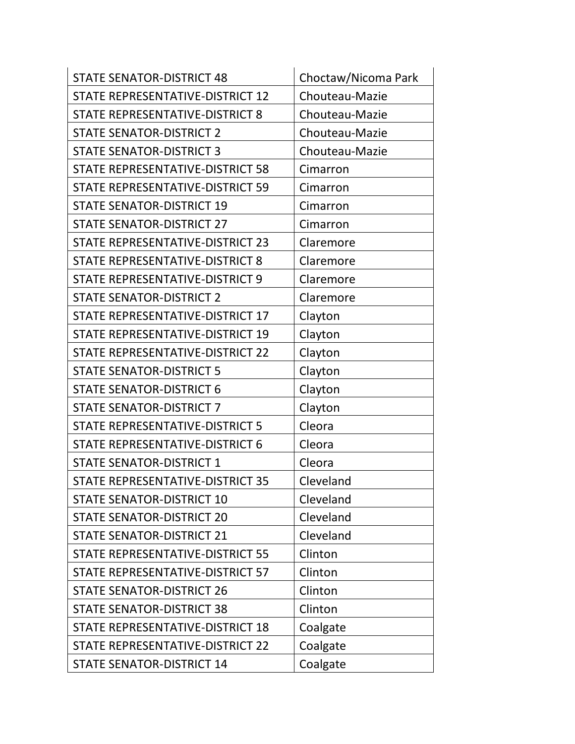| STATE SENATOR-DISTRICT 48 | Choctaw/Nicoma Park |
|---|---|
| STATE REPRESENTATIVE-DISTRICT 12 | Chouteau-Mazie |
| STATE REPRESENTATIVE-DISTRICT 8 | Chouteau-Mazie |
| STATE SENATOR-DISTRICT 2 | Chouteau-Mazie |
| STATE SENATOR-DISTRICT 3 | Chouteau-Mazie |
| STATE REPRESENTATIVE-DISTRICT 58 | Cimarron |
| STATE REPRESENTATIVE-DISTRICT 59 | Cimarron |
| STATE SENATOR-DISTRICT 19 | Cimarron |
| STATE SENATOR-DISTRICT 27 | Cimarron |
| STATE REPRESENTATIVE-DISTRICT 23 | Claremore |
| STATE REPRESENTATIVE-DISTRICT 8 | Claremore |
| STATE REPRESENTATIVE-DISTRICT 9 | Claremore |
| STATE SENATOR-DISTRICT 2 | Claremore |
| STATE REPRESENTATIVE-DISTRICT 17 | Clayton |
| STATE REPRESENTATIVE-DISTRICT 19 | Clayton |
| STATE REPRESENTATIVE-DISTRICT 22 | Clayton |
| STATE SENATOR-DISTRICT 5 | Clayton |
| STATE SENATOR-DISTRICT 6 | Clayton |
| STATE SENATOR-DISTRICT 7 | Clayton |
| STATE REPRESENTATIVE-DISTRICT 5 | Cleora |
| STATE REPRESENTATIVE-DISTRICT 6 | Cleora |
| STATE SENATOR-DISTRICT 1 | Cleora |
| STATE REPRESENTATIVE-DISTRICT 35 | Cleveland |
| STATE SENATOR-DISTRICT 10 | Cleveland |
| STATE SENATOR-DISTRICT 20 | Cleveland |
| STATE SENATOR-DISTRICT 21 | Cleveland |
| STATE REPRESENTATIVE-DISTRICT 55 | Clinton |
| STATE REPRESENTATIVE-DISTRICT 57 | Clinton |
| STATE SENATOR-DISTRICT 26 | Clinton |
| STATE SENATOR-DISTRICT 38 | Clinton |
| STATE REPRESENTATIVE-DISTRICT 18 | Coalgate |
| STATE REPRESENTATIVE-DISTRICT 22 | Coalgate |
| STATE SENATOR-DISTRICT 14 | Coalgate |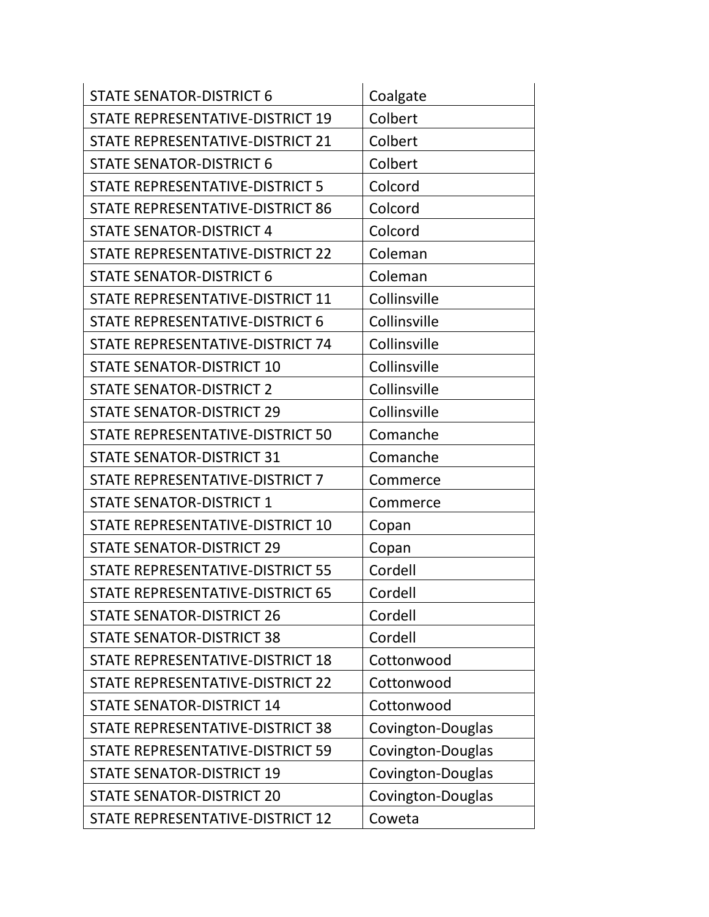| | |
|---|---|
| STATE SENATOR-DISTRICT 6 | Coalgate |
| STATE REPRESENTATIVE-DISTRICT 19 | Colbert |
| STATE REPRESENTATIVE-DISTRICT 21 | Colbert |
| STATE SENATOR-DISTRICT 6 | Colbert |
| STATE REPRESENTATIVE-DISTRICT 5 | Colcord |
| STATE REPRESENTATIVE-DISTRICT 86 | Colcord |
| STATE SENATOR-DISTRICT 4 | Colcord |
| STATE REPRESENTATIVE-DISTRICT 22 | Coleman |
| STATE SENATOR-DISTRICT 6 | Coleman |
| STATE REPRESENTATIVE-DISTRICT 11 | Collinsville |
| STATE REPRESENTATIVE-DISTRICT 6 | Collinsville |
| STATE REPRESENTATIVE-DISTRICT 74 | Collinsville |
| STATE SENATOR-DISTRICT 10 | Collinsville |
| STATE SENATOR-DISTRICT 2 | Collinsville |
| STATE SENATOR-DISTRICT 29 | Collinsville |
| STATE REPRESENTATIVE-DISTRICT 50 | Comanche |
| STATE SENATOR-DISTRICT 31 | Comanche |
| STATE REPRESENTATIVE-DISTRICT 7 | Commerce |
| STATE SENATOR-DISTRICT 1 | Commerce |
| STATE REPRESENTATIVE-DISTRICT 10 | Copan |
| STATE SENATOR-DISTRICT 29 | Copan |
| STATE REPRESENTATIVE-DISTRICT 55 | Cordell |
| STATE REPRESENTATIVE-DISTRICT 65 | Cordell |
| STATE SENATOR-DISTRICT 26 | Cordell |
| STATE SENATOR-DISTRICT 38 | Cordell |
| STATE REPRESENTATIVE-DISTRICT 18 | Cottonwood |
| STATE REPRESENTATIVE-DISTRICT 22 | Cottonwood |
| STATE SENATOR-DISTRICT 14 | Cottonwood |
| STATE REPRESENTATIVE-DISTRICT 38 | Covington-Douglas |
| STATE REPRESENTATIVE-DISTRICT 59 | Covington-Douglas |
| STATE SENATOR-DISTRICT 19 | Covington-Douglas |
| STATE SENATOR-DISTRICT 20 | Covington-Douglas |
| STATE REPRESENTATIVE-DISTRICT 12 | Coweta |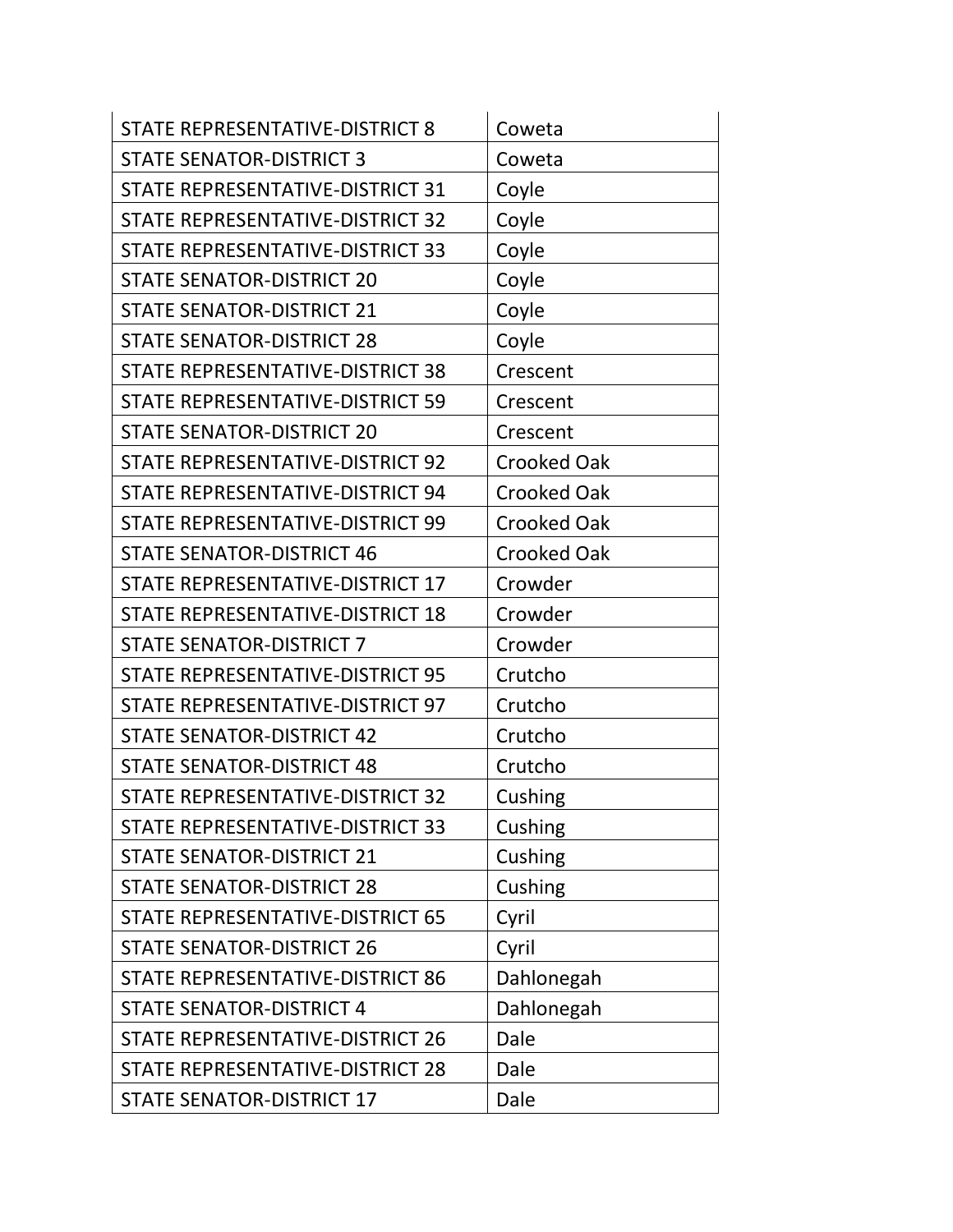| STATE REPRESENTATIVE-DISTRICT 8 | Coweta |
|---|---|
| STATE SENATOR-DISTRICT 3 | Coweta |
| STATE REPRESENTATIVE-DISTRICT 31 | Coyle |
| STATE REPRESENTATIVE-DISTRICT 32 | Coyle |
| STATE REPRESENTATIVE-DISTRICT 33 | Coyle |
| STATE SENATOR-DISTRICT 20 | Coyle |
| STATE SENATOR-DISTRICT 21 | Coyle |
| STATE SENATOR-DISTRICT 28 | Coyle |
| STATE REPRESENTATIVE-DISTRICT 38 | Crescent |
| STATE REPRESENTATIVE-DISTRICT 59 | Crescent |
| STATE SENATOR-DISTRICT 20 | Crescent |
| STATE REPRESENTATIVE-DISTRICT 92 | Crooked Oak |
| STATE REPRESENTATIVE-DISTRICT 94 | Crooked Oak |
| STATE REPRESENTATIVE-DISTRICT 99 | Crooked Oak |
| STATE SENATOR-DISTRICT 46 | Crooked Oak |
| STATE REPRESENTATIVE-DISTRICT 17 | Crowder |
| STATE REPRESENTATIVE-DISTRICT 18 | Crowder |
| STATE SENATOR-DISTRICT 7 | Crowder |
| STATE REPRESENTATIVE-DISTRICT 95 | Crutcho |
| STATE REPRESENTATIVE-DISTRICT 97 | Crutcho |
| STATE SENATOR-DISTRICT 42 | Crutcho |
| STATE SENATOR-DISTRICT 48 | Crutcho |
| STATE REPRESENTATIVE-DISTRICT 32 | Cushing |
| STATE REPRESENTATIVE-DISTRICT 33 | Cushing |
| STATE SENATOR-DISTRICT 21 | Cushing |
| STATE SENATOR-DISTRICT 28 | Cushing |
| STATE REPRESENTATIVE-DISTRICT 65 | Cyril |
| STATE SENATOR-DISTRICT 26 | Cyril |
| STATE REPRESENTATIVE-DISTRICT 86 | Dahlonegah |
| STATE SENATOR-DISTRICT 4 | Dahlonegah |
| STATE REPRESENTATIVE-DISTRICT 26 | Dale |
| STATE REPRESENTATIVE-DISTRICT 28 | Dale |
| STATE SENATOR-DISTRICT 17 | Dale |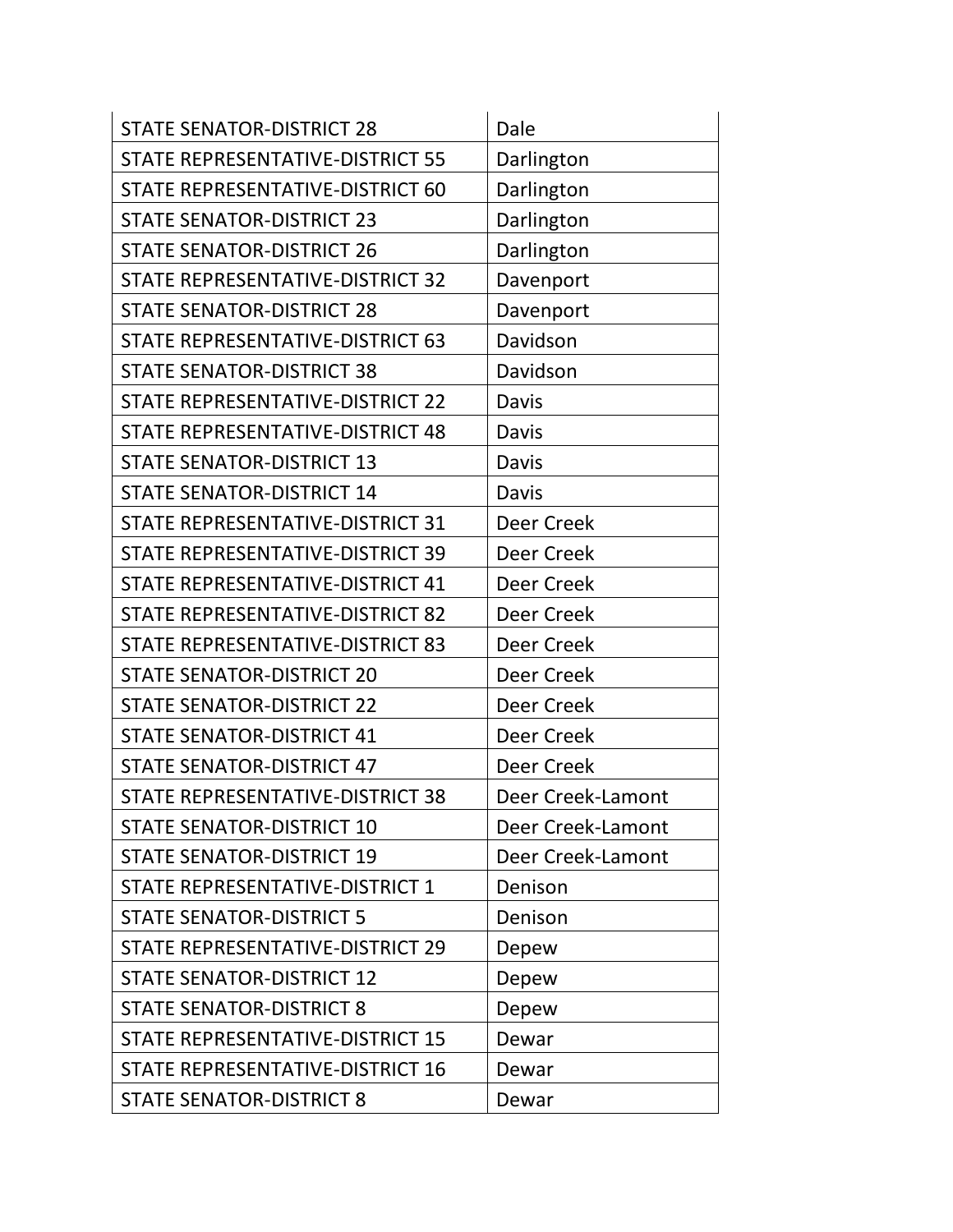| STATE SENATOR-DISTRICT 28 | Dale |
|---|---|
| STATE REPRESENTATIVE-DISTRICT 55 | Darlington |
| STATE REPRESENTATIVE-DISTRICT 60 | Darlington |
| STATE SENATOR-DISTRICT 23 | Darlington |
| STATE SENATOR-DISTRICT 26 | Darlington |
| STATE REPRESENTATIVE-DISTRICT 32 | Davenport |
| STATE SENATOR-DISTRICT 28 | Davenport |
| STATE REPRESENTATIVE-DISTRICT 63 | Davidson |
| STATE SENATOR-DISTRICT 38 | Davidson |
| STATE REPRESENTATIVE-DISTRICT 22 | Davis |
| STATE REPRESENTATIVE-DISTRICT 48 | Davis |
| STATE SENATOR-DISTRICT 13 | Davis |
| STATE SENATOR-DISTRICT 14 | Davis |
| STATE REPRESENTATIVE-DISTRICT 31 | Deer Creek |
| STATE REPRESENTATIVE-DISTRICT 39 | Deer Creek |
| STATE REPRESENTATIVE-DISTRICT 41 | Deer Creek |
| STATE REPRESENTATIVE-DISTRICT 82 | Deer Creek |
| STATE REPRESENTATIVE-DISTRICT 83 | Deer Creek |
| STATE SENATOR-DISTRICT 20 | Deer Creek |
| STATE SENATOR-DISTRICT 22 | Deer Creek |
| STATE SENATOR-DISTRICT 41 | Deer Creek |
| STATE SENATOR-DISTRICT 47 | Deer Creek |
| STATE REPRESENTATIVE-DISTRICT 38 | Deer Creek-Lamont |
| STATE SENATOR-DISTRICT 10 | Deer Creek-Lamont |
| STATE SENATOR-DISTRICT 19 | Deer Creek-Lamont |
| STATE REPRESENTATIVE-DISTRICT 1 | Denison |
| STATE SENATOR-DISTRICT 5 | Denison |
| STATE REPRESENTATIVE-DISTRICT 29 | Depew |
| STATE SENATOR-DISTRICT 12 | Depew |
| STATE SENATOR-DISTRICT 8 | Depew |
| STATE REPRESENTATIVE-DISTRICT 15 | Dewar |
| STATE REPRESENTATIVE-DISTRICT 16 | Dewar |
| STATE SENATOR-DISTRICT 8 | Dewar |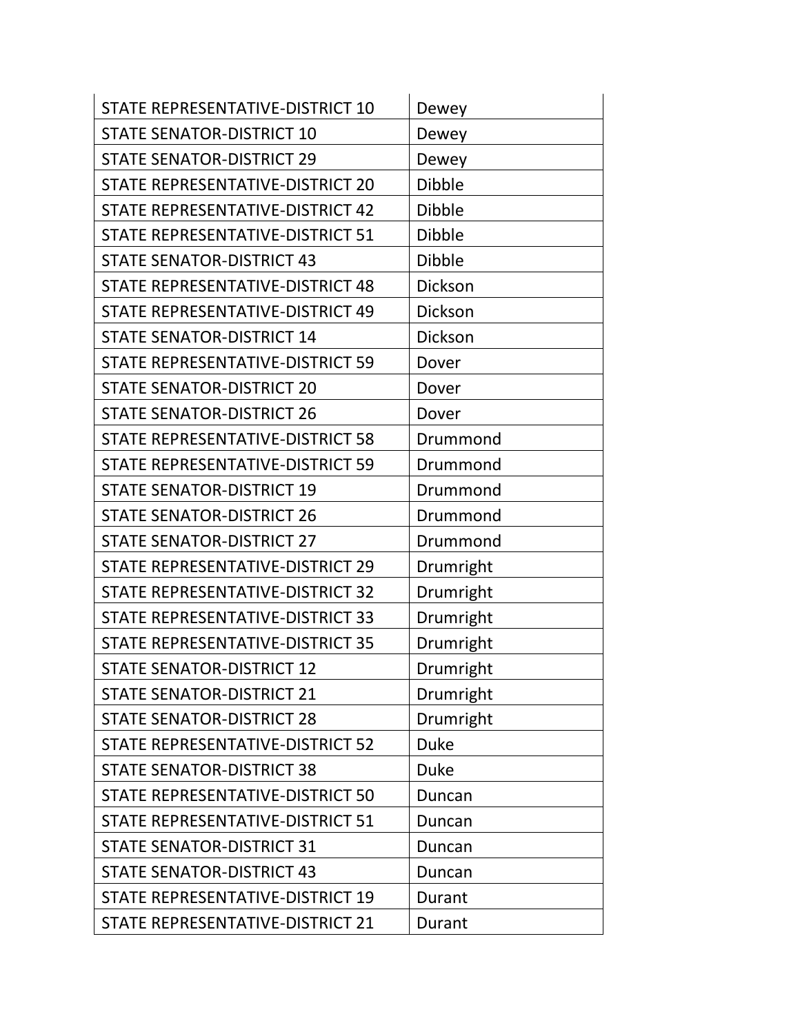| STATE REPRESENTATIVE-DISTRICT 10 | Dewey |
|---|---|
| STATE SENATOR-DISTRICT 10 | Dewey |
| STATE SENATOR-DISTRICT 29 | Dewey |
| STATE REPRESENTATIVE-DISTRICT 20 | Dibble |
| STATE REPRESENTATIVE-DISTRICT 42 | Dibble |
| STATE REPRESENTATIVE-DISTRICT 51 | Dibble |
| STATE SENATOR-DISTRICT 43 | Dibble |
| STATE REPRESENTATIVE-DISTRICT 48 | Dickson |
| STATE REPRESENTATIVE-DISTRICT 49 | Dickson |
| STATE SENATOR-DISTRICT 14 | Dickson |
| STATE REPRESENTATIVE-DISTRICT 59 | Dover |
| STATE SENATOR-DISTRICT 20 | Dover |
| STATE SENATOR-DISTRICT 26 | Dover |
| STATE REPRESENTATIVE-DISTRICT 58 | Drummond |
| STATE REPRESENTATIVE-DISTRICT 59 | Drummond |
| STATE SENATOR-DISTRICT 19 | Drummond |
| STATE SENATOR-DISTRICT 26 | Drummond |
| STATE SENATOR-DISTRICT 27 | Drummond |
| STATE REPRESENTATIVE-DISTRICT 29 | Drumright |
| STATE REPRESENTATIVE-DISTRICT 32 | Drumright |
| STATE REPRESENTATIVE-DISTRICT 33 | Drumright |
| STATE REPRESENTATIVE-DISTRICT 35 | Drumright |
| STATE SENATOR-DISTRICT 12 | Drumright |
| STATE SENATOR-DISTRICT 21 | Drumright |
| STATE SENATOR-DISTRICT 28 | Drumright |
| STATE REPRESENTATIVE-DISTRICT 52 | Duke |
| STATE SENATOR-DISTRICT 38 | Duke |
| STATE REPRESENTATIVE-DISTRICT 50 | Duncan |
| STATE REPRESENTATIVE-DISTRICT 51 | Duncan |
| STATE SENATOR-DISTRICT 31 | Duncan |
| STATE SENATOR-DISTRICT 43 | Duncan |
| STATE REPRESENTATIVE-DISTRICT 19 | Durant |
| STATE REPRESENTATIVE-DISTRICT 21 | Durant |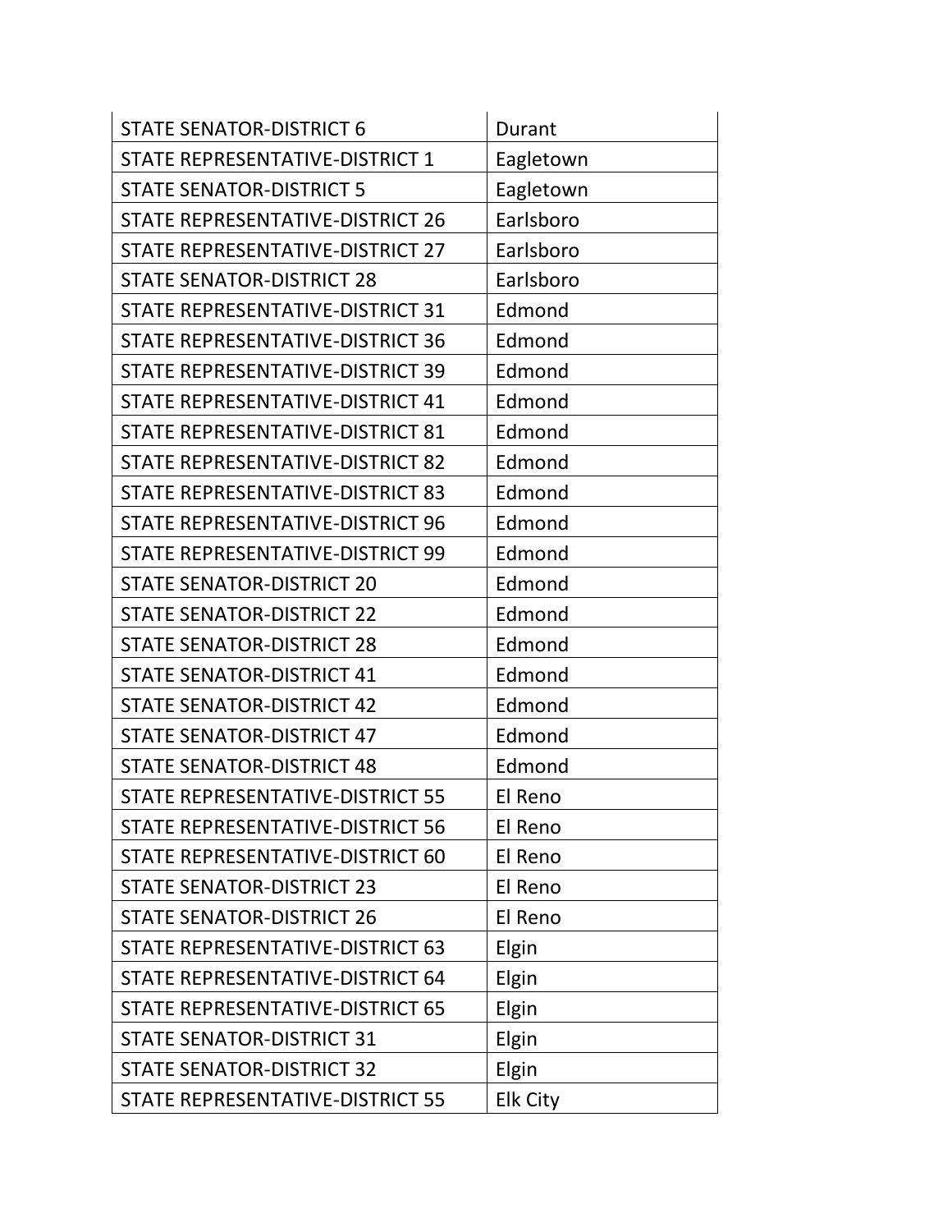| STATE SENATOR-DISTRICT 6 | Durant |
|---|---|
| STATE REPRESENTATIVE-DISTRICT 1 | Eagletown |
| STATE SENATOR-DISTRICT 5 | Eagletown |
| STATE REPRESENTATIVE-DISTRICT 26 | Earlsboro |
| STATE REPRESENTATIVE-DISTRICT 27 | Earlsboro |
| STATE SENATOR-DISTRICT 28 | Earlsboro |
| STATE REPRESENTATIVE-DISTRICT 31 | Edmond |
| STATE REPRESENTATIVE-DISTRICT 36 | Edmond |
| STATE REPRESENTATIVE-DISTRICT 39 | Edmond |
| STATE REPRESENTATIVE-DISTRICT 41 | Edmond |
| STATE REPRESENTATIVE-DISTRICT 81 | Edmond |
| STATE REPRESENTATIVE-DISTRICT 82 | Edmond |
| STATE REPRESENTATIVE-DISTRICT 83 | Edmond |
| STATE REPRESENTATIVE-DISTRICT 96 | Edmond |
| STATE REPRESENTATIVE-DISTRICT 99 | Edmond |
| STATE SENATOR-DISTRICT 20 | Edmond |
| STATE SENATOR-DISTRICT 22 | Edmond |
| STATE SENATOR-DISTRICT 28 | Edmond |
| STATE SENATOR-DISTRICT 41 | Edmond |
| STATE SENATOR-DISTRICT 42 | Edmond |
| STATE SENATOR-DISTRICT 47 | Edmond |
| STATE SENATOR-DISTRICT 48 | Edmond |
| STATE REPRESENTATIVE-DISTRICT 55 | El Reno |
| STATE REPRESENTATIVE-DISTRICT 56 | El Reno |
| STATE REPRESENTATIVE-DISTRICT 60 | El Reno |
| STATE SENATOR-DISTRICT 23 | El Reno |
| STATE SENATOR-DISTRICT 26 | El Reno |
| STATE REPRESENTATIVE-DISTRICT 63 | Elgin |
| STATE REPRESENTATIVE-DISTRICT 64 | Elgin |
| STATE REPRESENTATIVE-DISTRICT 65 | Elgin |
| STATE SENATOR-DISTRICT 31 | Elgin |
| STATE SENATOR-DISTRICT 32 | Elgin |
| STATE REPRESENTATIVE-DISTRICT 55 | Elk City |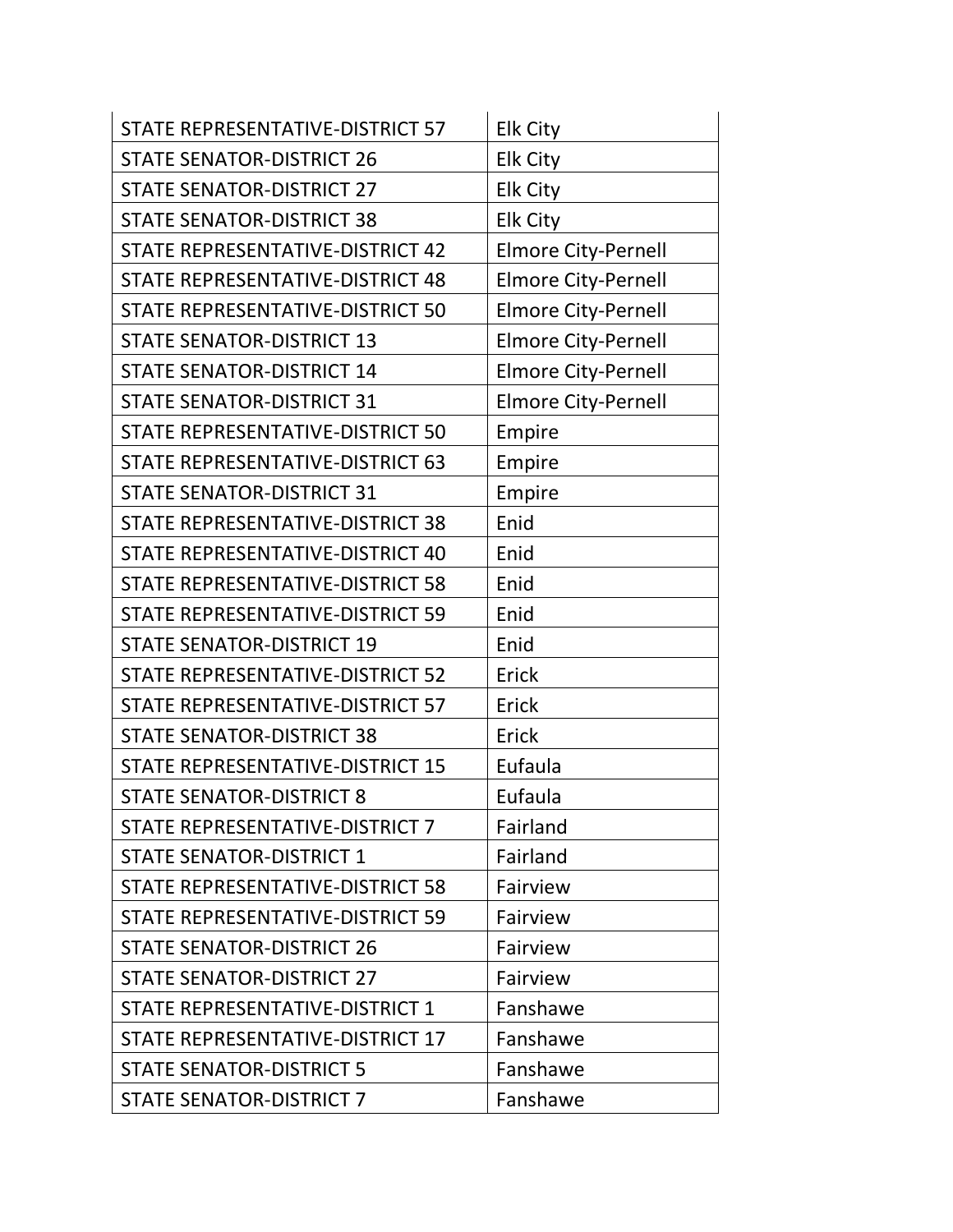| | |
|---|---|
| STATE REPRESENTATIVE-DISTRICT 57 | Elk City |
| STATE SENATOR-DISTRICT 26 | Elk City |
| STATE SENATOR-DISTRICT 27 | Elk City |
| STATE SENATOR-DISTRICT 38 | Elk City |
| STATE REPRESENTATIVE-DISTRICT 42 | Elmore City-Pernell |
| STATE REPRESENTATIVE-DISTRICT 48 | Elmore City-Pernell |
| STATE REPRESENTATIVE-DISTRICT 50 | Elmore City-Pernell |
| STATE SENATOR-DISTRICT 13 | Elmore City-Pernell |
| STATE SENATOR-DISTRICT 14 | Elmore City-Pernell |
| STATE SENATOR-DISTRICT 31 | Elmore City-Pernell |
| STATE REPRESENTATIVE-DISTRICT 50 | Empire |
| STATE REPRESENTATIVE-DISTRICT 63 | Empire |
| STATE SENATOR-DISTRICT 31 | Empire |
| STATE REPRESENTATIVE-DISTRICT 38 | Enid |
| STATE REPRESENTATIVE-DISTRICT 40 | Enid |
| STATE REPRESENTATIVE-DISTRICT 58 | Enid |
| STATE REPRESENTATIVE-DISTRICT 59 | Enid |
| STATE SENATOR-DISTRICT 19 | Enid |
| STATE REPRESENTATIVE-DISTRICT 52 | Erick |
| STATE REPRESENTATIVE-DISTRICT 57 | Erick |
| STATE SENATOR-DISTRICT 38 | Erick |
| STATE REPRESENTATIVE-DISTRICT 15 | Eufaula |
| STATE SENATOR-DISTRICT 8 | Eufaula |
| STATE REPRESENTATIVE-DISTRICT 7 | Fairland |
| STATE SENATOR-DISTRICT 1 | Fairland |
| STATE REPRESENTATIVE-DISTRICT 58 | Fairview |
| STATE REPRESENTATIVE-DISTRICT 59 | Fairview |
| STATE SENATOR-DISTRICT 26 | Fairview |
| STATE SENATOR-DISTRICT 27 | Fairview |
| STATE REPRESENTATIVE-DISTRICT 1 | Fanshawe |
| STATE REPRESENTATIVE-DISTRICT 17 | Fanshawe |
| STATE SENATOR-DISTRICT 5 | Fanshawe |
| STATE SENATOR-DISTRICT 7 | Fanshawe |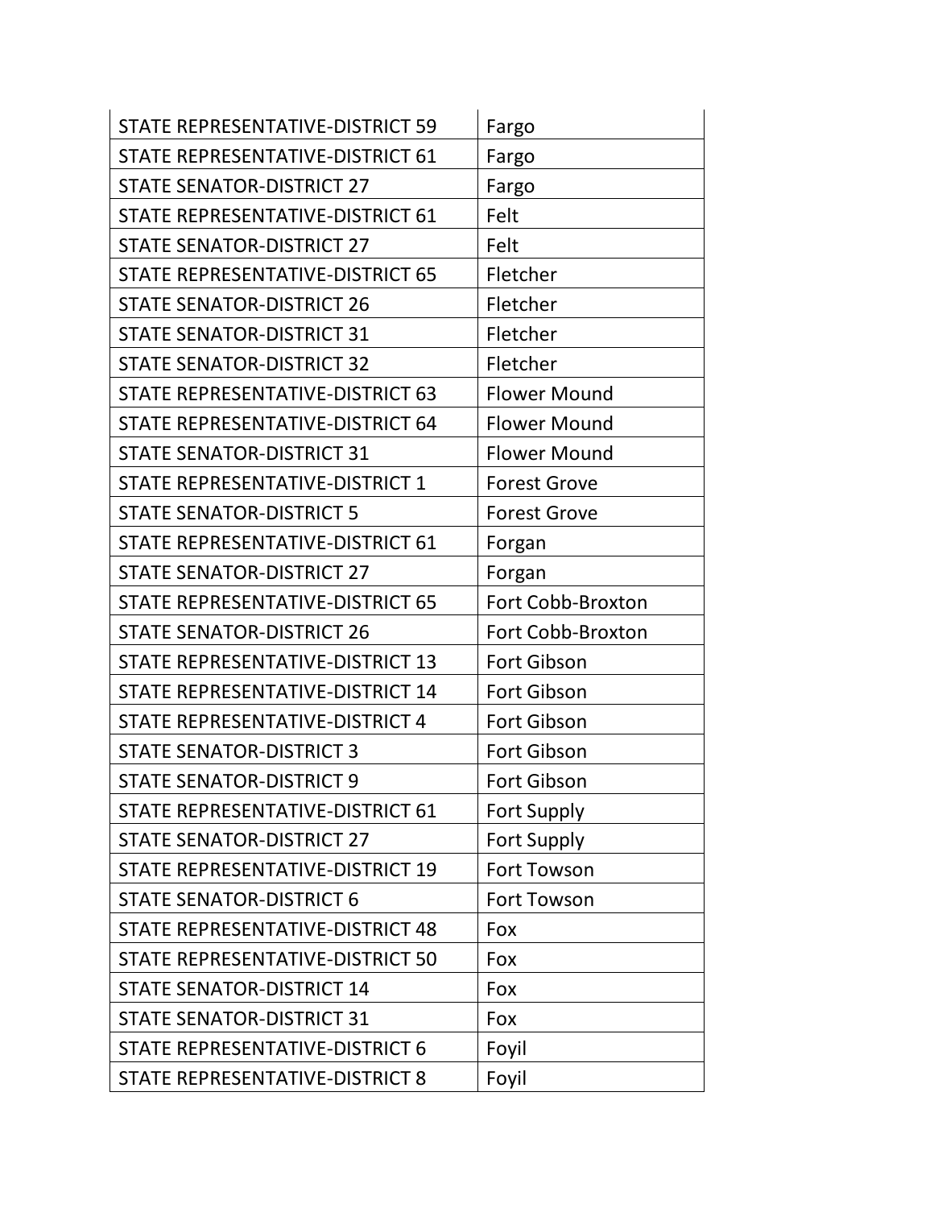| STATE REPRESENTATIVE-DISTRICT 59 | Fargo |
|---|---|
| STATE REPRESENTATIVE-DISTRICT 61 | Fargo |
| STATE SENATOR-DISTRICT 27 | Fargo |
| STATE REPRESENTATIVE-DISTRICT 61 | Felt |
| STATE SENATOR-DISTRICT 27 | Felt |
| STATE REPRESENTATIVE-DISTRICT 65 | Fletcher |
| STATE SENATOR-DISTRICT 26 | Fletcher |
| STATE SENATOR-DISTRICT 31 | Fletcher |
| STATE SENATOR-DISTRICT 32 | Fletcher |
| STATE REPRESENTATIVE-DISTRICT 63 | Flower Mound |
| STATE REPRESENTATIVE-DISTRICT 64 | Flower Mound |
| STATE SENATOR-DISTRICT 31 | Flower Mound |
| STATE REPRESENTATIVE-DISTRICT 1 | Forest Grove |
| STATE SENATOR-DISTRICT 5 | Forest Grove |
| STATE REPRESENTATIVE-DISTRICT 61 | Forgan |
| STATE SENATOR-DISTRICT 27 | Forgan |
| STATE REPRESENTATIVE-DISTRICT 65 | Fort Cobb-Broxton |
| STATE SENATOR-DISTRICT 26 | Fort Cobb-Broxton |
| STATE REPRESENTATIVE-DISTRICT 13 | Fort Gibson |
| STATE REPRESENTATIVE-DISTRICT 14 | Fort Gibson |
| STATE REPRESENTATIVE-DISTRICT 4 | Fort Gibson |
| STATE SENATOR-DISTRICT 3 | Fort Gibson |
| STATE SENATOR-DISTRICT 9 | Fort Gibson |
| STATE REPRESENTATIVE-DISTRICT 61 | Fort Supply |
| STATE SENATOR-DISTRICT 27 | Fort Supply |
| STATE REPRESENTATIVE-DISTRICT 19 | Fort Towson |
| STATE SENATOR-DISTRICT 6 | Fort Towson |
| STATE REPRESENTATIVE-DISTRICT 48 | Fox |
| STATE REPRESENTATIVE-DISTRICT 50 | Fox |
| STATE SENATOR-DISTRICT 14 | Fox |
| STATE SENATOR-DISTRICT 31 | Fox |
| STATE REPRESENTATIVE-DISTRICT 6 | Foyil |
| STATE REPRESENTATIVE-DISTRICT 8 | Foyil |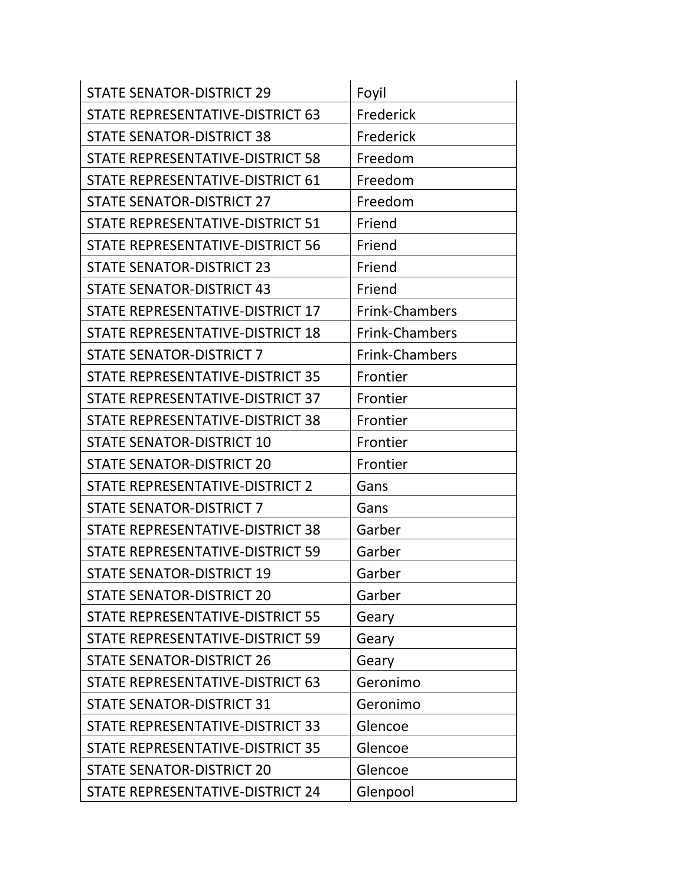| | |
|---|---|
| STATE SENATOR-DISTRICT 29 | Foyil |
| STATE REPRESENTATIVE-DISTRICT 63 | Frederick |
| STATE SENATOR-DISTRICT 38 | Frederick |
| STATE REPRESENTATIVE-DISTRICT 58 | Freedom |
| STATE REPRESENTATIVE-DISTRICT 61 | Freedom |
| STATE SENATOR-DISTRICT 27 | Freedom |
| STATE REPRESENTATIVE-DISTRICT 51 | Friend |
| STATE REPRESENTATIVE-DISTRICT 56 | Friend |
| STATE SENATOR-DISTRICT 23 | Friend |
| STATE SENATOR-DISTRICT 43 | Friend |
| STATE REPRESENTATIVE-DISTRICT 17 | Frink-Chambers |
| STATE REPRESENTATIVE-DISTRICT 18 | Frink-Chambers |
| STATE SENATOR-DISTRICT 7 | Frink-Chambers |
| STATE REPRESENTATIVE-DISTRICT 35 | Frontier |
| STATE REPRESENTATIVE-DISTRICT 37 | Frontier |
| STATE REPRESENTATIVE-DISTRICT 38 | Frontier |
| STATE SENATOR-DISTRICT 10 | Frontier |
| STATE SENATOR-DISTRICT 20 | Frontier |
| STATE REPRESENTATIVE-DISTRICT 2 | Gans |
| STATE SENATOR-DISTRICT 7 | Gans |
| STATE REPRESENTATIVE-DISTRICT 38 | Garber |
| STATE REPRESENTATIVE-DISTRICT 59 | Garber |
| STATE SENATOR-DISTRICT 19 | Garber |
| STATE SENATOR-DISTRICT 20 | Garber |
| STATE REPRESENTATIVE-DISTRICT 55 | Geary |
| STATE REPRESENTATIVE-DISTRICT 59 | Geary |
| STATE SENATOR-DISTRICT 26 | Geary |
| STATE REPRESENTATIVE-DISTRICT 63 | Geronimo |
| STATE SENATOR-DISTRICT 31 | Geronimo |
| STATE REPRESENTATIVE-DISTRICT 33 | Glencoe |
| STATE REPRESENTATIVE-DISTRICT 35 | Glencoe |
| STATE SENATOR-DISTRICT 20 | Glencoe |
| STATE REPRESENTATIVE-DISTRICT 24 | Glenpool |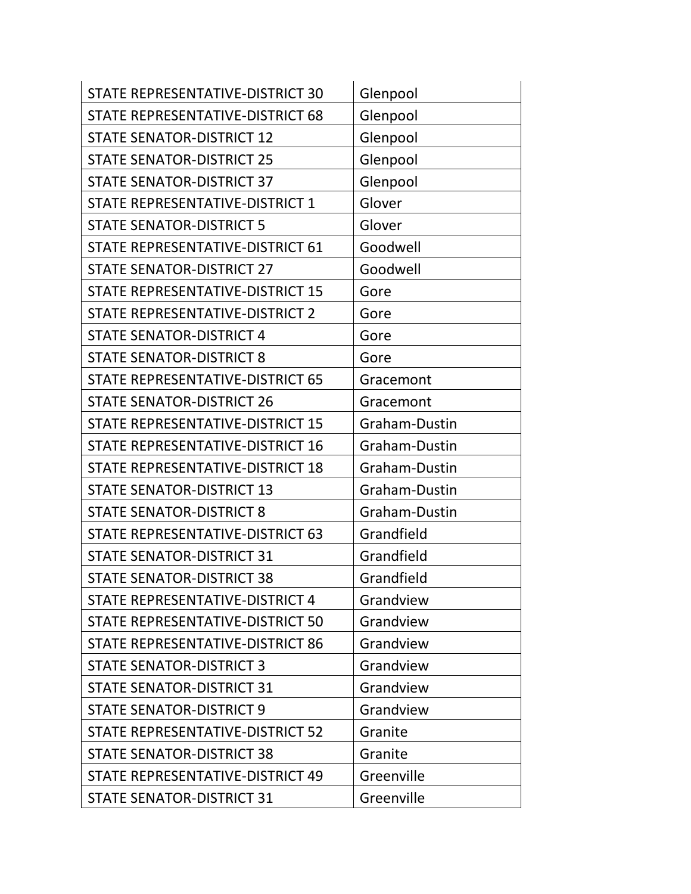| STATE REPRESENTATIVE-DISTRICT 30 | Glenpool |
|---|---|
| STATE REPRESENTATIVE-DISTRICT 68 | Glenpool |
| STATE SENATOR-DISTRICT 12 | Glenpool |
| STATE SENATOR-DISTRICT 25 | Glenpool |
| STATE SENATOR-DISTRICT 37 | Glenpool |
| STATE REPRESENTATIVE-DISTRICT 1 | Glover |
| STATE SENATOR-DISTRICT 5 | Glover |
| STATE REPRESENTATIVE-DISTRICT 61 | Goodwell |
| STATE SENATOR-DISTRICT 27 | Goodwell |
| STATE REPRESENTATIVE-DISTRICT 15 | Gore |
| STATE REPRESENTATIVE-DISTRICT 2 | Gore |
| STATE SENATOR-DISTRICT 4 | Gore |
| STATE SENATOR-DISTRICT 8 | Gore |
| STATE REPRESENTATIVE-DISTRICT 65 | Gracemont |
| STATE SENATOR-DISTRICT 26 | Gracemont |
| STATE REPRESENTATIVE-DISTRICT 15 | Graham-Dustin |
| STATE REPRESENTATIVE-DISTRICT 16 | Graham-Dustin |
| STATE REPRESENTATIVE-DISTRICT 18 | Graham-Dustin |
| STATE SENATOR-DISTRICT 13 | Graham-Dustin |
| STATE SENATOR-DISTRICT 8 | Graham-Dustin |
| STATE REPRESENTATIVE-DISTRICT 63 | Grandfield |
| STATE SENATOR-DISTRICT 31 | Grandfield |
| STATE SENATOR-DISTRICT 38 | Grandfield |
| STATE REPRESENTATIVE-DISTRICT 4 | Grandview |
| STATE REPRESENTATIVE-DISTRICT 50 | Grandview |
| STATE REPRESENTATIVE-DISTRICT 86 | Grandview |
| STATE SENATOR-DISTRICT 3 | Grandview |
| STATE SENATOR-DISTRICT 31 | Grandview |
| STATE SENATOR-DISTRICT 9 | Grandview |
| STATE REPRESENTATIVE-DISTRICT 52 | Granite |
| STATE SENATOR-DISTRICT 38 | Granite |
| STATE REPRESENTATIVE-DISTRICT 49 | Greenville |
| STATE SENATOR-DISTRICT 31 | Greenville |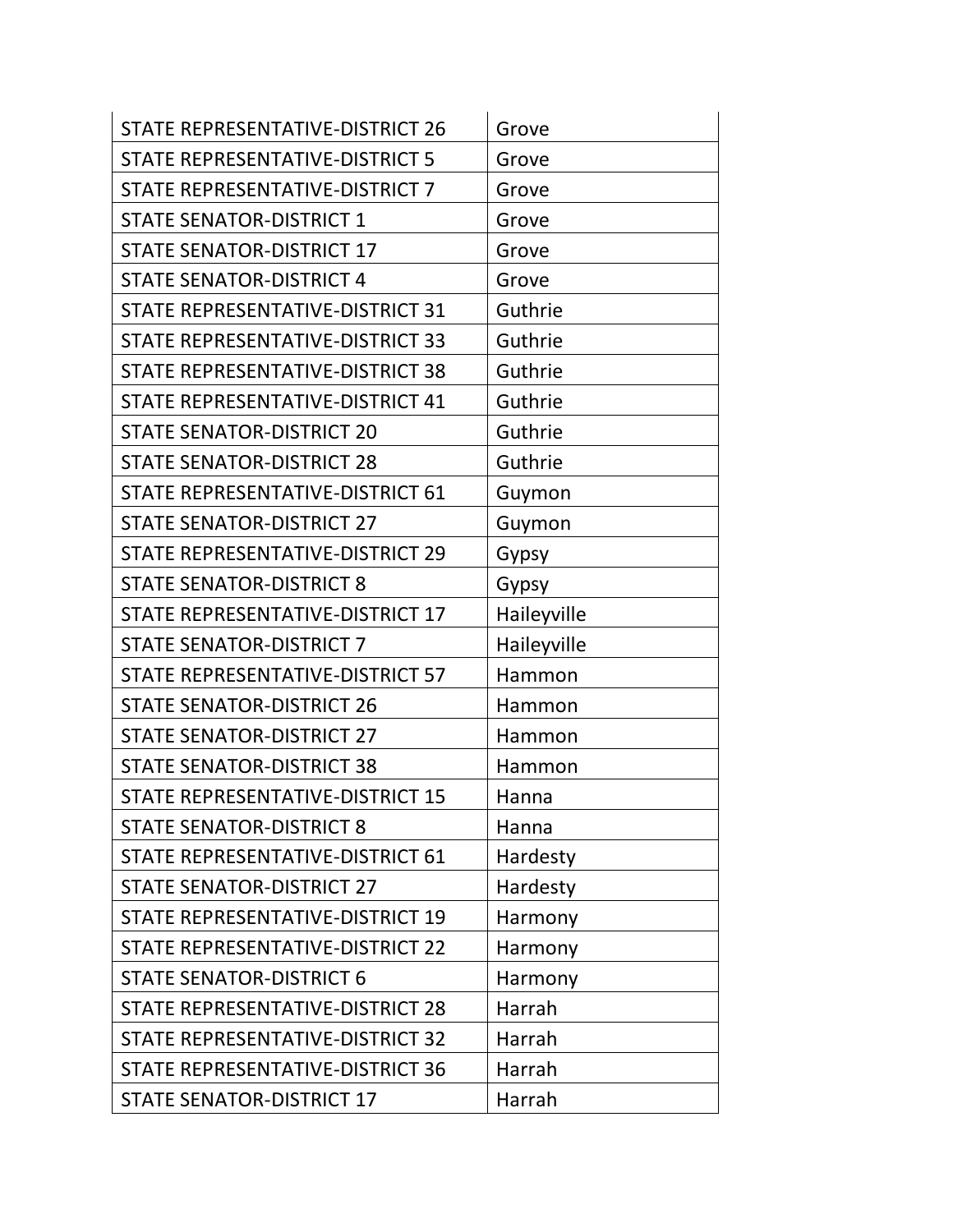| | |
|---|---|
| STATE REPRESENTATIVE-DISTRICT 26 | Grove |
| STATE REPRESENTATIVE-DISTRICT 5 | Grove |
| STATE REPRESENTATIVE-DISTRICT 7 | Grove |
| STATE SENATOR-DISTRICT 1 | Grove |
| STATE SENATOR-DISTRICT 17 | Grove |
| STATE SENATOR-DISTRICT 4 | Grove |
| STATE REPRESENTATIVE-DISTRICT 31 | Guthrie |
| STATE REPRESENTATIVE-DISTRICT 33 | Guthrie |
| STATE REPRESENTATIVE-DISTRICT 38 | Guthrie |
| STATE REPRESENTATIVE-DISTRICT 41 | Guthrie |
| STATE SENATOR-DISTRICT 20 | Guthrie |
| STATE SENATOR-DISTRICT 28 | Guthrie |
| STATE REPRESENTATIVE-DISTRICT 61 | Guymon |
| STATE SENATOR-DISTRICT 27 | Guymon |
| STATE REPRESENTATIVE-DISTRICT 29 | Gypsy |
| STATE SENATOR-DISTRICT 8 | Gypsy |
| STATE REPRESENTATIVE-DISTRICT 17 | Haileyville |
| STATE SENATOR-DISTRICT 7 | Haileyville |
| STATE REPRESENTATIVE-DISTRICT 57 | Hammon |
| STATE SENATOR-DISTRICT 26 | Hammon |
| STATE SENATOR-DISTRICT 27 | Hammon |
| STATE SENATOR-DISTRICT 38 | Hammon |
| STATE REPRESENTATIVE-DISTRICT 15 | Hanna |
| STATE SENATOR-DISTRICT 8 | Hanna |
| STATE REPRESENTATIVE-DISTRICT 61 | Hardesty |
| STATE SENATOR-DISTRICT 27 | Hardesty |
| STATE REPRESENTATIVE-DISTRICT 19 | Harmony |
| STATE REPRESENTATIVE-DISTRICT 22 | Harmony |
| STATE SENATOR-DISTRICT 6 | Harmony |
| STATE REPRESENTATIVE-DISTRICT 28 | Harrah |
| STATE REPRESENTATIVE-DISTRICT 32 | Harrah |
| STATE REPRESENTATIVE-DISTRICT 36 | Harrah |
| STATE SENATOR-DISTRICT 17 | Harrah |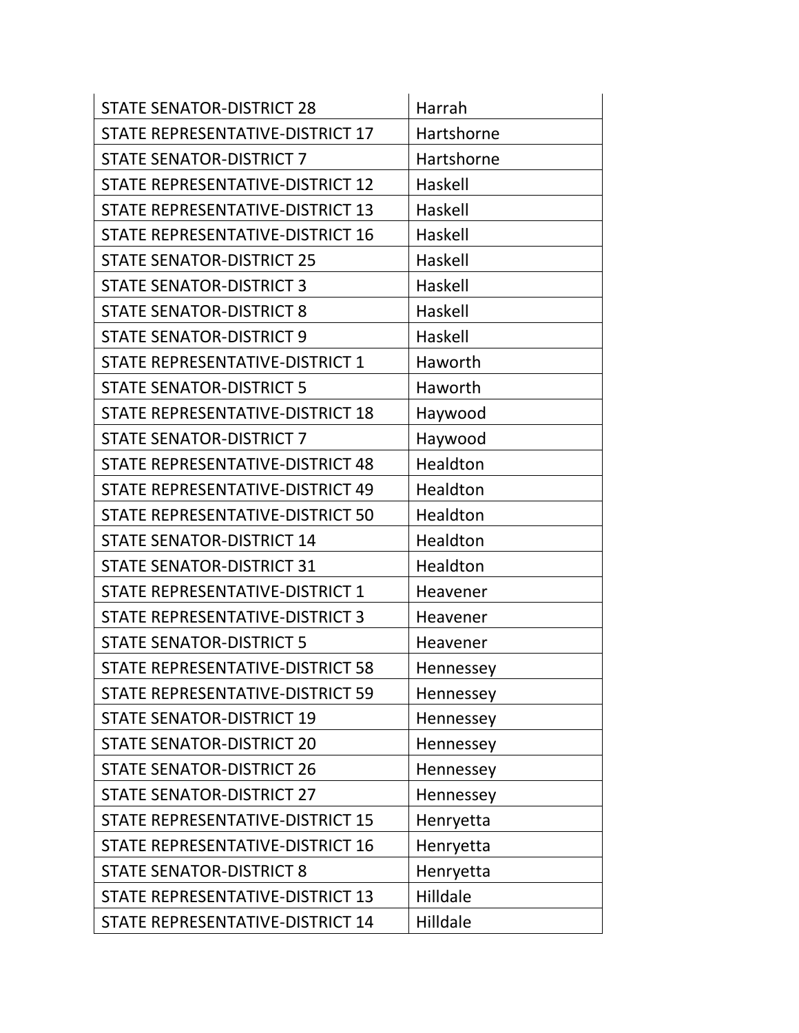| STATE SENATOR-DISTRICT 28 | Harrah |
|---|---|
| STATE REPRESENTATIVE-DISTRICT 17 | Hartshorne |
| STATE SENATOR-DISTRICT 7 | Hartshorne |
| STATE REPRESENTATIVE-DISTRICT 12 | Haskell |
| STATE REPRESENTATIVE-DISTRICT 13 | Haskell |
| STATE REPRESENTATIVE-DISTRICT 16 | Haskell |
| STATE SENATOR-DISTRICT 25 | Haskell |
| STATE SENATOR-DISTRICT 3 | Haskell |
| STATE SENATOR-DISTRICT 8 | Haskell |
| STATE SENATOR-DISTRICT 9 | Haskell |
| STATE REPRESENTATIVE-DISTRICT 1 | Haworth |
| STATE SENATOR-DISTRICT 5 | Haworth |
| STATE REPRESENTATIVE-DISTRICT 18 | Haywood |
| STATE SENATOR-DISTRICT 7 | Haywood |
| STATE REPRESENTATIVE-DISTRICT 48 | Healdton |
| STATE REPRESENTATIVE-DISTRICT 49 | Healdton |
| STATE REPRESENTATIVE-DISTRICT 50 | Healdton |
| STATE SENATOR-DISTRICT 14 | Healdton |
| STATE SENATOR-DISTRICT 31 | Healdton |
| STATE REPRESENTATIVE-DISTRICT 1 | Heavener |
| STATE REPRESENTATIVE-DISTRICT 3 | Heavener |
| STATE SENATOR-DISTRICT 5 | Heavener |
| STATE REPRESENTATIVE-DISTRICT 58 | Hennessey |
| STATE REPRESENTATIVE-DISTRICT 59 | Hennessey |
| STATE SENATOR-DISTRICT 19 | Hennessey |
| STATE SENATOR-DISTRICT 20 | Hennessey |
| STATE SENATOR-DISTRICT 26 | Hennessey |
| STATE SENATOR-DISTRICT 27 | Hennessey |
| STATE REPRESENTATIVE-DISTRICT 15 | Henryetta |
| STATE REPRESENTATIVE-DISTRICT 16 | Henryetta |
| STATE SENATOR-DISTRICT 8 | Henryetta |
| STATE REPRESENTATIVE-DISTRICT 13 | Hilldale |
| STATE REPRESENTATIVE-DISTRICT 14 | Hilldale |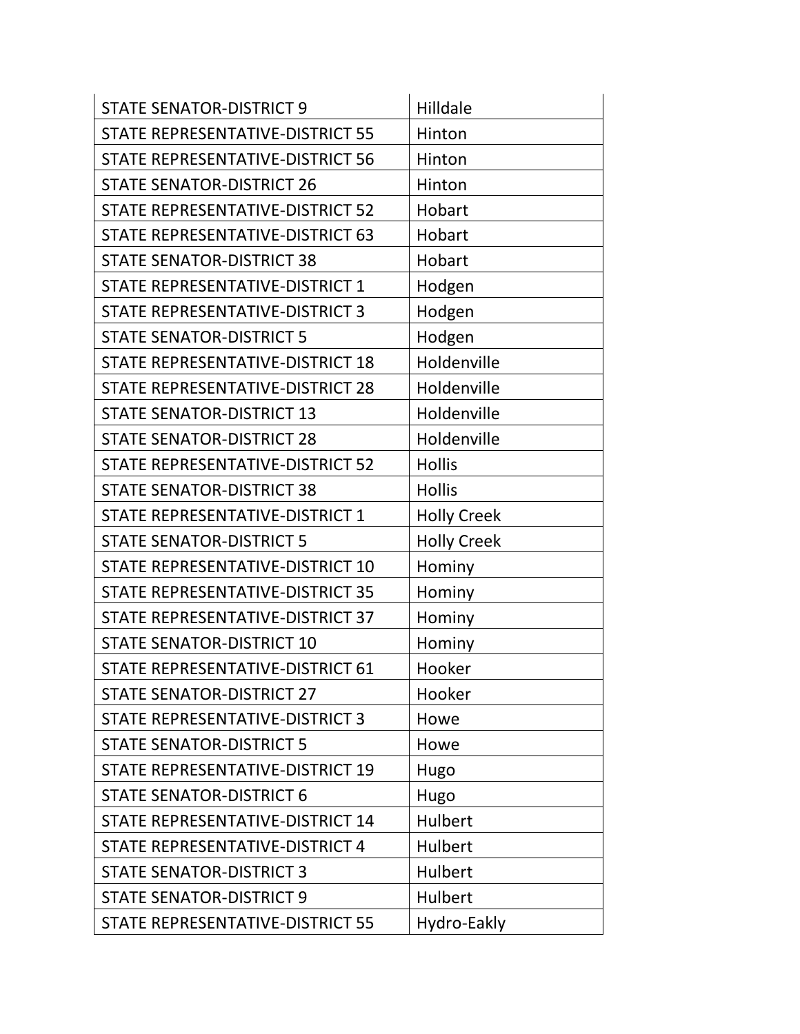| | |
|---|---|
| STATE SENATOR-DISTRICT 9 | Hilldale |
| STATE REPRESENTATIVE-DISTRICT 55 | Hinton |
| STATE REPRESENTATIVE-DISTRICT 56 | Hinton |
| STATE SENATOR-DISTRICT 26 | Hinton |
| STATE REPRESENTATIVE-DISTRICT 52 | Hobart |
| STATE REPRESENTATIVE-DISTRICT 63 | Hobart |
| STATE SENATOR-DISTRICT 38 | Hobart |
| STATE REPRESENTATIVE-DISTRICT 1 | Hodgen |
| STATE REPRESENTATIVE-DISTRICT 3 | Hodgen |
| STATE SENATOR-DISTRICT 5 | Hodgen |
| STATE REPRESENTATIVE-DISTRICT 18 | Holdenville |
| STATE REPRESENTATIVE-DISTRICT 28 | Holdenville |
| STATE SENATOR-DISTRICT 13 | Holdenville |
| STATE SENATOR-DISTRICT 28 | Holdenville |
| STATE REPRESENTATIVE-DISTRICT 52 | Hollis |
| STATE SENATOR-DISTRICT 38 | Hollis |
| STATE REPRESENTATIVE-DISTRICT 1 | Holly Creek |
| STATE SENATOR-DISTRICT 5 | Holly Creek |
| STATE REPRESENTATIVE-DISTRICT 10 | Hominy |
| STATE REPRESENTATIVE-DISTRICT 35 | Hominy |
| STATE REPRESENTATIVE-DISTRICT 37 | Hominy |
| STATE SENATOR-DISTRICT 10 | Hominy |
| STATE REPRESENTATIVE-DISTRICT 61 | Hooker |
| STATE SENATOR-DISTRICT 27 | Hooker |
| STATE REPRESENTATIVE-DISTRICT 3 | Howe |
| STATE SENATOR-DISTRICT 5 | Howe |
| STATE REPRESENTATIVE-DISTRICT 19 | Hugo |
| STATE SENATOR-DISTRICT 6 | Hugo |
| STATE REPRESENTATIVE-DISTRICT 14 | Hulbert |
| STATE REPRESENTATIVE-DISTRICT 4 | Hulbert |
| STATE SENATOR-DISTRICT 3 | Hulbert |
| STATE SENATOR-DISTRICT 9 | Hulbert |
| STATE REPRESENTATIVE-DISTRICT 55 | Hydro-Eakly |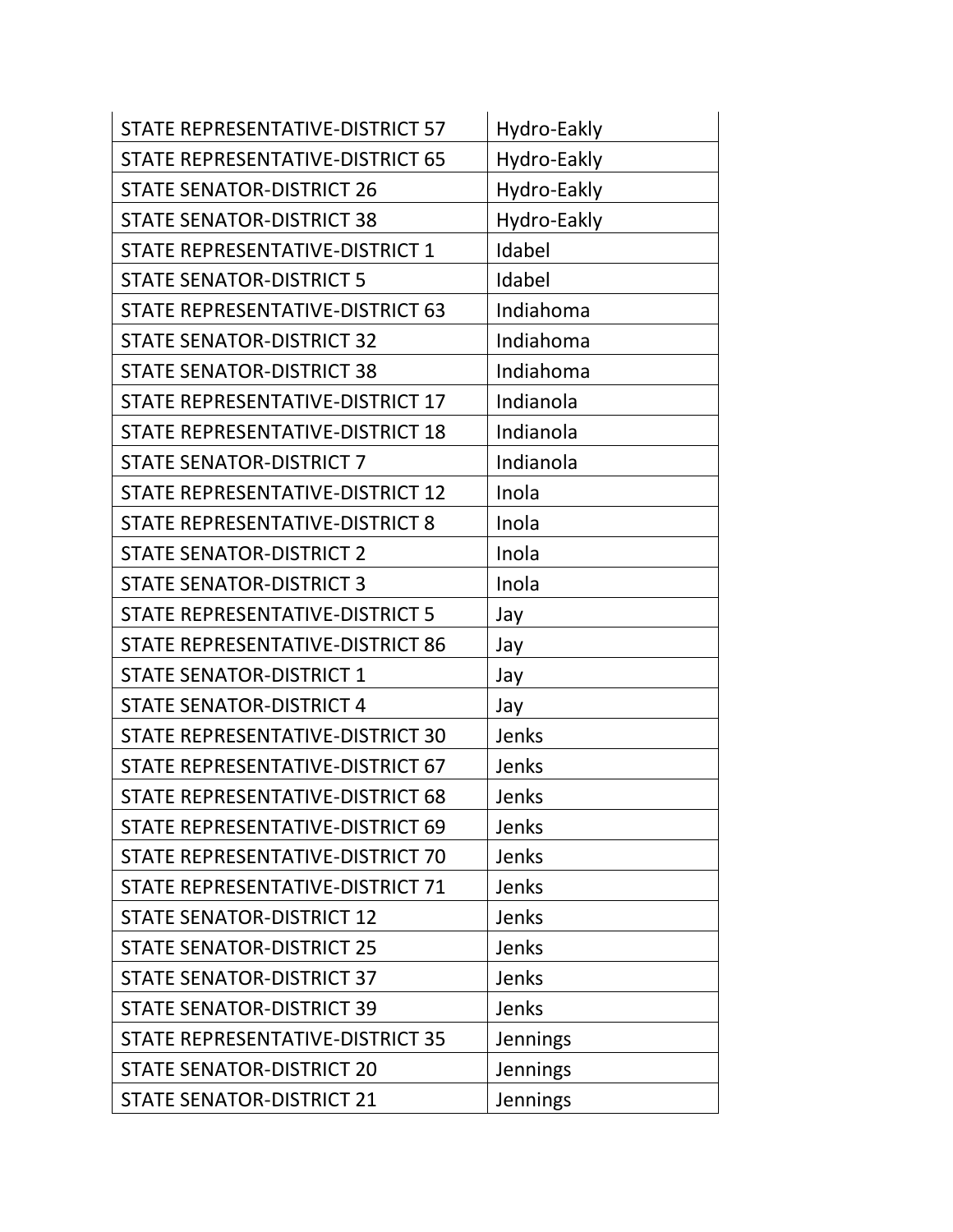| | |
|---|---|
| STATE REPRESENTATIVE-DISTRICT 57 | Hydro-Eakly |
| STATE REPRESENTATIVE-DISTRICT 65 | Hydro-Eakly |
| STATE SENATOR-DISTRICT 26 | Hydro-Eakly |
| STATE SENATOR-DISTRICT 38 | Hydro-Eakly |
| STATE REPRESENTATIVE-DISTRICT 1 | Idabel |
| STATE SENATOR-DISTRICT 5 | Idabel |
| STATE REPRESENTATIVE-DISTRICT 63 | Indiahoma |
| STATE SENATOR-DISTRICT 32 | Indiahoma |
| STATE SENATOR-DISTRICT 38 | Indiahoma |
| STATE REPRESENTATIVE-DISTRICT 17 | Indianola |
| STATE REPRESENTATIVE-DISTRICT 18 | Indianola |
| STATE SENATOR-DISTRICT 7 | Indianola |
| STATE REPRESENTATIVE-DISTRICT 12 | Inola |
| STATE REPRESENTATIVE-DISTRICT 8 | Inola |
| STATE SENATOR-DISTRICT 2 | Inola |
| STATE SENATOR-DISTRICT 3 | Inola |
| STATE REPRESENTATIVE-DISTRICT 5 | Jay |
| STATE REPRESENTATIVE-DISTRICT 86 | Jay |
| STATE SENATOR-DISTRICT 1 | Jay |
| STATE SENATOR-DISTRICT 4 | Jay |
| STATE REPRESENTATIVE-DISTRICT 30 | Jenks |
| STATE REPRESENTATIVE-DISTRICT 67 | Jenks |
| STATE REPRESENTATIVE-DISTRICT 68 | Jenks |
| STATE REPRESENTATIVE-DISTRICT 69 | Jenks |
| STATE REPRESENTATIVE-DISTRICT 70 | Jenks |
| STATE REPRESENTATIVE-DISTRICT 71 | Jenks |
| STATE SENATOR-DISTRICT 12 | Jenks |
| STATE SENATOR-DISTRICT 25 | Jenks |
| STATE SENATOR-DISTRICT 37 | Jenks |
| STATE SENATOR-DISTRICT 39 | Jenks |
| STATE REPRESENTATIVE-DISTRICT 35 | Jennings |
| STATE SENATOR-DISTRICT 20 | Jennings |
| STATE SENATOR-DISTRICT 21 | Jennings |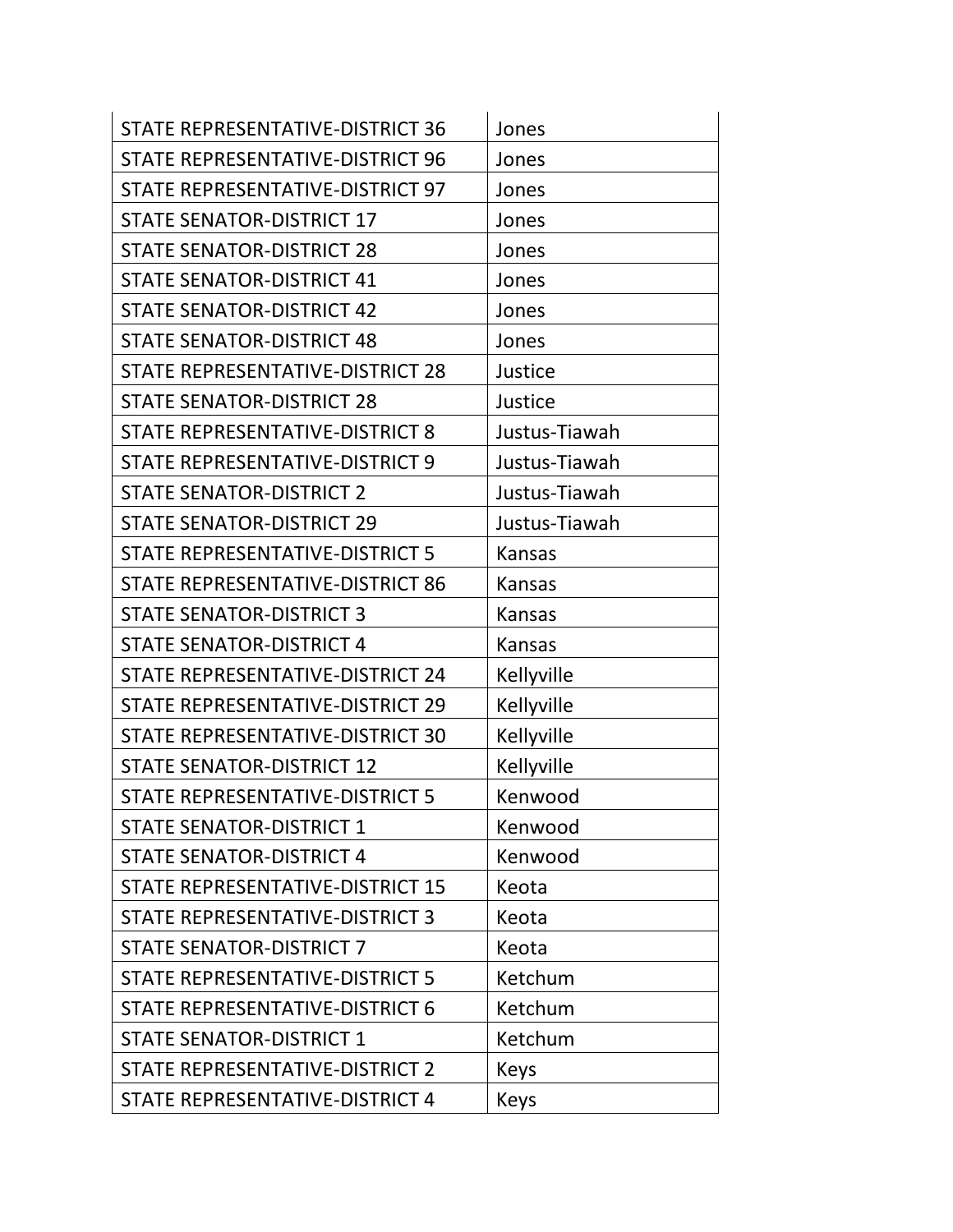| | |
|---|---|
| STATE REPRESENTATIVE-DISTRICT 36 | Jones |
| STATE REPRESENTATIVE-DISTRICT 96 | Jones |
| STATE REPRESENTATIVE-DISTRICT 97 | Jones |
| STATE SENATOR-DISTRICT 17 | Jones |
| STATE SENATOR-DISTRICT 28 | Jones |
| STATE SENATOR-DISTRICT 41 | Jones |
| STATE SENATOR-DISTRICT 42 | Jones |
| STATE SENATOR-DISTRICT 48 | Jones |
| STATE REPRESENTATIVE-DISTRICT 28 | Justice |
| STATE SENATOR-DISTRICT 28 | Justice |
| STATE REPRESENTATIVE-DISTRICT 8 | Justus-Tiawah |
| STATE REPRESENTATIVE-DISTRICT 9 | Justus-Tiawah |
| STATE SENATOR-DISTRICT 2 | Justus-Tiawah |
| STATE SENATOR-DISTRICT 29 | Justus-Tiawah |
| STATE REPRESENTATIVE-DISTRICT 5 | Kansas |
| STATE REPRESENTATIVE-DISTRICT 86 | Kansas |
| STATE SENATOR-DISTRICT 3 | Kansas |
| STATE SENATOR-DISTRICT 4 | Kansas |
| STATE REPRESENTATIVE-DISTRICT 24 | Kellyville |
| STATE REPRESENTATIVE-DISTRICT 29 | Kellyville |
| STATE REPRESENTATIVE-DISTRICT 30 | Kellyville |
| STATE SENATOR-DISTRICT 12 | Kellyville |
| STATE REPRESENTATIVE-DISTRICT 5 | Kenwood |
| STATE SENATOR-DISTRICT 1 | Kenwood |
| STATE SENATOR-DISTRICT 4 | Kenwood |
| STATE REPRESENTATIVE-DISTRICT 15 | Keota |
| STATE REPRESENTATIVE-DISTRICT 3 | Keota |
| STATE SENATOR-DISTRICT 7 | Keota |
| STATE REPRESENTATIVE-DISTRICT 5 | Ketchum |
| STATE REPRESENTATIVE-DISTRICT 6 | Ketchum |
| STATE SENATOR-DISTRICT 1 | Ketchum |
| STATE REPRESENTATIVE-DISTRICT 2 | Keys |
| STATE REPRESENTATIVE-DISTRICT 4 | Keys |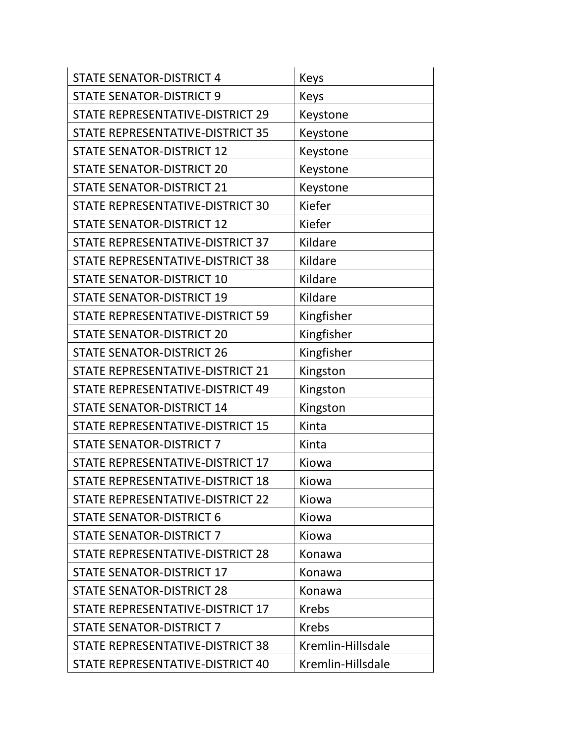| STATE SENATOR-DISTRICT 4 | Keys |
|---|---|
| STATE SENATOR-DISTRICT 9 | Keys |
| STATE REPRESENTATIVE-DISTRICT 29 | Keystone |
| STATE REPRESENTATIVE-DISTRICT 35 | Keystone |
| STATE SENATOR-DISTRICT 12 | Keystone |
| STATE SENATOR-DISTRICT 20 | Keystone |
| STATE SENATOR-DISTRICT 21 | Keystone |
| STATE REPRESENTATIVE-DISTRICT 30 | Kiefer |
| STATE SENATOR-DISTRICT 12 | Kiefer |
| STATE REPRESENTATIVE-DISTRICT 37 | Kildare |
| STATE REPRESENTATIVE-DISTRICT 38 | Kildare |
| STATE SENATOR-DISTRICT 10 | Kildare |
| STATE SENATOR-DISTRICT 19 | Kildare |
| STATE REPRESENTATIVE-DISTRICT 59 | Kingfisher |
| STATE SENATOR-DISTRICT 20 | Kingfisher |
| STATE SENATOR-DISTRICT 26 | Kingfisher |
| STATE REPRESENTATIVE-DISTRICT 21 | Kingston |
| STATE REPRESENTATIVE-DISTRICT 49 | Kingston |
| STATE SENATOR-DISTRICT 14 | Kingston |
| STATE REPRESENTATIVE-DISTRICT 15 | Kinta |
| STATE SENATOR-DISTRICT 7 | Kinta |
| STATE REPRESENTATIVE-DISTRICT 17 | Kiowa |
| STATE REPRESENTATIVE-DISTRICT 18 | Kiowa |
| STATE REPRESENTATIVE-DISTRICT 22 | Kiowa |
| STATE SENATOR-DISTRICT 6 | Kiowa |
| STATE SENATOR-DISTRICT 7 | Kiowa |
| STATE REPRESENTATIVE-DISTRICT 28 | Konawa |
| STATE SENATOR-DISTRICT 17 | Konawa |
| STATE SENATOR-DISTRICT 28 | Konawa |
| STATE REPRESENTATIVE-DISTRICT 17 | Krebs |
| STATE SENATOR-DISTRICT 7 | Krebs |
| STATE REPRESENTATIVE-DISTRICT 38 | Kremlin-Hillsdale |
| STATE REPRESENTATIVE-DISTRICT 40 | Kremlin-Hillsdale |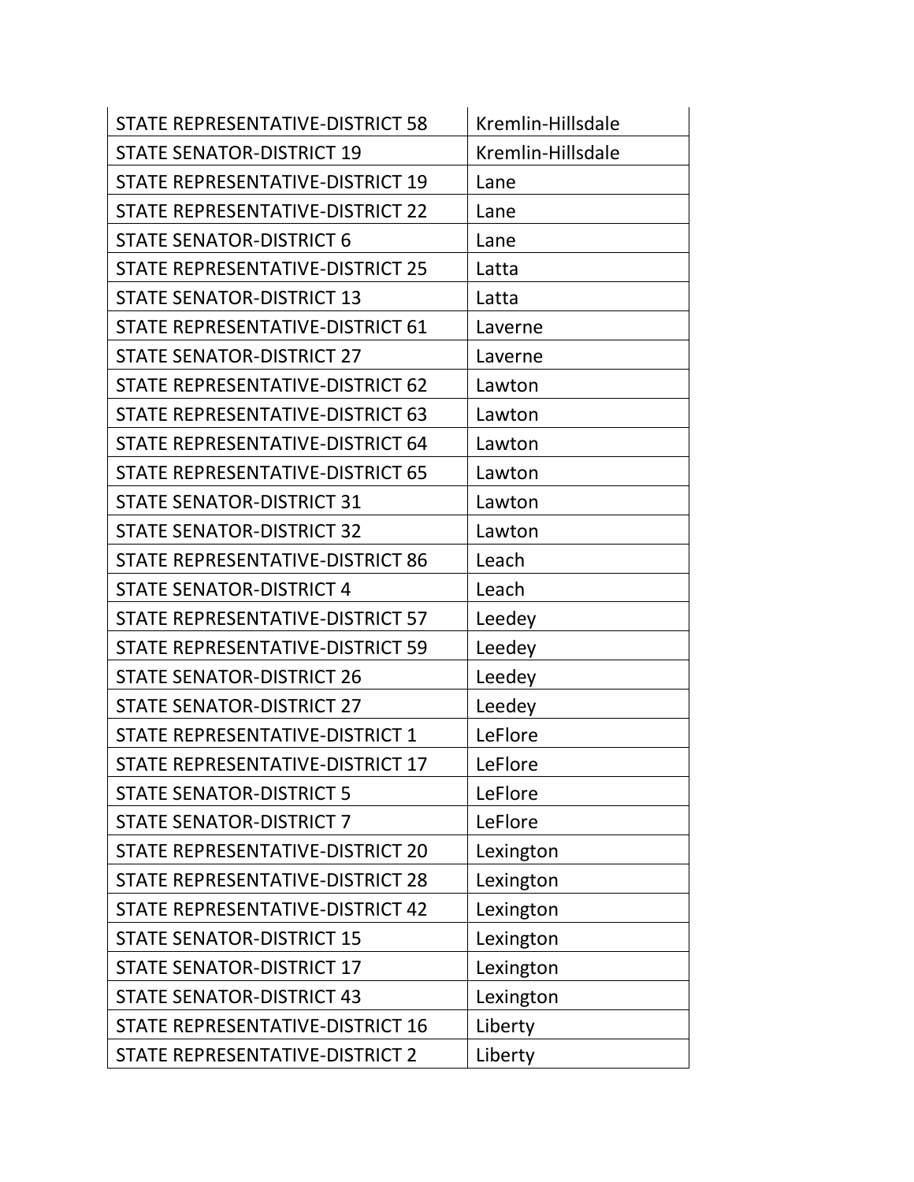| STATE REPRESENTATIVE-DISTRICT 58 | Kremlin-Hillsdale |
|---|---|
| STATE SENATOR-DISTRICT 19 | Kremlin-Hillsdale |
| STATE REPRESENTATIVE-DISTRICT 19 | Lane |
| STATE REPRESENTATIVE-DISTRICT 22 | Lane |
| STATE SENATOR-DISTRICT 6 | Lane |
| STATE REPRESENTATIVE-DISTRICT 25 | Latta |
| STATE SENATOR-DISTRICT 13 | Latta |
| STATE REPRESENTATIVE-DISTRICT 61 | Laverne |
| STATE SENATOR-DISTRICT 27 | Laverne |
| STATE REPRESENTATIVE-DISTRICT 62 | Lawton |
| STATE REPRESENTATIVE-DISTRICT 63 | Lawton |
| STATE REPRESENTATIVE-DISTRICT 64 | Lawton |
| STATE REPRESENTATIVE-DISTRICT 65 | Lawton |
| STATE SENATOR-DISTRICT 31 | Lawton |
| STATE SENATOR-DISTRICT 32 | Lawton |
| STATE REPRESENTATIVE-DISTRICT 86 | Leach |
| STATE SENATOR-DISTRICT 4 | Leach |
| STATE REPRESENTATIVE-DISTRICT 57 | Leedey |
| STATE REPRESENTATIVE-DISTRICT 59 | Leedey |
| STATE SENATOR-DISTRICT 26 | Leedey |
| STATE SENATOR-DISTRICT 27 | Leedey |
| STATE REPRESENTATIVE-DISTRICT 1 | LeFlore |
| STATE REPRESENTATIVE-DISTRICT 17 | LeFlore |
| STATE SENATOR-DISTRICT 5 | LeFlore |
| STATE SENATOR-DISTRICT 7 | LeFlore |
| STATE REPRESENTATIVE-DISTRICT 20 | Lexington |
| STATE REPRESENTATIVE-DISTRICT 28 | Lexington |
| STATE REPRESENTATIVE-DISTRICT 42 | Lexington |
| STATE SENATOR-DISTRICT 15 | Lexington |
| STATE SENATOR-DISTRICT 17 | Lexington |
| STATE SENATOR-DISTRICT 43 | Lexington |
| STATE REPRESENTATIVE-DISTRICT 16 | Liberty |
| STATE REPRESENTATIVE-DISTRICT 2 | Liberty |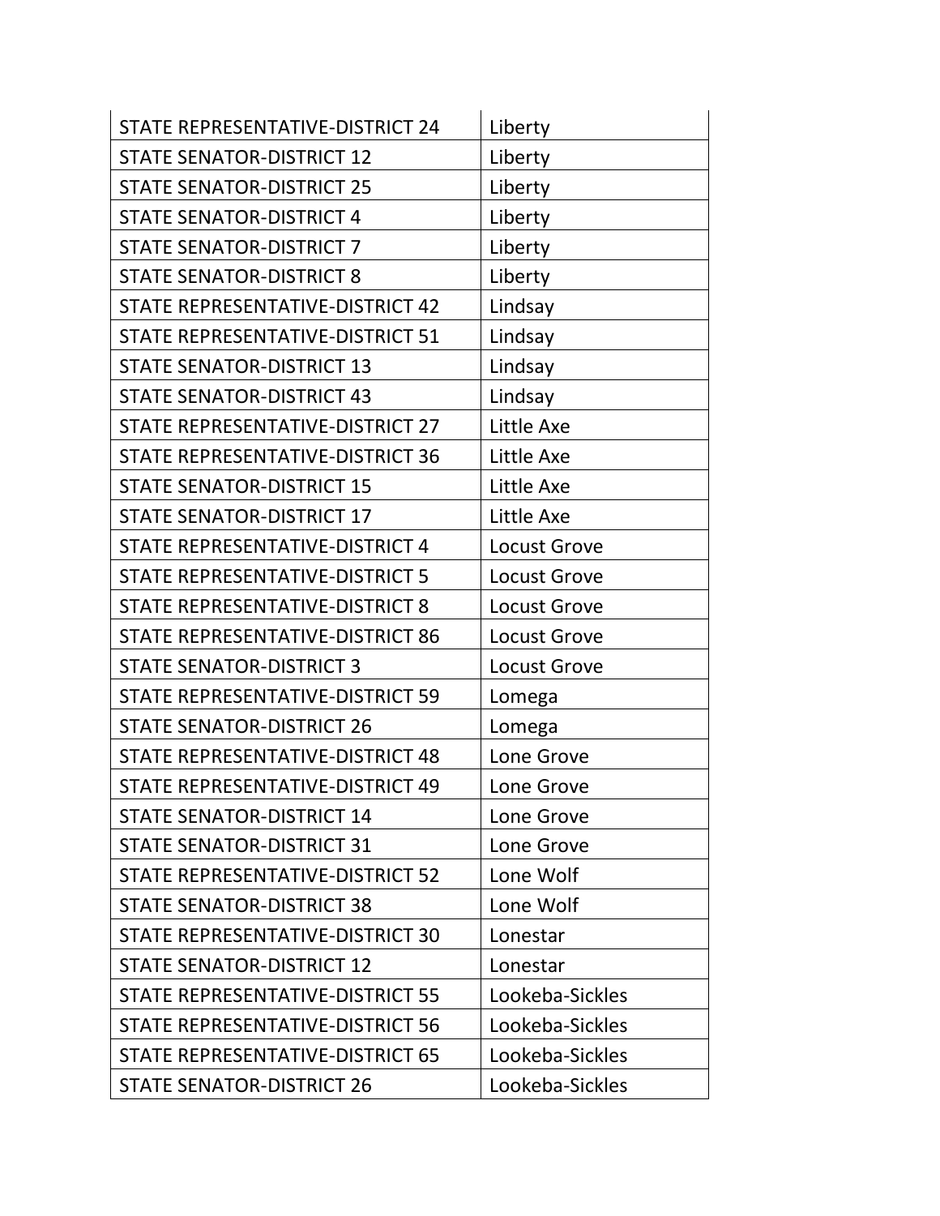| | |
|---|---|
| STATE REPRESENTATIVE-DISTRICT 24 | Liberty |
| STATE SENATOR-DISTRICT 12 | Liberty |
| STATE SENATOR-DISTRICT 25 | Liberty |
| STATE SENATOR-DISTRICT 4 | Liberty |
| STATE SENATOR-DISTRICT 7 | Liberty |
| STATE SENATOR-DISTRICT 8 | Liberty |
| STATE REPRESENTATIVE-DISTRICT 42 | Lindsay |
| STATE REPRESENTATIVE-DISTRICT 51 | Lindsay |
| STATE SENATOR-DISTRICT 13 | Lindsay |
| STATE SENATOR-DISTRICT 43 | Lindsay |
| STATE REPRESENTATIVE-DISTRICT 27 | Little Axe |
| STATE REPRESENTATIVE-DISTRICT 36 | Little Axe |
| STATE SENATOR-DISTRICT 15 | Little Axe |
| STATE SENATOR-DISTRICT 17 | Little Axe |
| STATE REPRESENTATIVE-DISTRICT 4 | Locust Grove |
| STATE REPRESENTATIVE-DISTRICT 5 | Locust Grove |
| STATE REPRESENTATIVE-DISTRICT 8 | Locust Grove |
| STATE REPRESENTATIVE-DISTRICT 86 | Locust Grove |
| STATE SENATOR-DISTRICT 3 | Locust Grove |
| STATE REPRESENTATIVE-DISTRICT 59 | Lomega |
| STATE SENATOR-DISTRICT 26 | Lomega |
| STATE REPRESENTATIVE-DISTRICT 48 | Lone Grove |
| STATE REPRESENTATIVE-DISTRICT 49 | Lone Grove |
| STATE SENATOR-DISTRICT 14 | Lone Grove |
| STATE SENATOR-DISTRICT 31 | Lone Grove |
| STATE REPRESENTATIVE-DISTRICT 52 | Lone Wolf |
| STATE SENATOR-DISTRICT 38 | Lone Wolf |
| STATE REPRESENTATIVE-DISTRICT 30 | Lonestar |
| STATE SENATOR-DISTRICT 12 | Lonestar |
| STATE REPRESENTATIVE-DISTRICT 55 | Lookeba-Sickles |
| STATE REPRESENTATIVE-DISTRICT 56 | Lookeba-Sickles |
| STATE REPRESENTATIVE-DISTRICT 65 | Lookeba-Sickles |
| STATE SENATOR-DISTRICT 26 | Lookeba-Sickles |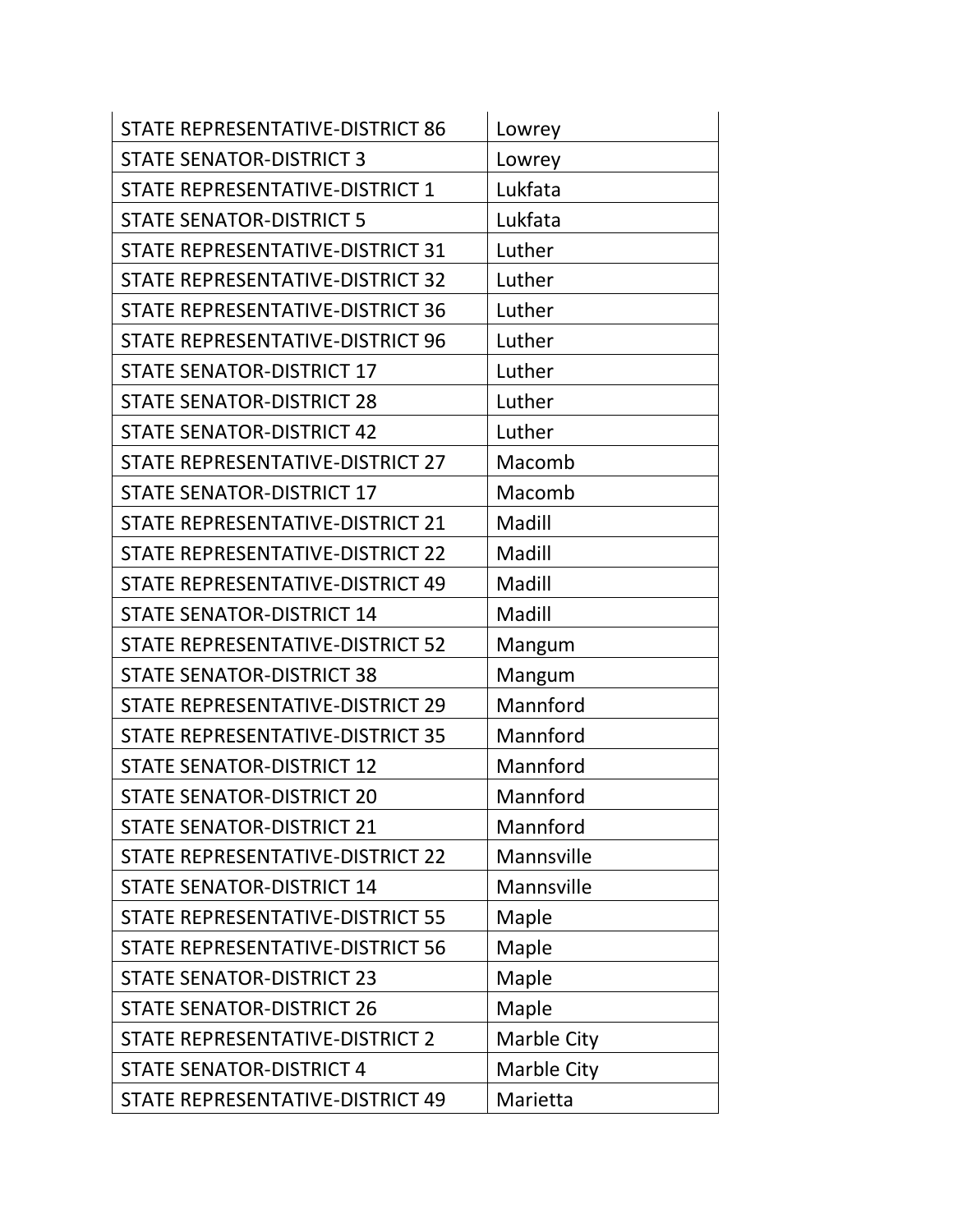| STATE REPRESENTATIVE-DISTRICT 86 | Lowrey |
|---|---|
| STATE SENATOR-DISTRICT 3 | Lowrey |
| STATE REPRESENTATIVE-DISTRICT 1 | Lukfata |
| STATE SENATOR-DISTRICT 5 | Lukfata |
| STATE REPRESENTATIVE-DISTRICT 31 | Luther |
| STATE REPRESENTATIVE-DISTRICT 32 | Luther |
| STATE REPRESENTATIVE-DISTRICT 36 | Luther |
| STATE REPRESENTATIVE-DISTRICT 96 | Luther |
| STATE SENATOR-DISTRICT 17 | Luther |
| STATE SENATOR-DISTRICT 28 | Luther |
| STATE SENATOR-DISTRICT 42 | Luther |
| STATE REPRESENTATIVE-DISTRICT 27 | Macomb |
| STATE SENATOR-DISTRICT 17 | Macomb |
| STATE REPRESENTATIVE-DISTRICT 21 | Madill |
| STATE REPRESENTATIVE-DISTRICT 22 | Madill |
| STATE REPRESENTATIVE-DISTRICT 49 | Madill |
| STATE SENATOR-DISTRICT 14 | Madill |
| STATE REPRESENTATIVE-DISTRICT 52 | Mangum |
| STATE SENATOR-DISTRICT 38 | Mangum |
| STATE REPRESENTATIVE-DISTRICT 29 | Mannford |
| STATE REPRESENTATIVE-DISTRICT 35 | Mannford |
| STATE SENATOR-DISTRICT 12 | Mannford |
| STATE SENATOR-DISTRICT 20 | Mannford |
| STATE SENATOR-DISTRICT 21 | Mannford |
| STATE REPRESENTATIVE-DISTRICT 22 | Mannsville |
| STATE SENATOR-DISTRICT 14 | Mannsville |
| STATE REPRESENTATIVE-DISTRICT 55 | Maple |
| STATE REPRESENTATIVE-DISTRICT 56 | Maple |
| STATE SENATOR-DISTRICT 23 | Maple |
| STATE SENATOR-DISTRICT 26 | Maple |
| STATE REPRESENTATIVE-DISTRICT 2 | Marble City |
| STATE SENATOR-DISTRICT 4 | Marble City |
| STATE REPRESENTATIVE-DISTRICT 49 | Marietta |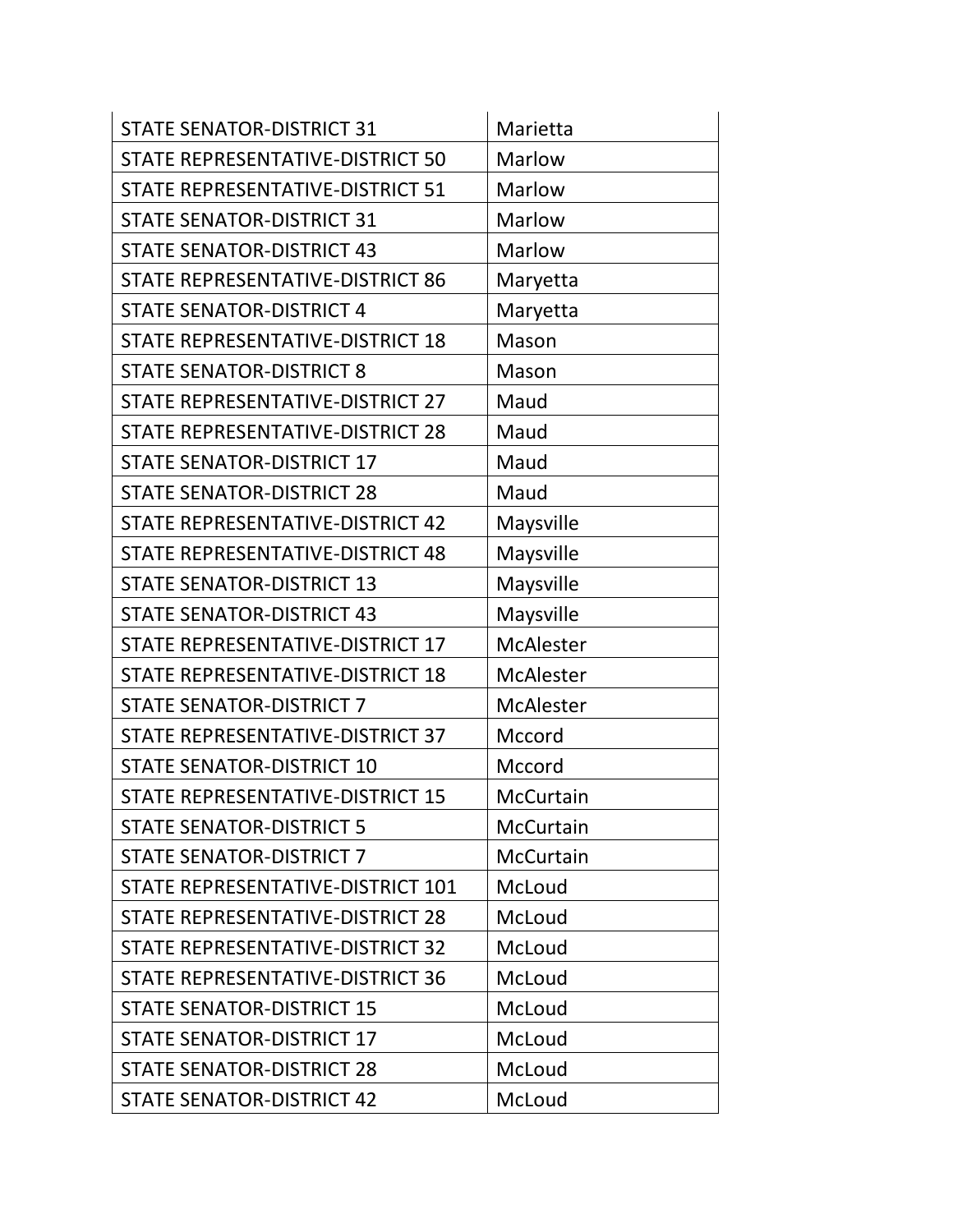| STATE SENATOR-DISTRICT 31 | Marietta |
|---|---|
| STATE REPRESENTATIVE-DISTRICT 50 | Marlow |
| STATE REPRESENTATIVE-DISTRICT 51 | Marlow |
| STATE SENATOR-DISTRICT 31 | Marlow |
| STATE SENATOR-DISTRICT 43 | Marlow |
| STATE REPRESENTATIVE-DISTRICT 86 | Maryetta |
| STATE SENATOR-DISTRICT 4 | Maryetta |
| STATE REPRESENTATIVE-DISTRICT 18 | Mason |
| STATE SENATOR-DISTRICT 8 | Mason |
| STATE REPRESENTATIVE-DISTRICT 27 | Maud |
| STATE REPRESENTATIVE-DISTRICT 28 | Maud |
| STATE SENATOR-DISTRICT 17 | Maud |
| STATE SENATOR-DISTRICT 28 | Maud |
| STATE REPRESENTATIVE-DISTRICT 42 | Maysville |
| STATE REPRESENTATIVE-DISTRICT 48 | Maysville |
| STATE SENATOR-DISTRICT 13 | Maysville |
| STATE SENATOR-DISTRICT 43 | Maysville |
| STATE REPRESENTATIVE-DISTRICT 17 | McAlester |
| STATE REPRESENTATIVE-DISTRICT 18 | McAlester |
| STATE SENATOR-DISTRICT 7 | McAlester |
| STATE REPRESENTATIVE-DISTRICT 37 | Mccord |
| STATE SENATOR-DISTRICT 10 | Mccord |
| STATE REPRESENTATIVE-DISTRICT 15 | McCurtain |
| STATE SENATOR-DISTRICT 5 | McCurtain |
| STATE SENATOR-DISTRICT 7 | McCurtain |
| STATE REPRESENTATIVE-DISTRICT 101 | McLoud |
| STATE REPRESENTATIVE-DISTRICT 28 | McLoud |
| STATE REPRESENTATIVE-DISTRICT 32 | McLoud |
| STATE REPRESENTATIVE-DISTRICT 36 | McLoud |
| STATE SENATOR-DISTRICT 15 | McLoud |
| STATE SENATOR-DISTRICT 17 | McLoud |
| STATE SENATOR-DISTRICT 28 | McLoud |
| STATE SENATOR-DISTRICT 42 | McLoud |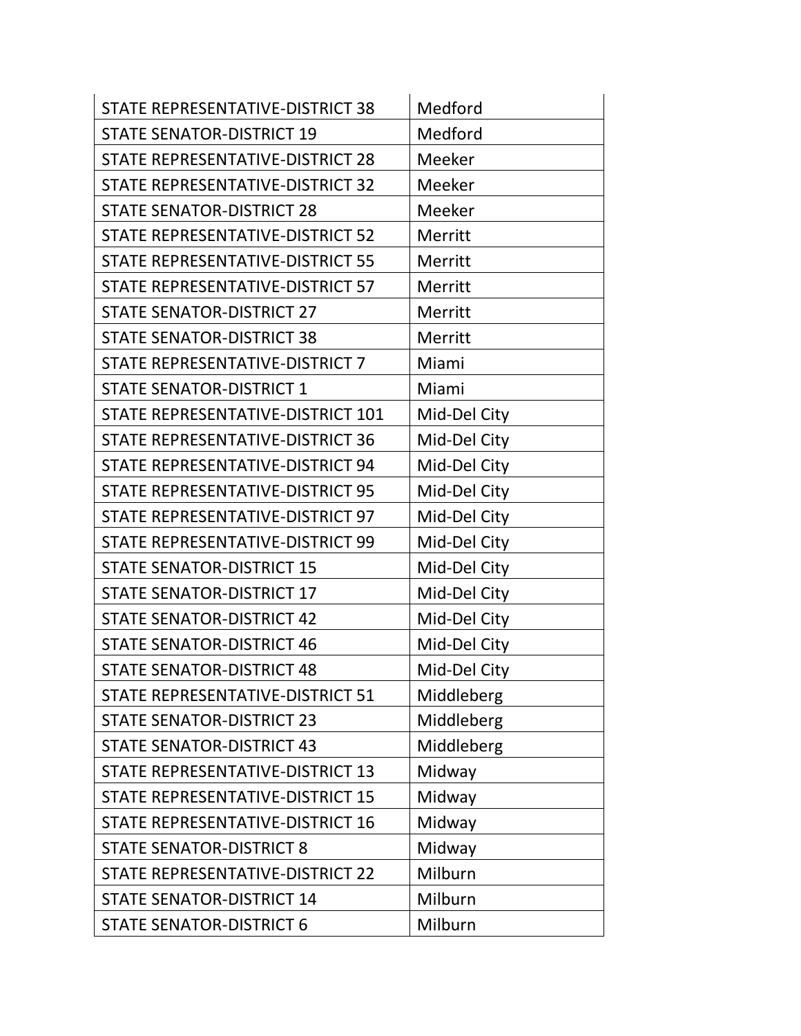| | |
|---|---|
| STATE REPRESENTATIVE-DISTRICT 38 | Medford |
| STATE SENATOR-DISTRICT 19 | Medford |
| STATE REPRESENTATIVE-DISTRICT 28 | Meeker |
| STATE REPRESENTATIVE-DISTRICT 32 | Meeker |
| STATE SENATOR-DISTRICT 28 | Meeker |
| STATE REPRESENTATIVE-DISTRICT 52 | Merritt |
| STATE REPRESENTATIVE-DISTRICT 55 | Merritt |
| STATE REPRESENTATIVE-DISTRICT 57 | Merritt |
| STATE SENATOR-DISTRICT 27 | Merritt |
| STATE SENATOR-DISTRICT 38 | Merritt |
| STATE REPRESENTATIVE-DISTRICT 7 | Miami |
| STATE SENATOR-DISTRICT 1 | Miami |
| STATE REPRESENTATIVE-DISTRICT 101 | Mid-Del City |
| STATE REPRESENTATIVE-DISTRICT 36 | Mid-Del City |
| STATE REPRESENTATIVE-DISTRICT 94 | Mid-Del City |
| STATE REPRESENTATIVE-DISTRICT 95 | Mid-Del City |
| STATE REPRESENTATIVE-DISTRICT 97 | Mid-Del City |
| STATE REPRESENTATIVE-DISTRICT 99 | Mid-Del City |
| STATE SENATOR-DISTRICT 15 | Mid-Del City |
| STATE SENATOR-DISTRICT 17 | Mid-Del City |
| STATE SENATOR-DISTRICT 42 | Mid-Del City |
| STATE SENATOR-DISTRICT 46 | Mid-Del City |
| STATE SENATOR-DISTRICT 48 | Mid-Del City |
| STATE REPRESENTATIVE-DISTRICT 51 | Middleberg |
| STATE SENATOR-DISTRICT 23 | Middleberg |
| STATE SENATOR-DISTRICT 43 | Middleberg |
| STATE REPRESENTATIVE-DISTRICT 13 | Midway |
| STATE REPRESENTATIVE-DISTRICT 15 | Midway |
| STATE REPRESENTATIVE-DISTRICT 16 | Midway |
| STATE SENATOR-DISTRICT 8 | Midway |
| STATE REPRESENTATIVE-DISTRICT 22 | Milburn |
| STATE SENATOR-DISTRICT 14 | Milburn |
| STATE SENATOR-DISTRICT 6 | Milburn |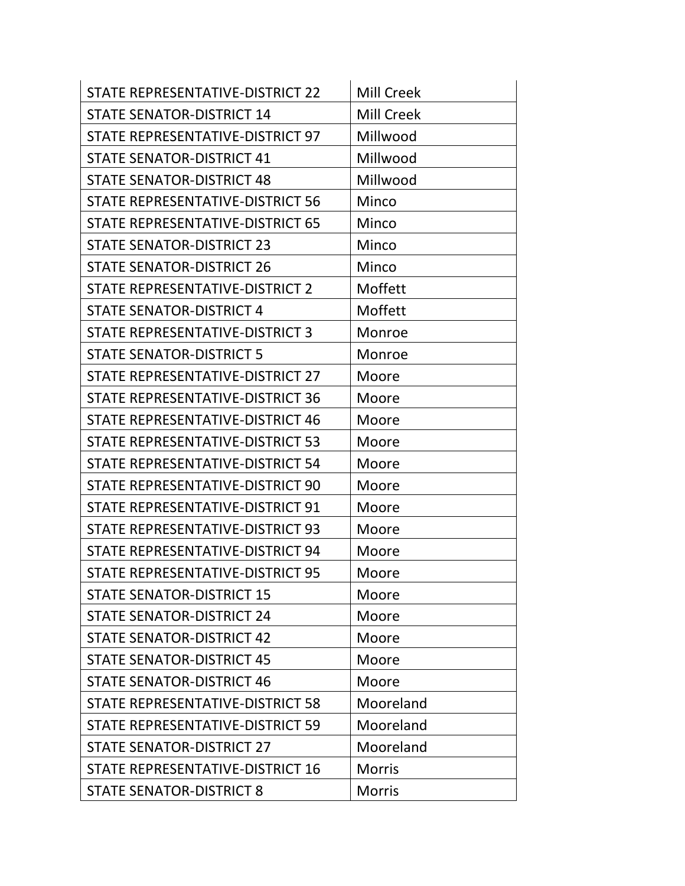| STATE REPRESENTATIVE-DISTRICT 22 | Mill Creek |
| --- | --- |
| STATE SENATOR-DISTRICT 14 | Mill Creek |
| STATE REPRESENTATIVE-DISTRICT 97 | Millwood |
| STATE SENATOR-DISTRICT 41 | Millwood |
| STATE SENATOR-DISTRICT 48 | Millwood |
| STATE REPRESENTATIVE-DISTRICT 56 | Minco |
| STATE REPRESENTATIVE-DISTRICT 65 | Minco |
| STATE SENATOR-DISTRICT 23 | Minco |
| STATE SENATOR-DISTRICT 26 | Minco |
| STATE REPRESENTATIVE-DISTRICT 2 | Moffett |
| STATE SENATOR-DISTRICT 4 | Moffett |
| STATE REPRESENTATIVE-DISTRICT 3 | Monroe |
| STATE SENATOR-DISTRICT 5 | Monroe |
| STATE REPRESENTATIVE-DISTRICT 27 | Moore |
| STATE REPRESENTATIVE-DISTRICT 36 | Moore |
| STATE REPRESENTATIVE-DISTRICT 46 | Moore |
| STATE REPRESENTATIVE-DISTRICT 53 | Moore |
| STATE REPRESENTATIVE-DISTRICT 54 | Moore |
| STATE REPRESENTATIVE-DISTRICT 90 | Moore |
| STATE REPRESENTATIVE-DISTRICT 91 | Moore |
| STATE REPRESENTATIVE-DISTRICT 93 | Moore |
| STATE REPRESENTATIVE-DISTRICT 94 | Moore |
| STATE REPRESENTATIVE-DISTRICT 95 | Moore |
| STATE SENATOR-DISTRICT 15 | Moore |
| STATE SENATOR-DISTRICT 24 | Moore |
| STATE SENATOR-DISTRICT 42 | Moore |
| STATE SENATOR-DISTRICT 45 | Moore |
| STATE SENATOR-DISTRICT 46 | Moore |
| STATE REPRESENTATIVE-DISTRICT 58 | Mooreland |
| STATE REPRESENTATIVE-DISTRICT 59 | Mooreland |
| STATE SENATOR-DISTRICT 27 | Mooreland |
| STATE REPRESENTATIVE-DISTRICT 16 | Morris |
| STATE SENATOR-DISTRICT 8 | Morris |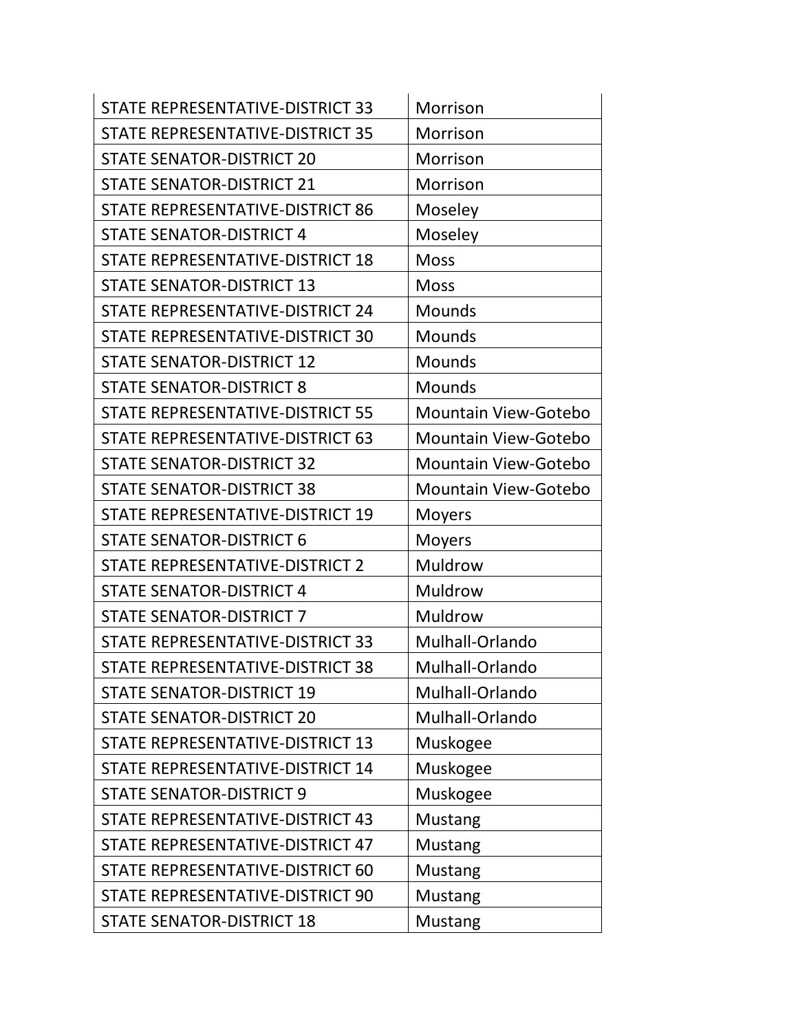| | |
|---|---|
| STATE REPRESENTATIVE-DISTRICT 33 | Morrison |
| STATE REPRESENTATIVE-DISTRICT 35 | Morrison |
| STATE SENATOR-DISTRICT 20 | Morrison |
| STATE SENATOR-DISTRICT 21 | Morrison |
| STATE REPRESENTATIVE-DISTRICT 86 | Moseley |
| STATE SENATOR-DISTRICT 4 | Moseley |
| STATE REPRESENTATIVE-DISTRICT 18 | Moss |
| STATE SENATOR-DISTRICT 13 | Moss |
| STATE REPRESENTATIVE-DISTRICT 24 | Mounds |
| STATE REPRESENTATIVE-DISTRICT 30 | Mounds |
| STATE SENATOR-DISTRICT 12 | Mounds |
| STATE SENATOR-DISTRICT 8 | Mounds |
| STATE REPRESENTATIVE-DISTRICT 55 | Mountain View-Gotebo |
| STATE REPRESENTATIVE-DISTRICT 63 | Mountain View-Gotebo |
| STATE SENATOR-DISTRICT 32 | Mountain View-Gotebo |
| STATE SENATOR-DISTRICT 38 | Mountain View-Gotebo |
| STATE REPRESENTATIVE-DISTRICT 19 | Moyers |
| STATE SENATOR-DISTRICT 6 | Moyers |
| STATE REPRESENTATIVE-DISTRICT 2 | Muldrow |
| STATE SENATOR-DISTRICT 4 | Muldrow |
| STATE SENATOR-DISTRICT 7 | Muldrow |
| STATE REPRESENTATIVE-DISTRICT 33 | Mulhall-Orlando |
| STATE REPRESENTATIVE-DISTRICT 38 | Mulhall-Orlando |
| STATE SENATOR-DISTRICT 19 | Mulhall-Orlando |
| STATE SENATOR-DISTRICT 20 | Mulhall-Orlando |
| STATE REPRESENTATIVE-DISTRICT 13 | Muskogee |
| STATE REPRESENTATIVE-DISTRICT 14 | Muskogee |
| STATE SENATOR-DISTRICT 9 | Muskogee |
| STATE REPRESENTATIVE-DISTRICT 43 | Mustang |
| STATE REPRESENTATIVE-DISTRICT 47 | Mustang |
| STATE REPRESENTATIVE-DISTRICT 60 | Mustang |
| STATE REPRESENTATIVE-DISTRICT 90 | Mustang |
| STATE SENATOR-DISTRICT 18 | Mustang |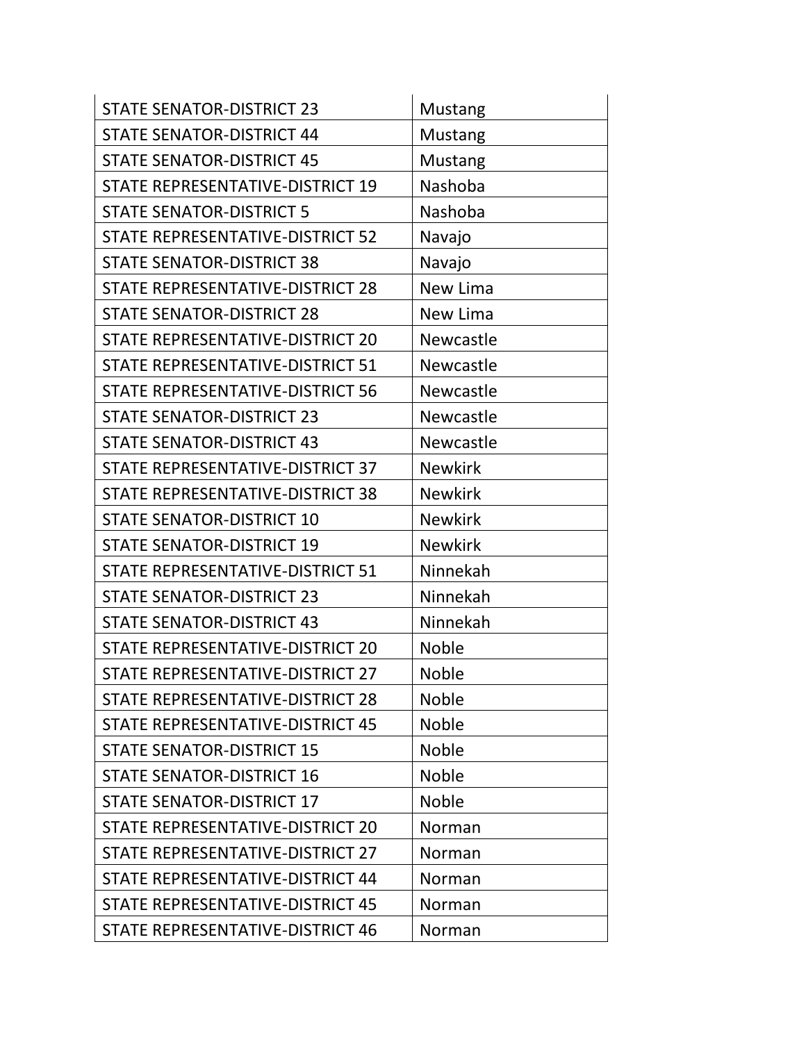| STATE SENATOR-DISTRICT 23 | Mustang |
|---|---|
| STATE SENATOR-DISTRICT 44 | Mustang |
| STATE SENATOR-DISTRICT 45 | Mustang |
| STATE REPRESENTATIVE-DISTRICT 19 | Nashoba |
| STATE SENATOR-DISTRICT 5 | Nashoba |
| STATE REPRESENTATIVE-DISTRICT 52 | Navajo |
| STATE SENATOR-DISTRICT 38 | Navajo |
| STATE REPRESENTATIVE-DISTRICT 28 | New Lima |
| STATE SENATOR-DISTRICT 28 | New Lima |
| STATE REPRESENTATIVE-DISTRICT 20 | Newcastle |
| STATE REPRESENTATIVE-DISTRICT 51 | Newcastle |
| STATE REPRESENTATIVE-DISTRICT 56 | Newcastle |
| STATE SENATOR-DISTRICT 23 | Newcastle |
| STATE SENATOR-DISTRICT 43 | Newcastle |
| STATE REPRESENTATIVE-DISTRICT 37 | Newkirk |
| STATE REPRESENTATIVE-DISTRICT 38 | Newkirk |
| STATE SENATOR-DISTRICT 10 | Newkirk |
| STATE SENATOR-DISTRICT 19 | Newkirk |
| STATE REPRESENTATIVE-DISTRICT 51 | Ninnekah |
| STATE SENATOR-DISTRICT 23 | Ninnekah |
| STATE SENATOR-DISTRICT 43 | Ninnekah |
| STATE REPRESENTATIVE-DISTRICT 20 | Noble |
| STATE REPRESENTATIVE-DISTRICT 27 | Noble |
| STATE REPRESENTATIVE-DISTRICT 28 | Noble |
| STATE REPRESENTATIVE-DISTRICT 45 | Noble |
| STATE SENATOR-DISTRICT 15 | Noble |
| STATE SENATOR-DISTRICT 16 | Noble |
| STATE SENATOR-DISTRICT 17 | Noble |
| STATE REPRESENTATIVE-DISTRICT 20 | Norman |
| STATE REPRESENTATIVE-DISTRICT 27 | Norman |
| STATE REPRESENTATIVE-DISTRICT 44 | Norman |
| STATE REPRESENTATIVE-DISTRICT 45 | Norman |
| STATE REPRESENTATIVE-DISTRICT 46 | Norman |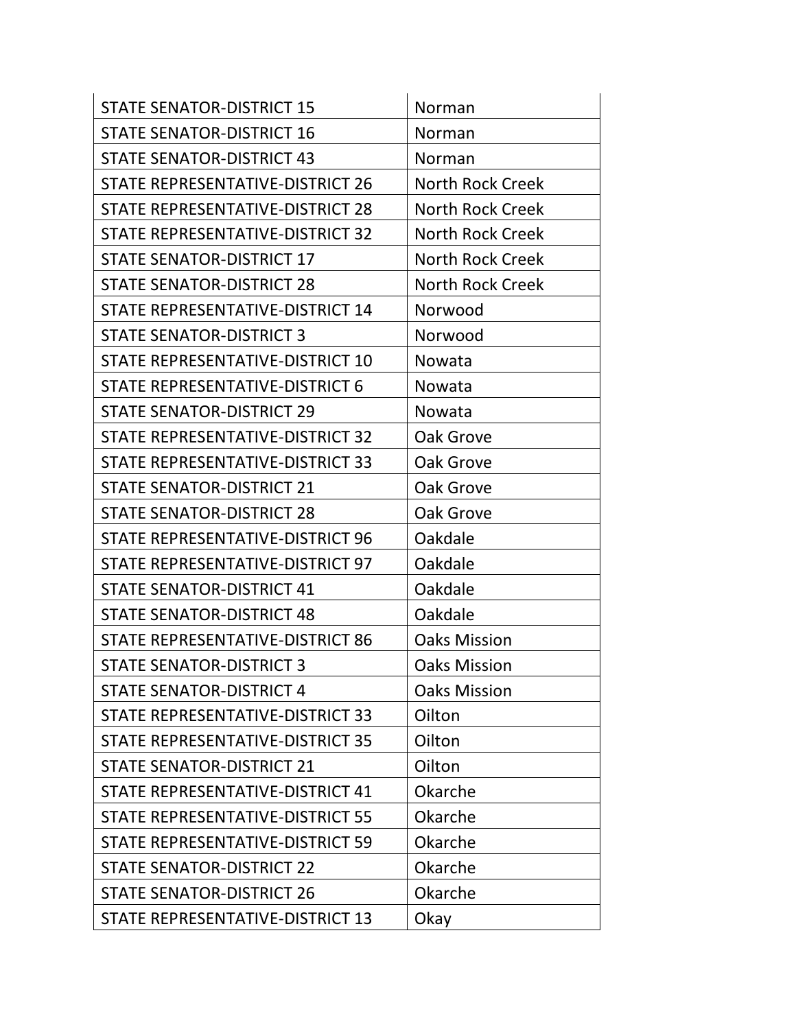| | |
|---|---|
| STATE SENATOR-DISTRICT 15 | Norman |
| STATE SENATOR-DISTRICT 16 | Norman |
| STATE SENATOR-DISTRICT 43 | Norman |
| STATE REPRESENTATIVE-DISTRICT 26 | North Rock Creek |
| STATE REPRESENTATIVE-DISTRICT 28 | North Rock Creek |
| STATE REPRESENTATIVE-DISTRICT 32 | North Rock Creek |
| STATE SENATOR-DISTRICT 17 | North Rock Creek |
| STATE SENATOR-DISTRICT 28 | North Rock Creek |
| STATE REPRESENTATIVE-DISTRICT 14 | Norwood |
| STATE SENATOR-DISTRICT 3 | Norwood |
| STATE REPRESENTATIVE-DISTRICT 10 | Nowata |
| STATE REPRESENTATIVE-DISTRICT 6 | Nowata |
| STATE SENATOR-DISTRICT 29 | Nowata |
| STATE REPRESENTATIVE-DISTRICT 32 | Oak Grove |
| STATE REPRESENTATIVE-DISTRICT 33 | Oak Grove |
| STATE SENATOR-DISTRICT 21 | Oak Grove |
| STATE SENATOR-DISTRICT 28 | Oak Grove |
| STATE REPRESENTATIVE-DISTRICT 96 | Oakdale |
| STATE REPRESENTATIVE-DISTRICT 97 | Oakdale |
| STATE SENATOR-DISTRICT 41 | Oakdale |
| STATE SENATOR-DISTRICT 48 | Oakdale |
| STATE REPRESENTATIVE-DISTRICT 86 | Oaks Mission |
| STATE SENATOR-DISTRICT 3 | Oaks Mission |
| STATE SENATOR-DISTRICT 4 | Oaks Mission |
| STATE REPRESENTATIVE-DISTRICT 33 | Oilton |
| STATE REPRESENTATIVE-DISTRICT 35 | Oilton |
| STATE SENATOR-DISTRICT 21 | Oilton |
| STATE REPRESENTATIVE-DISTRICT 41 | Okarche |
| STATE REPRESENTATIVE-DISTRICT 55 | Okarche |
| STATE REPRESENTATIVE-DISTRICT 59 | Okarche |
| STATE SENATOR-DISTRICT 22 | Okarche |
| STATE SENATOR-DISTRICT 26 | Okarche |
| STATE REPRESENTATIVE-DISTRICT 13 | Okay |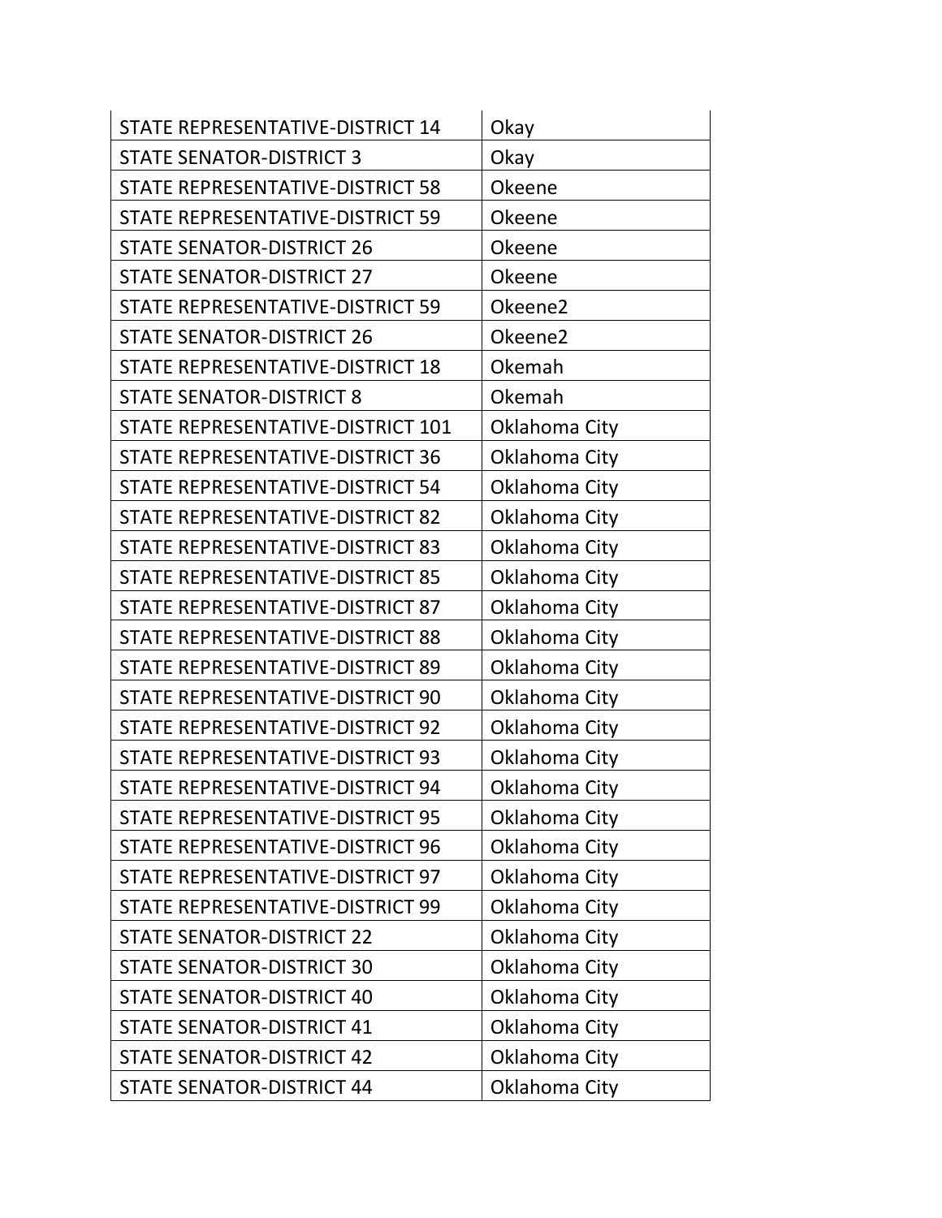| STATE REPRESENTATIVE-DISTRICT 14 | Okay |
|---|---|
| STATE SENATOR-DISTRICT 3 | Okay |
| STATE REPRESENTATIVE-DISTRICT 58 | Okeene |
| STATE REPRESENTATIVE-DISTRICT 59 | Okeene |
| STATE SENATOR-DISTRICT 26 | Okeene |
| STATE SENATOR-DISTRICT 27 | Okeene |
| STATE REPRESENTATIVE-DISTRICT 59 | Okeene2 |
| STATE SENATOR-DISTRICT 26 | Okeene2 |
| STATE REPRESENTATIVE-DISTRICT 18 | Okemah |
| STATE SENATOR-DISTRICT 8 | Okemah |
| STATE REPRESENTATIVE-DISTRICT 101 | Oklahoma City |
| STATE REPRESENTATIVE-DISTRICT 36 | Oklahoma City |
| STATE REPRESENTATIVE-DISTRICT 54 | Oklahoma City |
| STATE REPRESENTATIVE-DISTRICT 82 | Oklahoma City |
| STATE REPRESENTATIVE-DISTRICT 83 | Oklahoma City |
| STATE REPRESENTATIVE-DISTRICT 85 | Oklahoma City |
| STATE REPRESENTATIVE-DISTRICT 87 | Oklahoma City |
| STATE REPRESENTATIVE-DISTRICT 88 | Oklahoma City |
| STATE REPRESENTATIVE-DISTRICT 89 | Oklahoma City |
| STATE REPRESENTATIVE-DISTRICT 90 | Oklahoma City |
| STATE REPRESENTATIVE-DISTRICT 92 | Oklahoma City |
| STATE REPRESENTATIVE-DISTRICT 93 | Oklahoma City |
| STATE REPRESENTATIVE-DISTRICT 94 | Oklahoma City |
| STATE REPRESENTATIVE-DISTRICT 95 | Oklahoma City |
| STATE REPRESENTATIVE-DISTRICT 96 | Oklahoma City |
| STATE REPRESENTATIVE-DISTRICT 97 | Oklahoma City |
| STATE REPRESENTATIVE-DISTRICT 99 | Oklahoma City |
| STATE SENATOR-DISTRICT 22 | Oklahoma City |
| STATE SENATOR-DISTRICT 30 | Oklahoma City |
| STATE SENATOR-DISTRICT 40 | Oklahoma City |
| STATE SENATOR-DISTRICT 41 | Oklahoma City |
| STATE SENATOR-DISTRICT 42 | Oklahoma City |
| STATE SENATOR-DISTRICT 44 | Oklahoma City |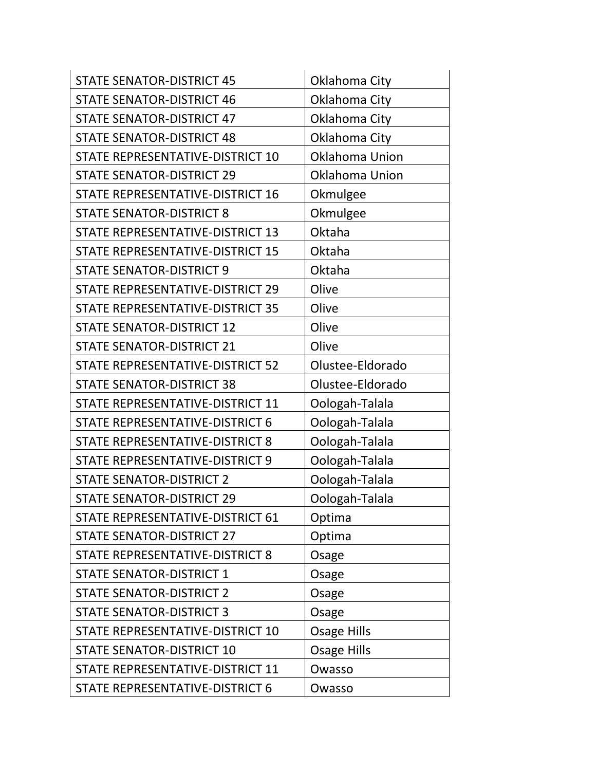| | |
|---|---|
| STATE SENATOR-DISTRICT 45 | Oklahoma City |
| STATE SENATOR-DISTRICT 46 | Oklahoma City |
| STATE SENATOR-DISTRICT 47 | Oklahoma City |
| STATE SENATOR-DISTRICT 48 | Oklahoma City |
| STATE REPRESENTATIVE-DISTRICT 10 | Oklahoma Union |
| STATE SENATOR-DISTRICT 29 | Oklahoma Union |
| STATE REPRESENTATIVE-DISTRICT 16 | Okmulgee |
| STATE SENATOR-DISTRICT 8 | Okmulgee |
| STATE REPRESENTATIVE-DISTRICT 13 | Oktaha |
| STATE REPRESENTATIVE-DISTRICT 15 | Oktaha |
| STATE SENATOR-DISTRICT 9 | Oktaha |
| STATE REPRESENTATIVE-DISTRICT 29 | Olive |
| STATE REPRESENTATIVE-DISTRICT 35 | Olive |
| STATE SENATOR-DISTRICT 12 | Olive |
| STATE SENATOR-DISTRICT 21 | Olive |
| STATE REPRESENTATIVE-DISTRICT 52 | Olustee-Eldorado |
| STATE SENATOR-DISTRICT 38 | Olustee-Eldorado |
| STATE REPRESENTATIVE-DISTRICT 11 | Oologah-Talala |
| STATE REPRESENTATIVE-DISTRICT 6 | Oologah-Talala |
| STATE REPRESENTATIVE-DISTRICT 8 | Oologah-Talala |
| STATE REPRESENTATIVE-DISTRICT 9 | Oologah-Talala |
| STATE SENATOR-DISTRICT 2 | Oologah-Talala |
| STATE SENATOR-DISTRICT 29 | Oologah-Talala |
| STATE REPRESENTATIVE-DISTRICT 61 | Optima |
| STATE SENATOR-DISTRICT 27 | Optima |
| STATE REPRESENTATIVE-DISTRICT 8 | Osage |
| STATE SENATOR-DISTRICT 1 | Osage |
| STATE SENATOR-DISTRICT 2 | Osage |
| STATE SENATOR-DISTRICT 3 | Osage |
| STATE REPRESENTATIVE-DISTRICT 10 | Osage Hills |
| STATE SENATOR-DISTRICT 10 | Osage Hills |
| STATE REPRESENTATIVE-DISTRICT 11 | Owasso |
| STATE REPRESENTATIVE-DISTRICT 6 | Owasso |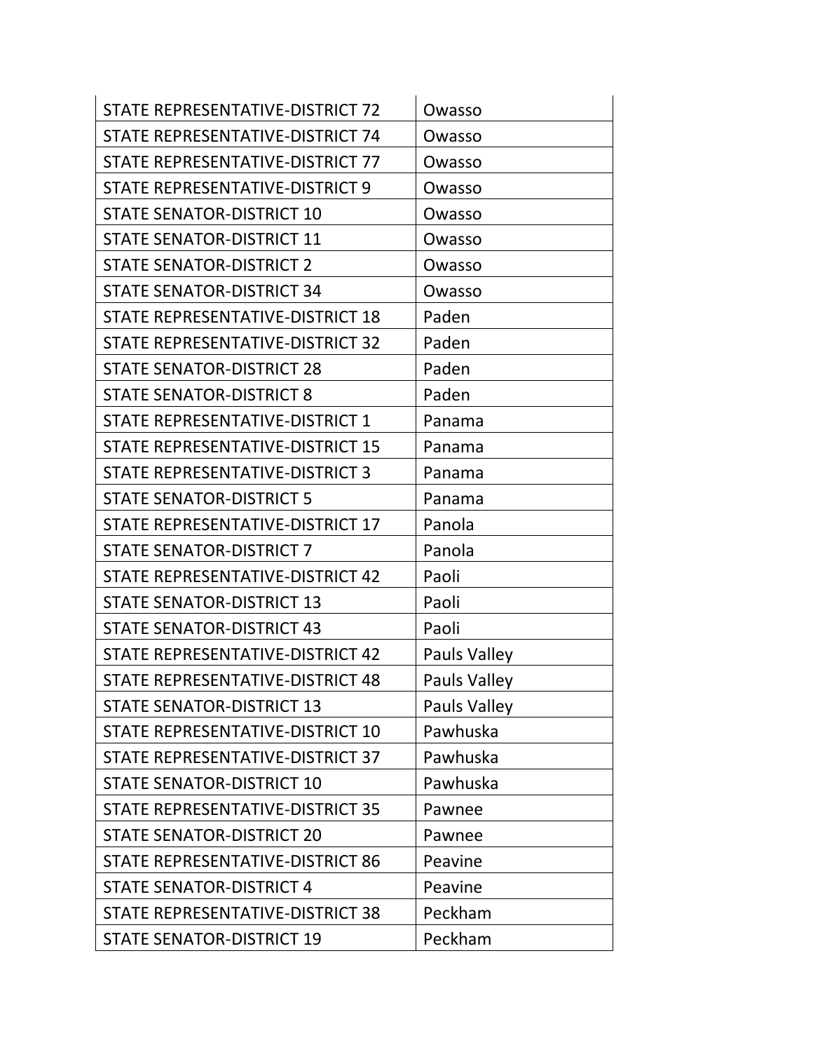| STATE REPRESENTATIVE-DISTRICT 72 | Owasso |
|---|---|
| STATE REPRESENTATIVE-DISTRICT 74 | Owasso |
| STATE REPRESENTATIVE-DISTRICT 77 | Owasso |
| STATE REPRESENTATIVE-DISTRICT 9 | Owasso |
| STATE SENATOR-DISTRICT 10 | Owasso |
| STATE SENATOR-DISTRICT 11 | Owasso |
| STATE SENATOR-DISTRICT 2 | Owasso |
| STATE SENATOR-DISTRICT 34 | Owasso |
| STATE REPRESENTATIVE-DISTRICT 18 | Paden |
| STATE REPRESENTATIVE-DISTRICT 32 | Paden |
| STATE SENATOR-DISTRICT 28 | Paden |
| STATE SENATOR-DISTRICT 8 | Paden |
| STATE REPRESENTATIVE-DISTRICT 1 | Panama |
| STATE REPRESENTATIVE-DISTRICT 15 | Panama |
| STATE REPRESENTATIVE-DISTRICT 3 | Panama |
| STATE SENATOR-DISTRICT 5 | Panama |
| STATE REPRESENTATIVE-DISTRICT 17 | Panola |
| STATE SENATOR-DISTRICT 7 | Panola |
| STATE REPRESENTATIVE-DISTRICT 42 | Paoli |
| STATE SENATOR-DISTRICT 13 | Paoli |
| STATE SENATOR-DISTRICT 43 | Paoli |
| STATE REPRESENTATIVE-DISTRICT 42 | Pauls Valley |
| STATE REPRESENTATIVE-DISTRICT 48 | Pauls Valley |
| STATE SENATOR-DISTRICT 13 | Pauls Valley |
| STATE REPRESENTATIVE-DISTRICT 10 | Pawhuska |
| STATE REPRESENTATIVE-DISTRICT 37 | Pawhuska |
| STATE SENATOR-DISTRICT 10 | Pawhuska |
| STATE REPRESENTATIVE-DISTRICT 35 | Pawnee |
| STATE SENATOR-DISTRICT 20 | Pawnee |
| STATE REPRESENTATIVE-DISTRICT 86 | Peavine |
| STATE SENATOR-DISTRICT 4 | Peavine |
| STATE REPRESENTATIVE-DISTRICT 38 | Peckham |
| STATE SENATOR-DISTRICT 19 | Peckham |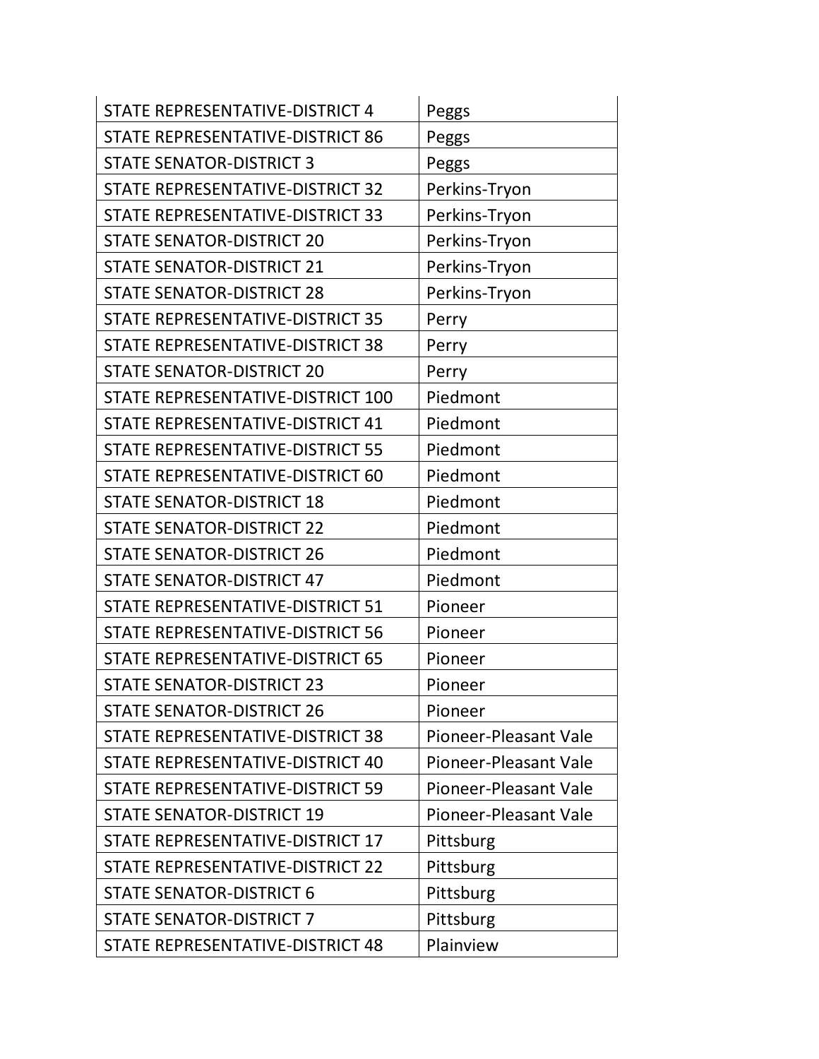| | |
|---|---|
| STATE REPRESENTATIVE-DISTRICT 4 | Peggs |
| STATE REPRESENTATIVE-DISTRICT 86 | Peggs |
| STATE SENATOR-DISTRICT 3 | Peggs |
| STATE REPRESENTATIVE-DISTRICT 32 | Perkins-Tryon |
| STATE REPRESENTATIVE-DISTRICT 33 | Perkins-Tryon |
| STATE SENATOR-DISTRICT 20 | Perkins-Tryon |
| STATE SENATOR-DISTRICT 21 | Perkins-Tryon |
| STATE SENATOR-DISTRICT 28 | Perkins-Tryon |
| STATE REPRESENTATIVE-DISTRICT 35 | Perry |
| STATE REPRESENTATIVE-DISTRICT 38 | Perry |
| STATE SENATOR-DISTRICT 20 | Perry |
| STATE REPRESENTATIVE-DISTRICT 100 | Piedmont |
| STATE REPRESENTATIVE-DISTRICT 41 | Piedmont |
| STATE REPRESENTATIVE-DISTRICT 55 | Piedmont |
| STATE REPRESENTATIVE-DISTRICT 60 | Piedmont |
| STATE SENATOR-DISTRICT 18 | Piedmont |
| STATE SENATOR-DISTRICT 22 | Piedmont |
| STATE SENATOR-DISTRICT 26 | Piedmont |
| STATE SENATOR-DISTRICT 47 | Piedmont |
| STATE REPRESENTATIVE-DISTRICT 51 | Pioneer |
| STATE REPRESENTATIVE-DISTRICT 56 | Pioneer |
| STATE REPRESENTATIVE-DISTRICT 65 | Pioneer |
| STATE SENATOR-DISTRICT 23 | Pioneer |
| STATE SENATOR-DISTRICT 26 | Pioneer |
| STATE REPRESENTATIVE-DISTRICT 38 | Pioneer-Pleasant Vale |
| STATE REPRESENTATIVE-DISTRICT 40 | Pioneer-Pleasant Vale |
| STATE REPRESENTATIVE-DISTRICT 59 | Pioneer-Pleasant Vale |
| STATE SENATOR-DISTRICT 19 | Pioneer-Pleasant Vale |
| STATE REPRESENTATIVE-DISTRICT 17 | Pittsburg |
| STATE REPRESENTATIVE-DISTRICT 22 | Pittsburg |
| STATE SENATOR-DISTRICT 6 | Pittsburg |
| STATE SENATOR-DISTRICT 7 | Pittsburg |
| STATE REPRESENTATIVE-DISTRICT 48 | Plainview |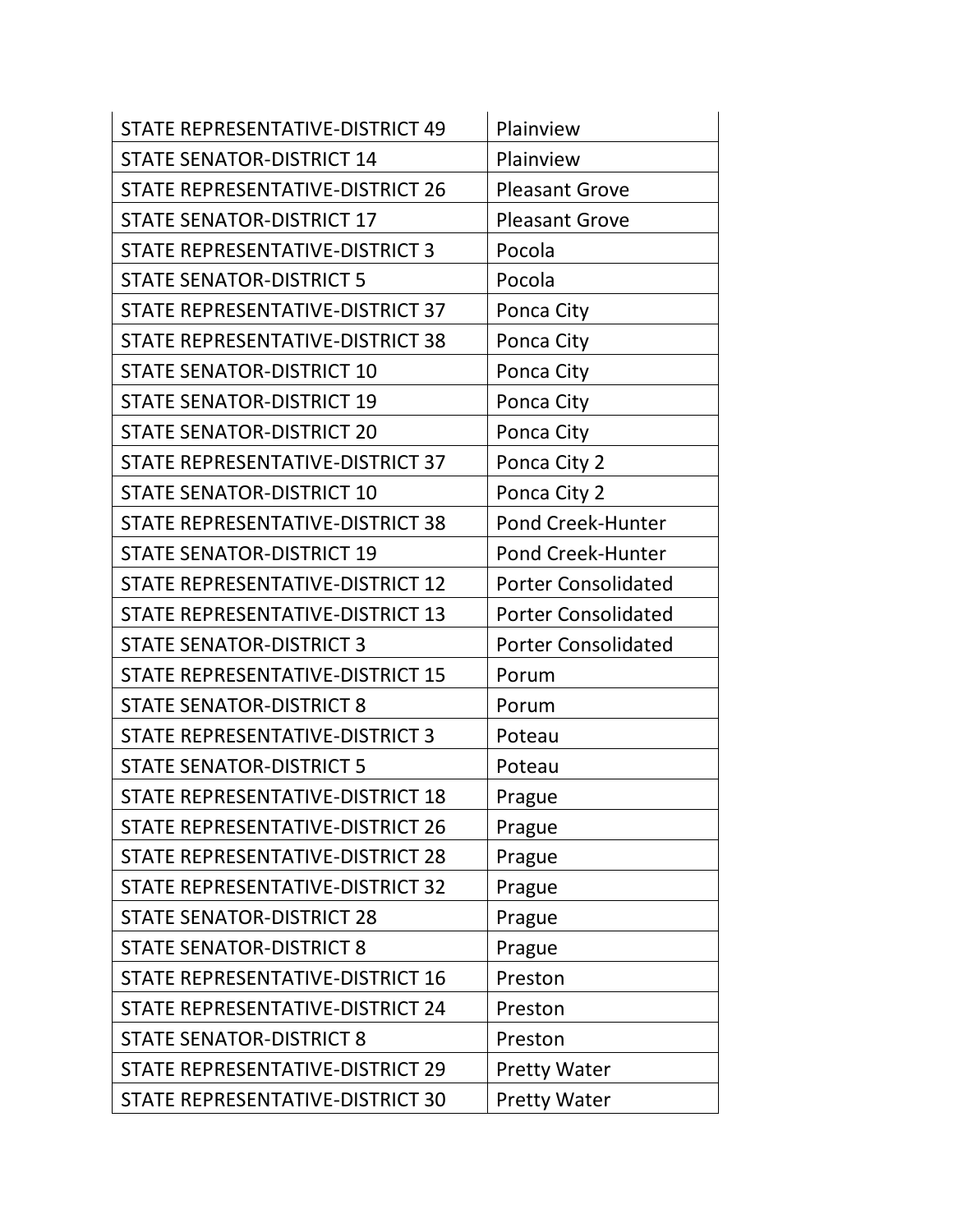| STATE REPRESENTATIVE-DISTRICT 49 | Plainview |
|---|---|
| STATE SENATOR-DISTRICT 14 | Plainview |
| STATE REPRESENTATIVE-DISTRICT 26 | Pleasant Grove |
| STATE SENATOR-DISTRICT 17 | Pleasant Grove |
| STATE REPRESENTATIVE-DISTRICT 3 | Pocola |
| STATE SENATOR-DISTRICT 5 | Pocola |
| STATE REPRESENTATIVE-DISTRICT 37 | Ponca City |
| STATE REPRESENTATIVE-DISTRICT 38 | Ponca City |
| STATE SENATOR-DISTRICT 10 | Ponca City |
| STATE SENATOR-DISTRICT 19 | Ponca City |
| STATE SENATOR-DISTRICT 20 | Ponca City |
| STATE REPRESENTATIVE-DISTRICT 37 | Ponca City 2 |
| STATE SENATOR-DISTRICT 10 | Ponca City 2 |
| STATE REPRESENTATIVE-DISTRICT 38 | Pond Creek-Hunter |
| STATE SENATOR-DISTRICT 19 | Pond Creek-Hunter |
| STATE REPRESENTATIVE-DISTRICT 12 | Porter Consolidated |
| STATE REPRESENTATIVE-DISTRICT 13 | Porter Consolidated |
| STATE SENATOR-DISTRICT 3 | Porter Consolidated |
| STATE REPRESENTATIVE-DISTRICT 15 | Porum |
| STATE SENATOR-DISTRICT 8 | Porum |
| STATE REPRESENTATIVE-DISTRICT 3 | Poteau |
| STATE SENATOR-DISTRICT 5 | Poteau |
| STATE REPRESENTATIVE-DISTRICT 18 | Prague |
| STATE REPRESENTATIVE-DISTRICT 26 | Prague |
| STATE REPRESENTATIVE-DISTRICT 28 | Prague |
| STATE REPRESENTATIVE-DISTRICT 32 | Prague |
| STATE SENATOR-DISTRICT 28 | Prague |
| STATE SENATOR-DISTRICT 8 | Prague |
| STATE REPRESENTATIVE-DISTRICT 16 | Preston |
| STATE REPRESENTATIVE-DISTRICT 24 | Preston |
| STATE SENATOR-DISTRICT 8 | Preston |
| STATE REPRESENTATIVE-DISTRICT 29 | Pretty Water |
| STATE REPRESENTATIVE-DISTRICT 30 | Pretty Water |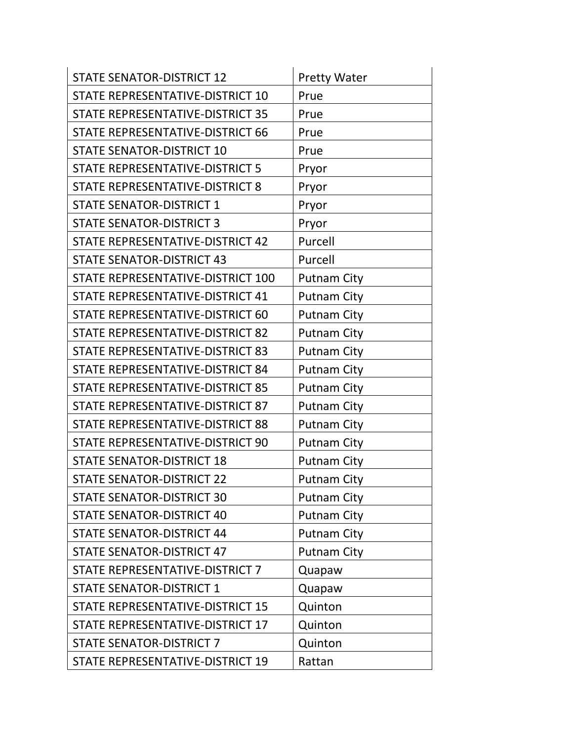| STATE SENATOR-DISTRICT 12 | Pretty Water |
|---|---|
| STATE REPRESENTATIVE-DISTRICT 10 | Prue |
| STATE REPRESENTATIVE-DISTRICT 35 | Prue |
| STATE REPRESENTATIVE-DISTRICT 66 | Prue |
| STATE SENATOR-DISTRICT 10 | Prue |
| STATE REPRESENTATIVE-DISTRICT 5 | Pryor |
| STATE REPRESENTATIVE-DISTRICT 8 | Pryor |
| STATE SENATOR-DISTRICT 1 | Pryor |
| STATE SENATOR-DISTRICT 3 | Pryor |
| STATE REPRESENTATIVE-DISTRICT 42 | Purcell |
| STATE SENATOR-DISTRICT 43 | Purcell |
| STATE REPRESENTATIVE-DISTRICT 100 | Putnam City |
| STATE REPRESENTATIVE-DISTRICT 41 | Putnam City |
| STATE REPRESENTATIVE-DISTRICT 60 | Putnam City |
| STATE REPRESENTATIVE-DISTRICT 82 | Putnam City |
| STATE REPRESENTATIVE-DISTRICT 83 | Putnam City |
| STATE REPRESENTATIVE-DISTRICT 84 | Putnam City |
| STATE REPRESENTATIVE-DISTRICT 85 | Putnam City |
| STATE REPRESENTATIVE-DISTRICT 87 | Putnam City |
| STATE REPRESENTATIVE-DISTRICT 88 | Putnam City |
| STATE REPRESENTATIVE-DISTRICT 90 | Putnam City |
| STATE SENATOR-DISTRICT 18 | Putnam City |
| STATE SENATOR-DISTRICT 22 | Putnam City |
| STATE SENATOR-DISTRICT 30 | Putnam City |
| STATE SENATOR-DISTRICT 40 | Putnam City |
| STATE SENATOR-DISTRICT 44 | Putnam City |
| STATE SENATOR-DISTRICT 47 | Putnam City |
| STATE REPRESENTATIVE-DISTRICT 7 | Quapaw |
| STATE SENATOR-DISTRICT 1 | Quapaw |
| STATE REPRESENTATIVE-DISTRICT 15 | Quinton |
| STATE REPRESENTATIVE-DISTRICT 17 | Quinton |
| STATE SENATOR-DISTRICT 7 | Quinton |
| STATE REPRESENTATIVE-DISTRICT 19 | Rattan |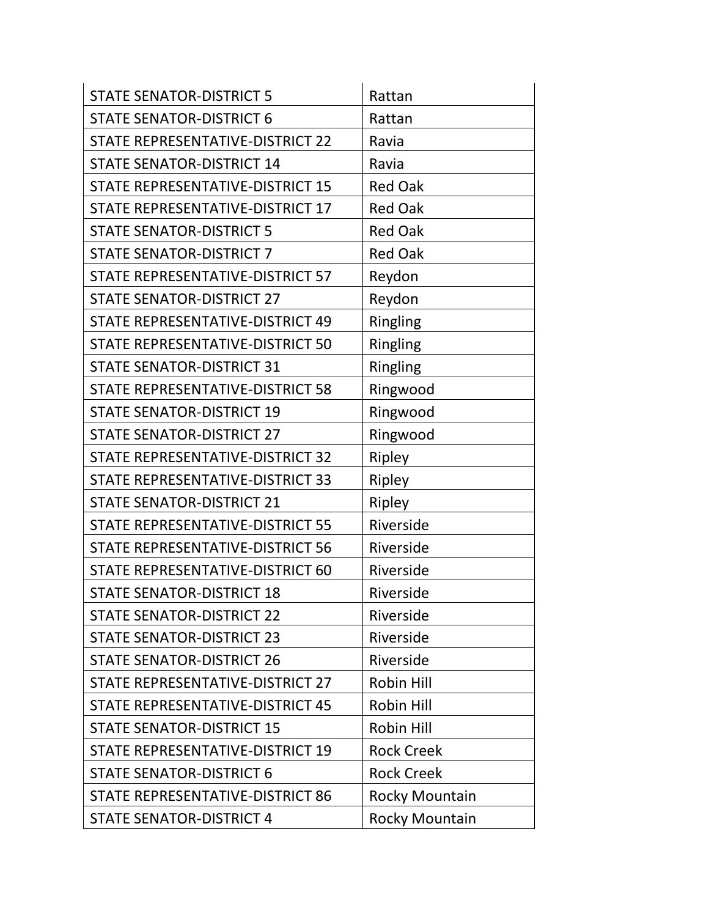| STATE SENATOR-DISTRICT 5 | Rattan |
|---|---|
| STATE SENATOR-DISTRICT 6 | Rattan |
| STATE REPRESENTATIVE-DISTRICT 22 | Ravia |
| STATE SENATOR-DISTRICT 14 | Ravia |
| STATE REPRESENTATIVE-DISTRICT 15 | Red Oak |
| STATE REPRESENTATIVE-DISTRICT 17 | Red Oak |
| STATE SENATOR-DISTRICT 5 | Red Oak |
| STATE SENATOR-DISTRICT 7 | Red Oak |
| STATE REPRESENTATIVE-DISTRICT 57 | Reydon |
| STATE SENATOR-DISTRICT 27 | Reydon |
| STATE REPRESENTATIVE-DISTRICT 49 | Ringling |
| STATE REPRESENTATIVE-DISTRICT 50 | Ringling |
| STATE SENATOR-DISTRICT 31 | Ringling |
| STATE REPRESENTATIVE-DISTRICT 58 | Ringwood |
| STATE SENATOR-DISTRICT 19 | Ringwood |
| STATE SENATOR-DISTRICT 27 | Ringwood |
| STATE REPRESENTATIVE-DISTRICT 32 | Ripley |
| STATE REPRESENTATIVE-DISTRICT 33 | Ripley |
| STATE SENATOR-DISTRICT 21 | Ripley |
| STATE REPRESENTATIVE-DISTRICT 55 | Riverside |
| STATE REPRESENTATIVE-DISTRICT 56 | Riverside |
| STATE REPRESENTATIVE-DISTRICT 60 | Riverside |
| STATE SENATOR-DISTRICT 18 | Riverside |
| STATE SENATOR-DISTRICT 22 | Riverside |
| STATE SENATOR-DISTRICT 23 | Riverside |
| STATE SENATOR-DISTRICT 26 | Riverside |
| STATE REPRESENTATIVE-DISTRICT 27 | Robin Hill |
| STATE REPRESENTATIVE-DISTRICT 45 | Robin Hill |
| STATE SENATOR-DISTRICT 15 | Robin Hill |
| STATE REPRESENTATIVE-DISTRICT 19 | Rock Creek |
| STATE SENATOR-DISTRICT 6 | Rock Creek |
| STATE REPRESENTATIVE-DISTRICT 86 | Rocky Mountain |
| STATE SENATOR-DISTRICT 4 | Rocky Mountain |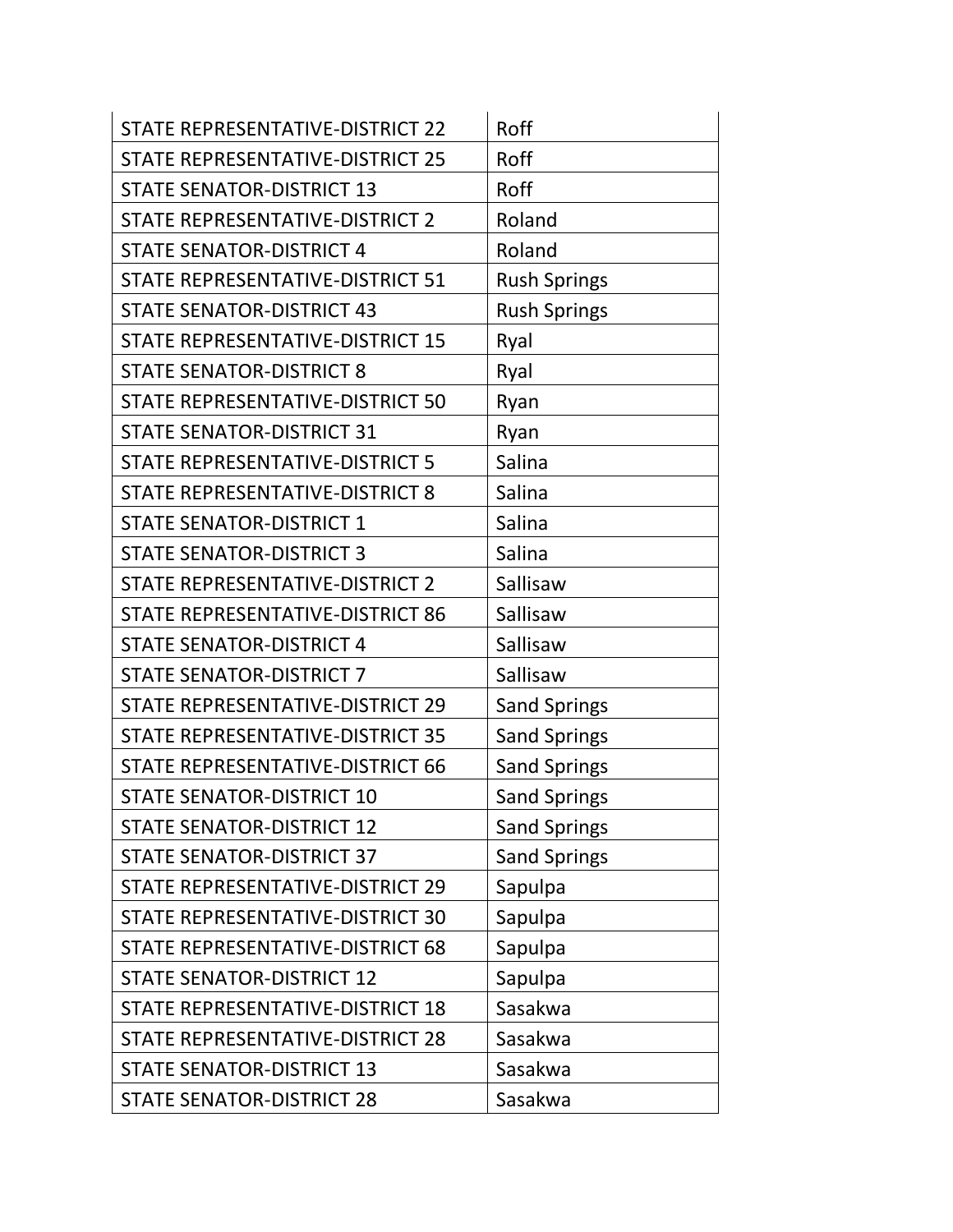| | |
|---|---|
| STATE REPRESENTATIVE-DISTRICT 22 | Roff |
| STATE REPRESENTATIVE-DISTRICT 25 | Roff |
| STATE SENATOR-DISTRICT 13 | Roff |
| STATE REPRESENTATIVE-DISTRICT 2 | Roland |
| STATE SENATOR-DISTRICT 4 | Roland |
| STATE REPRESENTATIVE-DISTRICT 51 | Rush Springs |
| STATE SENATOR-DISTRICT 43 | Rush Springs |
| STATE REPRESENTATIVE-DISTRICT 15 | Ryal |
| STATE SENATOR-DISTRICT 8 | Ryal |
| STATE REPRESENTATIVE-DISTRICT 50 | Ryan |
| STATE SENATOR-DISTRICT 31 | Ryan |
| STATE REPRESENTATIVE-DISTRICT 5 | Salina |
| STATE REPRESENTATIVE-DISTRICT 8 | Salina |
| STATE SENATOR-DISTRICT 1 | Salina |
| STATE SENATOR-DISTRICT 3 | Salina |
| STATE REPRESENTATIVE-DISTRICT 2 | Sallisaw |
| STATE REPRESENTATIVE-DISTRICT 86 | Sallisaw |
| STATE SENATOR-DISTRICT 4 | Sallisaw |
| STATE SENATOR-DISTRICT 7 | Sallisaw |
| STATE REPRESENTATIVE-DISTRICT 29 | Sand Springs |
| STATE REPRESENTATIVE-DISTRICT 35 | Sand Springs |
| STATE REPRESENTATIVE-DISTRICT 66 | Sand Springs |
| STATE SENATOR-DISTRICT 10 | Sand Springs |
| STATE SENATOR-DISTRICT 12 | Sand Springs |
| STATE SENATOR-DISTRICT 37 | Sand Springs |
| STATE REPRESENTATIVE-DISTRICT 29 | Sapulpa |
| STATE REPRESENTATIVE-DISTRICT 30 | Sapulpa |
| STATE REPRESENTATIVE-DISTRICT 68 | Sapulpa |
| STATE SENATOR-DISTRICT 12 | Sapulpa |
| STATE REPRESENTATIVE-DISTRICT 18 | Sasakwa |
| STATE REPRESENTATIVE-DISTRICT 28 | Sasakwa |
| STATE SENATOR-DISTRICT 13 | Sasakwa |
| STATE SENATOR-DISTRICT 28 | Sasakwa |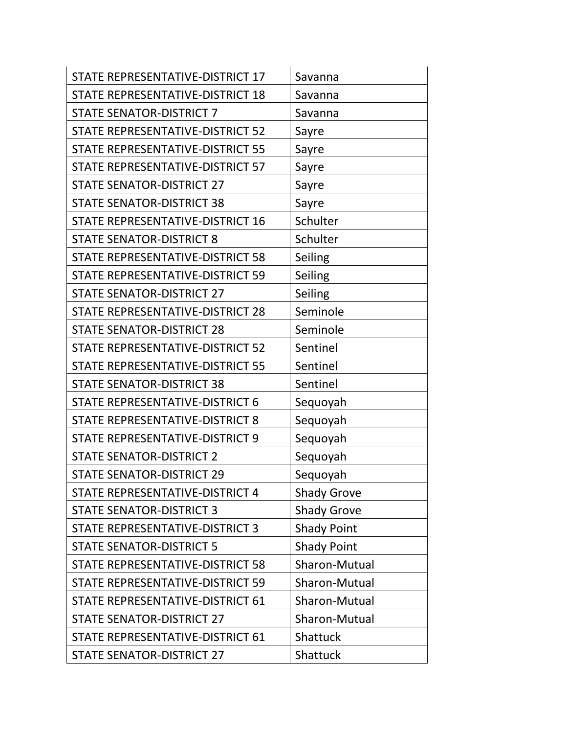| | |
|---|---|
| STATE REPRESENTATIVE-DISTRICT 17 | Savanna |
| STATE REPRESENTATIVE-DISTRICT 18 | Savanna |
| STATE SENATOR-DISTRICT 7 | Savanna |
| STATE REPRESENTATIVE-DISTRICT 52 | Sayre |
| STATE REPRESENTATIVE-DISTRICT 55 | Sayre |
| STATE REPRESENTATIVE-DISTRICT 57 | Sayre |
| STATE SENATOR-DISTRICT 27 | Sayre |
| STATE SENATOR-DISTRICT 38 | Sayre |
| STATE REPRESENTATIVE-DISTRICT 16 | Schulter |
| STATE SENATOR-DISTRICT 8 | Schulter |
| STATE REPRESENTATIVE-DISTRICT 58 | Seiling |
| STATE REPRESENTATIVE-DISTRICT 59 | Seiling |
| STATE SENATOR-DISTRICT 27 | Seiling |
| STATE REPRESENTATIVE-DISTRICT 28 | Seminole |
| STATE SENATOR-DISTRICT 28 | Seminole |
| STATE REPRESENTATIVE-DISTRICT 52 | Sentinel |
| STATE REPRESENTATIVE-DISTRICT 55 | Sentinel |
| STATE SENATOR-DISTRICT 38 | Sentinel |
| STATE REPRESENTATIVE-DISTRICT 6 | Sequoyah |
| STATE REPRESENTATIVE-DISTRICT 8 | Sequoyah |
| STATE REPRESENTATIVE-DISTRICT 9 | Sequoyah |
| STATE SENATOR-DISTRICT 2 | Sequoyah |
| STATE SENATOR-DISTRICT 29 | Sequoyah |
| STATE REPRESENTATIVE-DISTRICT 4 | Shady Grove |
| STATE SENATOR-DISTRICT 3 | Shady Grove |
| STATE REPRESENTATIVE-DISTRICT 3 | Shady Point |
| STATE SENATOR-DISTRICT 5 | Shady Point |
| STATE REPRESENTATIVE-DISTRICT 58 | Sharon-Mutual |
| STATE REPRESENTATIVE-DISTRICT 59 | Sharon-Mutual |
| STATE REPRESENTATIVE-DISTRICT 61 | Sharon-Mutual |
| STATE SENATOR-DISTRICT 27 | Sharon-Mutual |
| STATE REPRESENTATIVE-DISTRICT 61 | Shattuck |
| STATE SENATOR-DISTRICT 27 | Shattuck |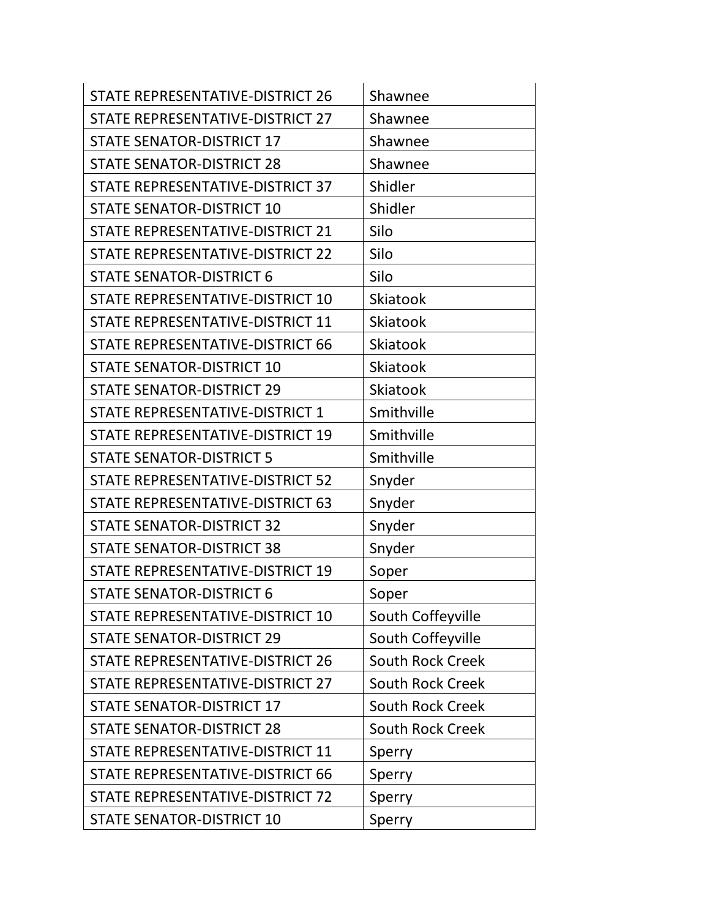| STATE REPRESENTATIVE-DISTRICT 26 | Shawnee |
|---|---|
| STATE REPRESENTATIVE-DISTRICT 27 | Shawnee |
| STATE SENATOR-DISTRICT 17 | Shawnee |
| STATE SENATOR-DISTRICT 28 | Shawnee |
| STATE REPRESENTATIVE-DISTRICT 37 | Shidler |
| STATE SENATOR-DISTRICT 10 | Shidler |
| STATE REPRESENTATIVE-DISTRICT 21 | Silo |
| STATE REPRESENTATIVE-DISTRICT 22 | Silo |
| STATE SENATOR-DISTRICT 6 | Silo |
| STATE REPRESENTATIVE-DISTRICT 10 | Skiatook |
| STATE REPRESENTATIVE-DISTRICT 11 | Skiatook |
| STATE REPRESENTATIVE-DISTRICT 66 | Skiatook |
| STATE SENATOR-DISTRICT 10 | Skiatook |
| STATE SENATOR-DISTRICT 29 | Skiatook |
| STATE REPRESENTATIVE-DISTRICT 1 | Smithville |
| STATE REPRESENTATIVE-DISTRICT 19 | Smithville |
| STATE SENATOR-DISTRICT 5 | Smithville |
| STATE REPRESENTATIVE-DISTRICT 52 | Snyder |
| STATE REPRESENTATIVE-DISTRICT 63 | Snyder |
| STATE SENATOR-DISTRICT 32 | Snyder |
| STATE SENATOR-DISTRICT 38 | Snyder |
| STATE REPRESENTATIVE-DISTRICT 19 | Soper |
| STATE SENATOR-DISTRICT 6 | Soper |
| STATE REPRESENTATIVE-DISTRICT 10 | South Coffeyville |
| STATE SENATOR-DISTRICT 29 | South Coffeyville |
| STATE REPRESENTATIVE-DISTRICT 26 | South Rock Creek |
| STATE REPRESENTATIVE-DISTRICT 27 | South Rock Creek |
| STATE SENATOR-DISTRICT 17 | South Rock Creek |
| STATE SENATOR-DISTRICT 28 | South Rock Creek |
| STATE REPRESENTATIVE-DISTRICT 11 | Sperry |
| STATE REPRESENTATIVE-DISTRICT 66 | Sperry |
| STATE REPRESENTATIVE-DISTRICT 72 | Sperry |
| STATE SENATOR-DISTRICT 10 | Sperry |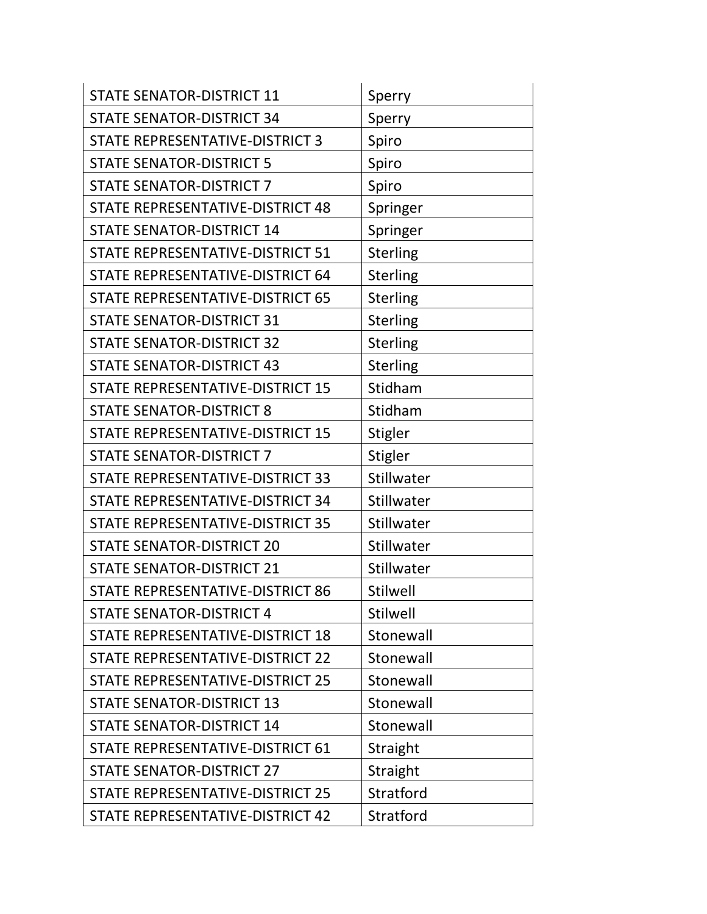| | |
|---|---|
| STATE SENATOR-DISTRICT 11 | Sperry |
| STATE SENATOR-DISTRICT 34 | Sperry |
| STATE REPRESENTATIVE-DISTRICT 3 | Spiro |
| STATE SENATOR-DISTRICT 5 | Spiro |
| STATE SENATOR-DISTRICT 7 | Spiro |
| STATE REPRESENTATIVE-DISTRICT 48 | Springer |
| STATE SENATOR-DISTRICT 14 | Springer |
| STATE REPRESENTATIVE-DISTRICT 51 | Sterling |
| STATE REPRESENTATIVE-DISTRICT 64 | Sterling |
| STATE REPRESENTATIVE-DISTRICT 65 | Sterling |
| STATE SENATOR-DISTRICT 31 | Sterling |
| STATE SENATOR-DISTRICT 32 | Sterling |
| STATE SENATOR-DISTRICT 43 | Sterling |
| STATE REPRESENTATIVE-DISTRICT 15 | Stidham |
| STATE SENATOR-DISTRICT 8 | Stidham |
| STATE REPRESENTATIVE-DISTRICT 15 | Stigler |
| STATE SENATOR-DISTRICT 7 | Stigler |
| STATE REPRESENTATIVE-DISTRICT 33 | Stillwater |
| STATE REPRESENTATIVE-DISTRICT 34 | Stillwater |
| STATE REPRESENTATIVE-DISTRICT 35 | Stillwater |
| STATE SENATOR-DISTRICT 20 | Stillwater |
| STATE SENATOR-DISTRICT 21 | Stillwater |
| STATE REPRESENTATIVE-DISTRICT 86 | Stilwell |
| STATE SENATOR-DISTRICT 4 | Stilwell |
| STATE REPRESENTATIVE-DISTRICT 18 | Stonewall |
| STATE REPRESENTATIVE-DISTRICT 22 | Stonewall |
| STATE REPRESENTATIVE-DISTRICT 25 | Stonewall |
| STATE SENATOR-DISTRICT 13 | Stonewall |
| STATE SENATOR-DISTRICT 14 | Stonewall |
| STATE REPRESENTATIVE-DISTRICT 61 | Straight |
| STATE SENATOR-DISTRICT 27 | Straight |
| STATE REPRESENTATIVE-DISTRICT 25 | Stratford |
| STATE REPRESENTATIVE-DISTRICT 42 | Stratford |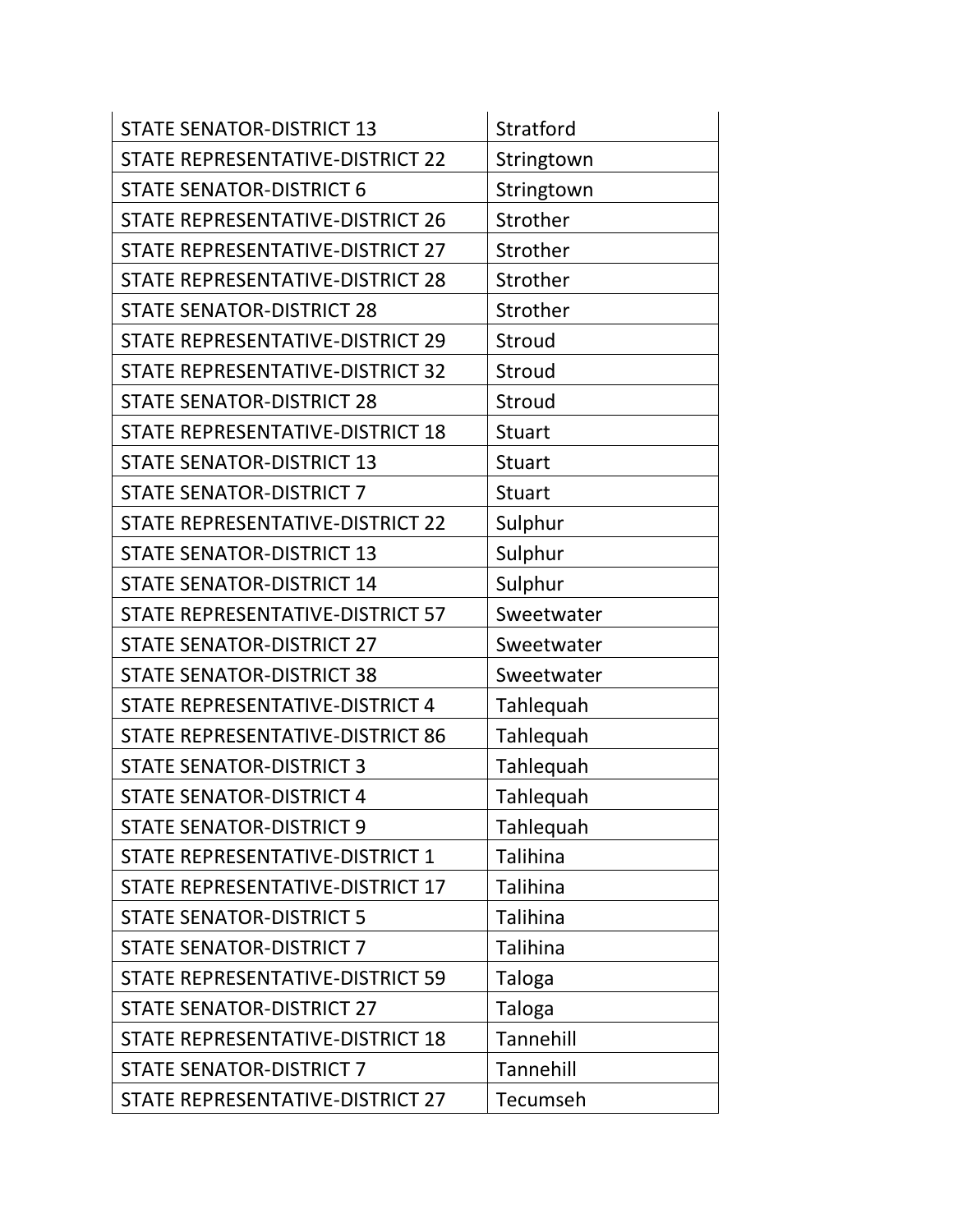| | |
|---|---|
| STATE SENATOR-DISTRICT 13 | Stratford |
| STATE REPRESENTATIVE-DISTRICT 22 | Stringtown |
| STATE SENATOR-DISTRICT 6 | Stringtown |
| STATE REPRESENTATIVE-DISTRICT 26 | Strother |
| STATE REPRESENTATIVE-DISTRICT 27 | Strother |
| STATE REPRESENTATIVE-DISTRICT 28 | Strother |
| STATE SENATOR-DISTRICT 28 | Strother |
| STATE REPRESENTATIVE-DISTRICT 29 | Stroud |
| STATE REPRESENTATIVE-DISTRICT 32 | Stroud |
| STATE SENATOR-DISTRICT 28 | Stroud |
| STATE REPRESENTATIVE-DISTRICT 18 | Stuart |
| STATE SENATOR-DISTRICT 13 | Stuart |
| STATE SENATOR-DISTRICT 7 | Stuart |
| STATE REPRESENTATIVE-DISTRICT 22 | Sulphur |
| STATE SENATOR-DISTRICT 13 | Sulphur |
| STATE SENATOR-DISTRICT 14 | Sulphur |
| STATE REPRESENTATIVE-DISTRICT 57 | Sweetwater |
| STATE SENATOR-DISTRICT 27 | Sweetwater |
| STATE SENATOR-DISTRICT 38 | Sweetwater |
| STATE REPRESENTATIVE-DISTRICT 4 | Tahlequah |
| STATE REPRESENTATIVE-DISTRICT 86 | Tahlequah |
| STATE SENATOR-DISTRICT 3 | Tahlequah |
| STATE SENATOR-DISTRICT 4 | Tahlequah |
| STATE SENATOR-DISTRICT 9 | Tahlequah |
| STATE REPRESENTATIVE-DISTRICT 1 | Talihina |
| STATE REPRESENTATIVE-DISTRICT 17 | Talihina |
| STATE SENATOR-DISTRICT 5 | Talihina |
| STATE SENATOR-DISTRICT 7 | Talihina |
| STATE REPRESENTATIVE-DISTRICT 59 | Taloga |
| STATE SENATOR-DISTRICT 27 | Taloga |
| STATE REPRESENTATIVE-DISTRICT 18 | Tannehill |
| STATE SENATOR-DISTRICT 7 | Tannehill |
| STATE REPRESENTATIVE-DISTRICT 27 | Tecumseh |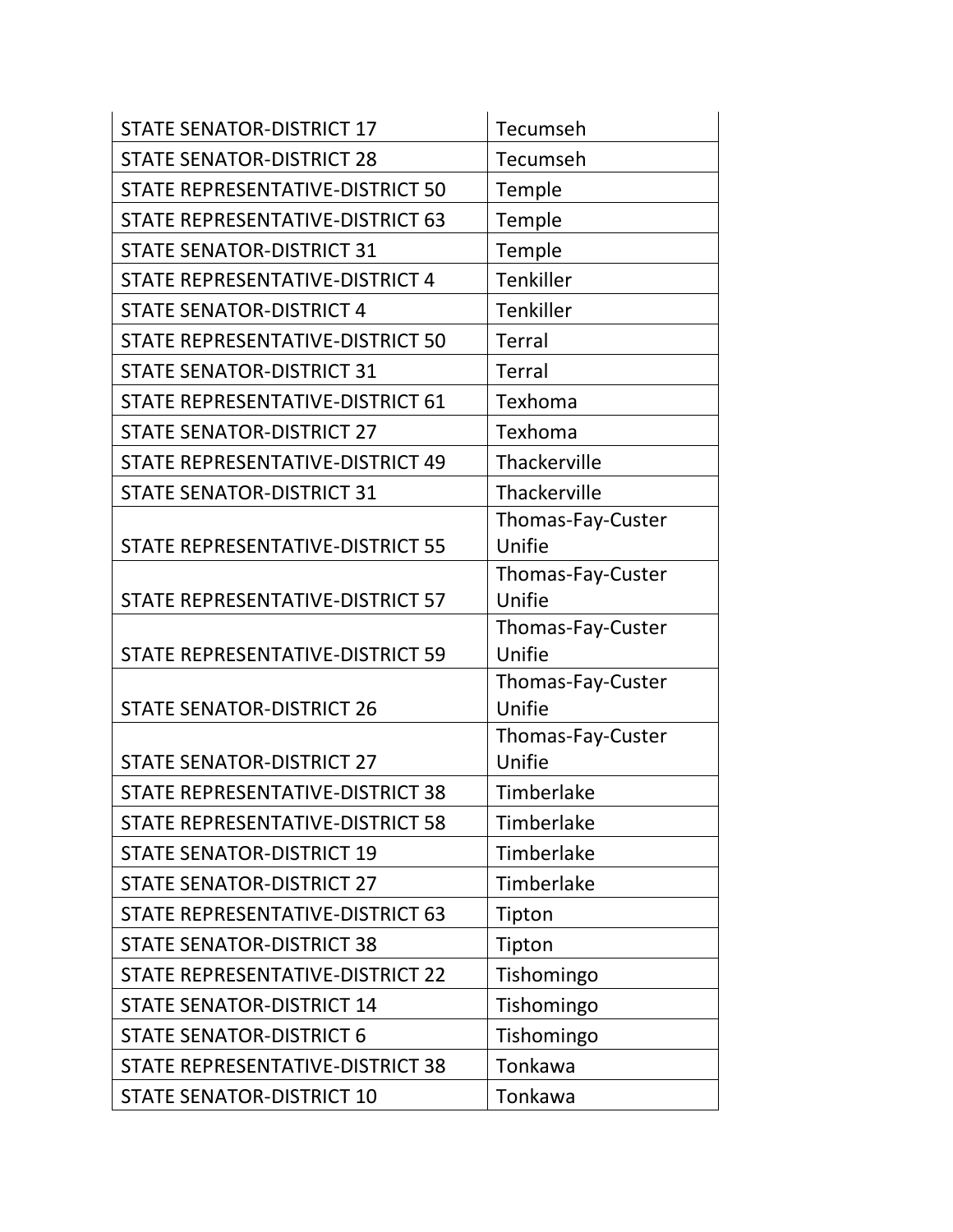| | |
|---|---|
| STATE SENATOR-DISTRICT 17 | Tecumseh |
| STATE SENATOR-DISTRICT 28 | Tecumseh |
| STATE REPRESENTATIVE-DISTRICT 50 | Temple |
| STATE REPRESENTATIVE-DISTRICT 63 | Temple |
| STATE SENATOR-DISTRICT 31 | Temple |
| STATE REPRESENTATIVE-DISTRICT 4 | Tenkiller |
| STATE SENATOR-DISTRICT 4 | Tenkiller |
| STATE REPRESENTATIVE-DISTRICT 50 | Terral |
| STATE SENATOR-DISTRICT 31 | Terral |
| STATE REPRESENTATIVE-DISTRICT 61 | Texhoma |
| STATE SENATOR-DISTRICT 27 | Texhoma |
| STATE REPRESENTATIVE-DISTRICT 49 | Thackerville |
| STATE SENATOR-DISTRICT 31 | Thackerville |
| STATE REPRESENTATIVE-DISTRICT 55 | Thomas-Fay-Custer Unifie |
| STATE REPRESENTATIVE-DISTRICT 57 | Thomas-Fay-Custer Unifie |
| STATE REPRESENTATIVE-DISTRICT 59 | Thomas-Fay-Custer Unifie |
| STATE SENATOR-DISTRICT 26 | Thomas-Fay-Custer Unifie |
| STATE SENATOR-DISTRICT 27 | Thomas-Fay-Custer Unifie |
| STATE REPRESENTATIVE-DISTRICT 38 | Timberlake |
| STATE REPRESENTATIVE-DISTRICT 58 | Timberlake |
| STATE SENATOR-DISTRICT 19 | Timberlake |
| STATE SENATOR-DISTRICT 27 | Timberlake |
| STATE REPRESENTATIVE-DISTRICT 63 | Tipton |
| STATE SENATOR-DISTRICT 38 | Tipton |
| STATE REPRESENTATIVE-DISTRICT 22 | Tishomingo |
| STATE SENATOR-DISTRICT 14 | Tishomingo |
| STATE SENATOR-DISTRICT 6 | Tishomingo |
| STATE REPRESENTATIVE-DISTRICT 38 | Tonkawa |
| STATE SENATOR-DISTRICT 10 | Tonkawa |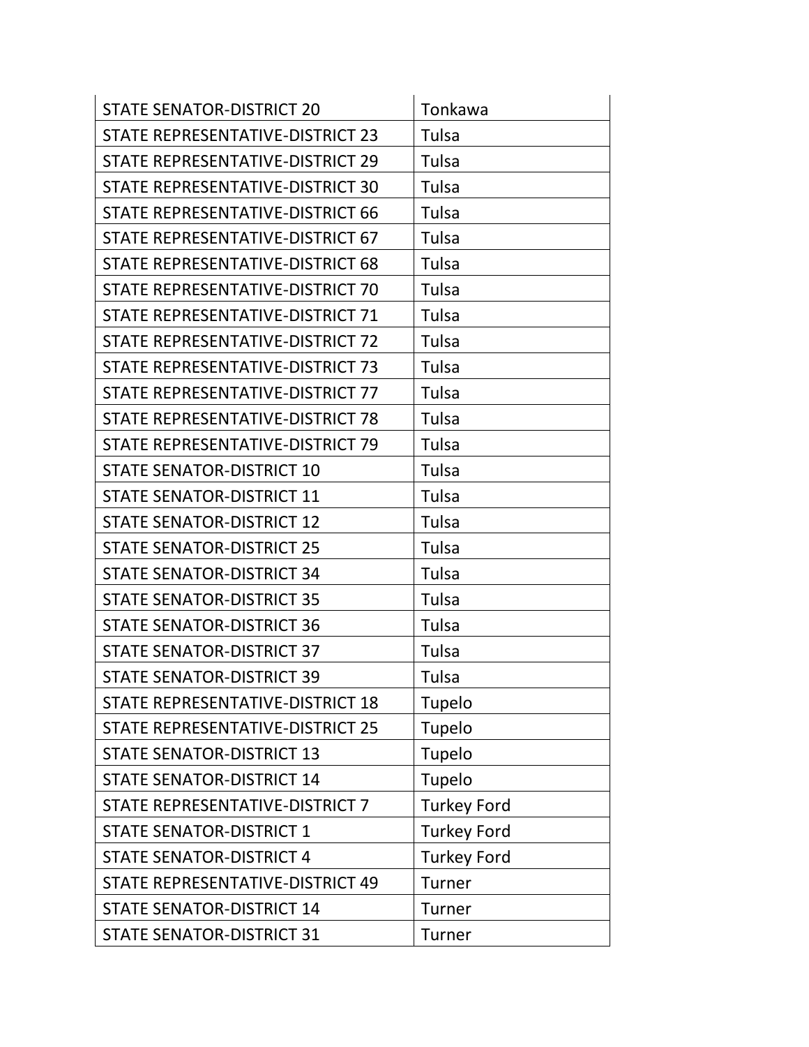| STATE SENATOR-DISTRICT 20 | Tonkawa |
|---|---|
| STATE REPRESENTATIVE-DISTRICT 23 | Tulsa |
| STATE REPRESENTATIVE-DISTRICT 29 | Tulsa |
| STATE REPRESENTATIVE-DISTRICT 30 | Tulsa |
| STATE REPRESENTATIVE-DISTRICT 66 | Tulsa |
| STATE REPRESENTATIVE-DISTRICT 67 | Tulsa |
| STATE REPRESENTATIVE-DISTRICT 68 | Tulsa |
| STATE REPRESENTATIVE-DISTRICT 70 | Tulsa |
| STATE REPRESENTATIVE-DISTRICT 71 | Tulsa |
| STATE REPRESENTATIVE-DISTRICT 72 | Tulsa |
| STATE REPRESENTATIVE-DISTRICT 73 | Tulsa |
| STATE REPRESENTATIVE-DISTRICT 77 | Tulsa |
| STATE REPRESENTATIVE-DISTRICT 78 | Tulsa |
| STATE REPRESENTATIVE-DISTRICT 79 | Tulsa |
| STATE SENATOR-DISTRICT 10 | Tulsa |
| STATE SENATOR-DISTRICT 11 | Tulsa |
| STATE SENATOR-DISTRICT 12 | Tulsa |
| STATE SENATOR-DISTRICT 25 | Tulsa |
| STATE SENATOR-DISTRICT 34 | Tulsa |
| STATE SENATOR-DISTRICT 35 | Tulsa |
| STATE SENATOR-DISTRICT 36 | Tulsa |
| STATE SENATOR-DISTRICT 37 | Tulsa |
| STATE SENATOR-DISTRICT 39 | Tulsa |
| STATE REPRESENTATIVE-DISTRICT 18 | Tupelo |
| STATE REPRESENTATIVE-DISTRICT 25 | Tupelo |
| STATE SENATOR-DISTRICT 13 | Tupelo |
| STATE SENATOR-DISTRICT 14 | Tupelo |
| STATE REPRESENTATIVE-DISTRICT 7 | Turkey Ford |
| STATE SENATOR-DISTRICT 1 | Turkey Ford |
| STATE SENATOR-DISTRICT 4 | Turkey Ford |
| STATE REPRESENTATIVE-DISTRICT 49 | Turner |
| STATE SENATOR-DISTRICT 14 | Turner |
| STATE SENATOR-DISTRICT 31 | Turner |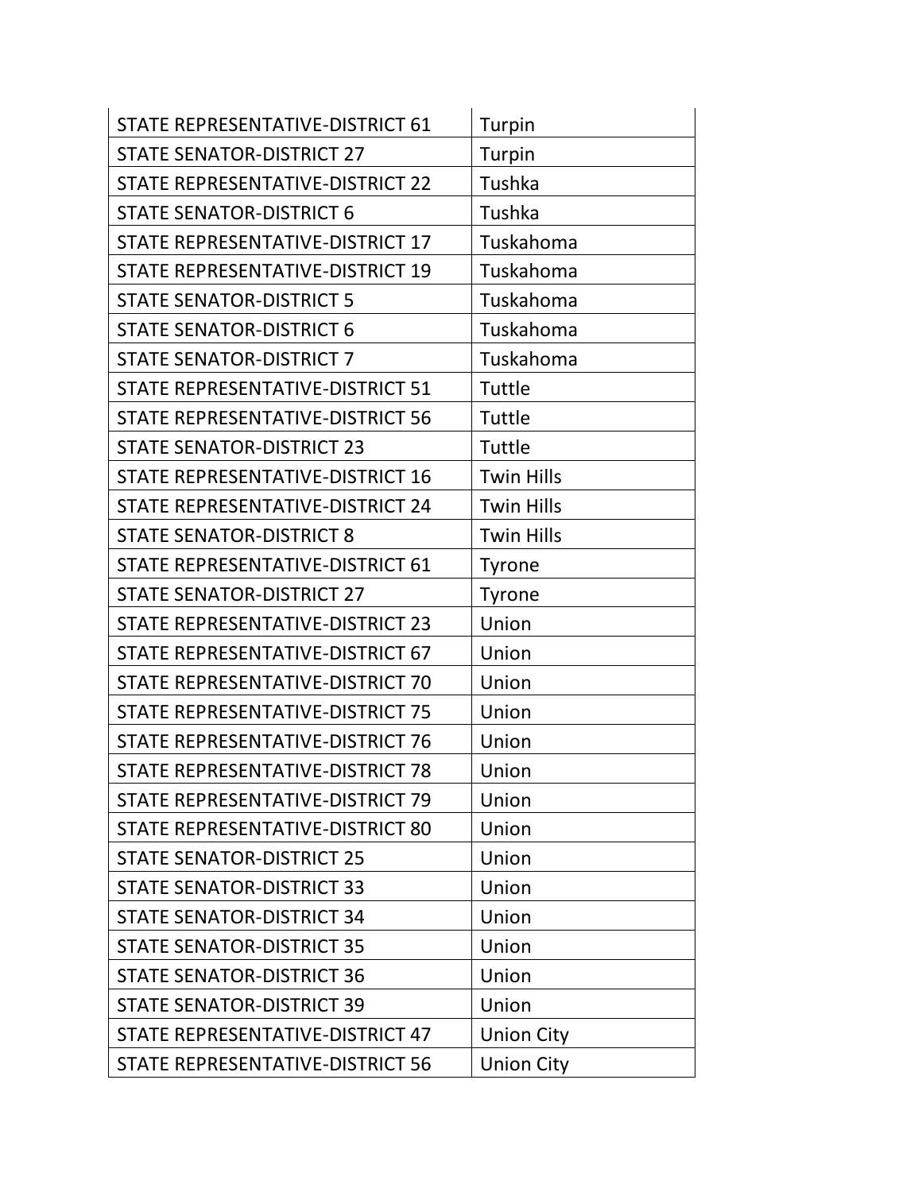| | |
|---|---|
| STATE REPRESENTATIVE-DISTRICT 61 | Turpin |
| STATE SENATOR-DISTRICT 27 | Turpin |
| STATE REPRESENTATIVE-DISTRICT 22 | Tushka |
| STATE SENATOR-DISTRICT 6 | Tushka |
| STATE REPRESENTATIVE-DISTRICT 17 | Tuskahoma |
| STATE REPRESENTATIVE-DISTRICT 19 | Tuskahoma |
| STATE SENATOR-DISTRICT 5 | Tuskahoma |
| STATE SENATOR-DISTRICT 6 | Tuskahoma |
| STATE SENATOR-DISTRICT 7 | Tuskahoma |
| STATE REPRESENTATIVE-DISTRICT 51 | Tuttle |
| STATE REPRESENTATIVE-DISTRICT 56 | Tuttle |
| STATE SENATOR-DISTRICT 23 | Tuttle |
| STATE REPRESENTATIVE-DISTRICT 16 | Twin Hills |
| STATE REPRESENTATIVE-DISTRICT 24 | Twin Hills |
| STATE SENATOR-DISTRICT 8 | Twin Hills |
| STATE REPRESENTATIVE-DISTRICT 61 | Tyrone |
| STATE SENATOR-DISTRICT 27 | Tyrone |
| STATE REPRESENTATIVE-DISTRICT 23 | Union |
| STATE REPRESENTATIVE-DISTRICT 67 | Union |
| STATE REPRESENTATIVE-DISTRICT 70 | Union |
| STATE REPRESENTATIVE-DISTRICT 75 | Union |
| STATE REPRESENTATIVE-DISTRICT 76 | Union |
| STATE REPRESENTATIVE-DISTRICT 78 | Union |
| STATE REPRESENTATIVE-DISTRICT 79 | Union |
| STATE REPRESENTATIVE-DISTRICT 80 | Union |
| STATE SENATOR-DISTRICT 25 | Union |
| STATE SENATOR-DISTRICT 33 | Union |
| STATE SENATOR-DISTRICT 34 | Union |
| STATE SENATOR-DISTRICT 35 | Union |
| STATE SENATOR-DISTRICT 36 | Union |
| STATE SENATOR-DISTRICT 39 | Union |
| STATE REPRESENTATIVE-DISTRICT 47 | Union City |
| STATE REPRESENTATIVE-DISTRICT 56 | Union City |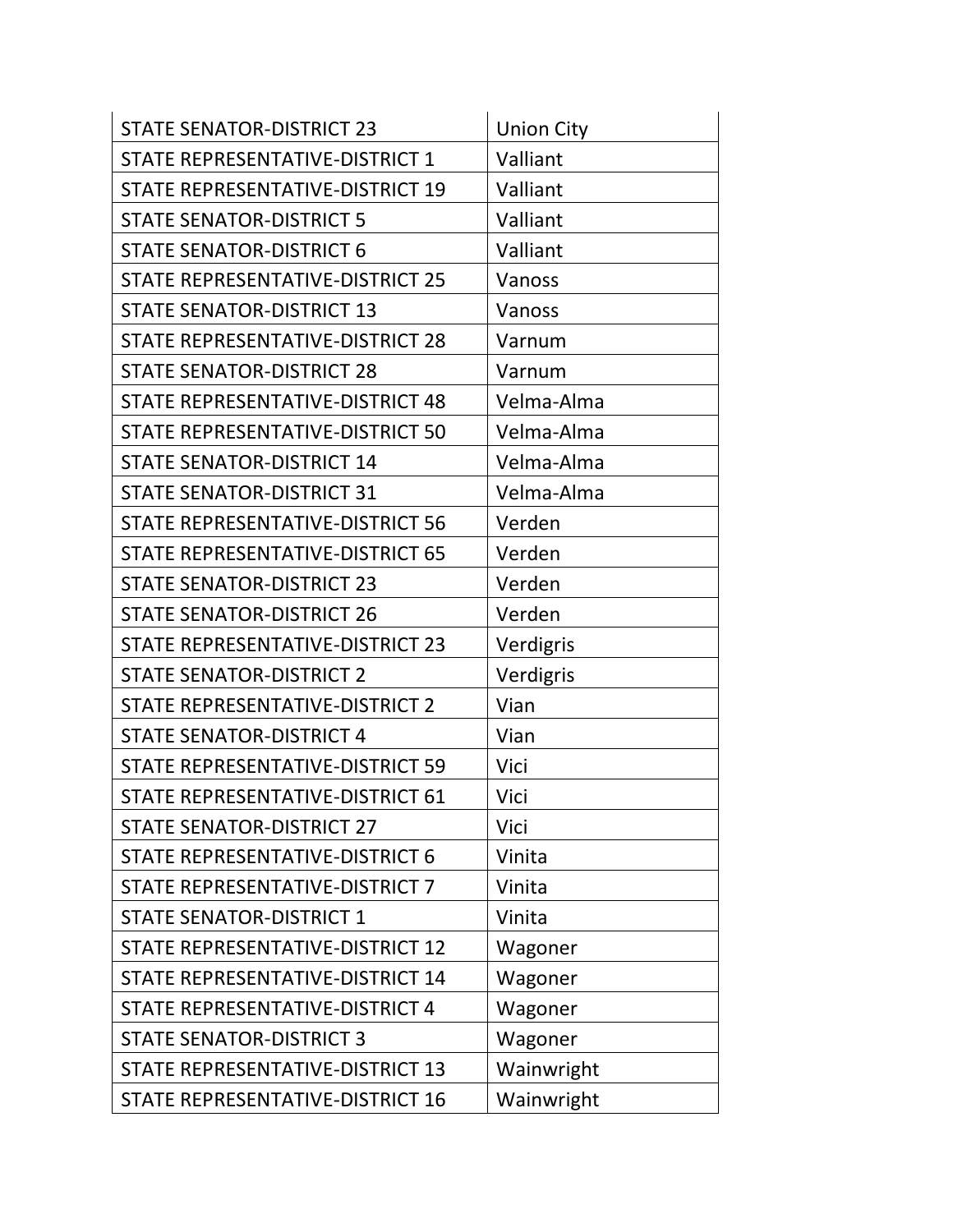| STATE SENATOR-DISTRICT 23 | Union City |
|---|---|
| STATE REPRESENTATIVE-DISTRICT 1 | Valliant |
| STATE REPRESENTATIVE-DISTRICT 19 | Valliant |
| STATE SENATOR-DISTRICT 5 | Valliant |
| STATE SENATOR-DISTRICT 6 | Valliant |
| STATE REPRESENTATIVE-DISTRICT 25 | Vanoss |
| STATE SENATOR-DISTRICT 13 | Vanoss |
| STATE REPRESENTATIVE-DISTRICT 28 | Varnum |
| STATE SENATOR-DISTRICT 28 | Varnum |
| STATE REPRESENTATIVE-DISTRICT 48 | Velma-Alma |
| STATE REPRESENTATIVE-DISTRICT 50 | Velma-Alma |
| STATE SENATOR-DISTRICT 14 | Velma-Alma |
| STATE SENATOR-DISTRICT 31 | Velma-Alma |
| STATE REPRESENTATIVE-DISTRICT 56 | Verden |
| STATE REPRESENTATIVE-DISTRICT 65 | Verden |
| STATE SENATOR-DISTRICT 23 | Verden |
| STATE SENATOR-DISTRICT 26 | Verden |
| STATE REPRESENTATIVE-DISTRICT 23 | Verdigris |
| STATE SENATOR-DISTRICT 2 | Verdigris |
| STATE REPRESENTATIVE-DISTRICT 2 | Vian |
| STATE SENATOR-DISTRICT 4 | Vian |
| STATE REPRESENTATIVE-DISTRICT 59 | Vici |
| STATE REPRESENTATIVE-DISTRICT 61 | Vici |
| STATE SENATOR-DISTRICT 27 | Vici |
| STATE REPRESENTATIVE-DISTRICT 6 | Vinita |
| STATE REPRESENTATIVE-DISTRICT 7 | Vinita |
| STATE SENATOR-DISTRICT 1 | Vinita |
| STATE REPRESENTATIVE-DISTRICT 12 | Wagoner |
| STATE REPRESENTATIVE-DISTRICT 14 | Wagoner |
| STATE REPRESENTATIVE-DISTRICT 4 | Wagoner |
| STATE SENATOR-DISTRICT 3 | Wagoner |
| STATE REPRESENTATIVE-DISTRICT 13 | Wainwright |
| STATE REPRESENTATIVE-DISTRICT 16 | Wainwright |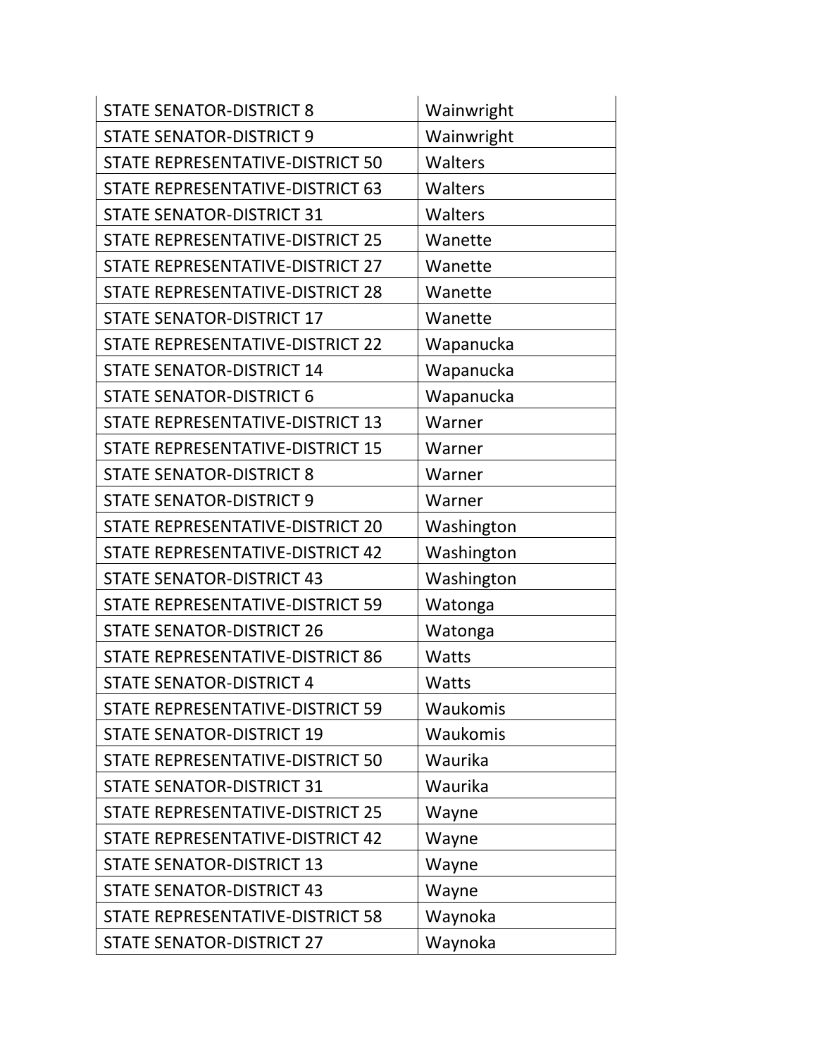| STATE SENATOR-DISTRICT 8 | Wainwright |
| --- | --- |
| STATE SENATOR-DISTRICT 9 | Wainwright |
| STATE REPRESENTATIVE-DISTRICT 50 | Walters |
| STATE REPRESENTATIVE-DISTRICT 63 | Walters |
| STATE SENATOR-DISTRICT 31 | Walters |
| STATE REPRESENTATIVE-DISTRICT 25 | Wanette |
| STATE REPRESENTATIVE-DISTRICT 27 | Wanette |
| STATE REPRESENTATIVE-DISTRICT 28 | Wanette |
| STATE SENATOR-DISTRICT 17 | Wanette |
| STATE REPRESENTATIVE-DISTRICT 22 | Wapanucka |
| STATE SENATOR-DISTRICT 14 | Wapanucka |
| STATE SENATOR-DISTRICT 6 | Wapanucka |
| STATE REPRESENTATIVE-DISTRICT 13 | Warner |
| STATE REPRESENTATIVE-DISTRICT 15 | Warner |
| STATE SENATOR-DISTRICT 8 | Warner |
| STATE SENATOR-DISTRICT 9 | Warner |
| STATE REPRESENTATIVE-DISTRICT 20 | Washington |
| STATE REPRESENTATIVE-DISTRICT 42 | Washington |
| STATE SENATOR-DISTRICT 43 | Washington |
| STATE REPRESENTATIVE-DISTRICT 59 | Watonga |
| STATE SENATOR-DISTRICT 26 | Watonga |
| STATE REPRESENTATIVE-DISTRICT 86 | Watts |
| STATE SENATOR-DISTRICT 4 | Watts |
| STATE REPRESENTATIVE-DISTRICT 59 | Waukomis |
| STATE SENATOR-DISTRICT 19 | Waukomis |
| STATE REPRESENTATIVE-DISTRICT 50 | Waurika |
| STATE SENATOR-DISTRICT 31 | Waurika |
| STATE REPRESENTATIVE-DISTRICT 25 | Wayne |
| STATE REPRESENTATIVE-DISTRICT 42 | Wayne |
| STATE SENATOR-DISTRICT 13 | Wayne |
| STATE SENATOR-DISTRICT 43 | Wayne |
| STATE REPRESENTATIVE-DISTRICT 58 | Waynoka |
| STATE SENATOR-DISTRICT 27 | Waynoka |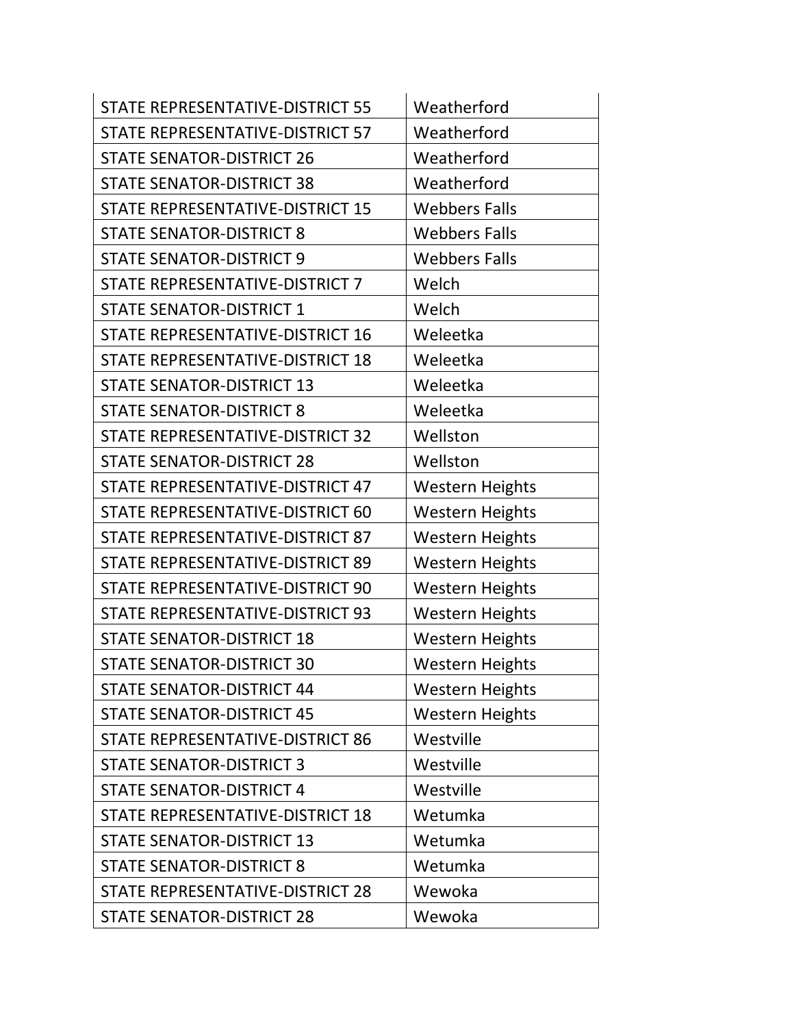| | |
|---|---|
| STATE REPRESENTATIVE-DISTRICT 55 | Weatherford |
| STATE REPRESENTATIVE-DISTRICT 57 | Weatherford |
| STATE SENATOR-DISTRICT 26 | Weatherford |
| STATE SENATOR-DISTRICT 38 | Weatherford |
| STATE REPRESENTATIVE-DISTRICT 15 | Webbers Falls |
| STATE SENATOR-DISTRICT 8 | Webbers Falls |
| STATE SENATOR-DISTRICT 9 | Webbers Falls |
| STATE REPRESENTATIVE-DISTRICT 7 | Welch |
| STATE SENATOR-DISTRICT 1 | Welch |
| STATE REPRESENTATIVE-DISTRICT 16 | Weleetka |
| STATE REPRESENTATIVE-DISTRICT 18 | Weleetka |
| STATE SENATOR-DISTRICT 13 | Weleetka |
| STATE SENATOR-DISTRICT 8 | Weleetka |
| STATE REPRESENTATIVE-DISTRICT 32 | Wellston |
| STATE SENATOR-DISTRICT 28 | Wellston |
| STATE REPRESENTATIVE-DISTRICT 47 | Western Heights |
| STATE REPRESENTATIVE-DISTRICT 60 | Western Heights |
| STATE REPRESENTATIVE-DISTRICT 87 | Western Heights |
| STATE REPRESENTATIVE-DISTRICT 89 | Western Heights |
| STATE REPRESENTATIVE-DISTRICT 90 | Western Heights |
| STATE REPRESENTATIVE-DISTRICT 93 | Western Heights |
| STATE SENATOR-DISTRICT 18 | Western Heights |
| STATE SENATOR-DISTRICT 30 | Western Heights |
| STATE SENATOR-DISTRICT 44 | Western Heights |
| STATE SENATOR-DISTRICT 45 | Western Heights |
| STATE REPRESENTATIVE-DISTRICT 86 | Westville |
| STATE SENATOR-DISTRICT 3 | Westville |
| STATE SENATOR-DISTRICT 4 | Westville |
| STATE REPRESENTATIVE-DISTRICT 18 | Wetumka |
| STATE SENATOR-DISTRICT 13 | Wetumka |
| STATE SENATOR-DISTRICT 8 | Wetumka |
| STATE REPRESENTATIVE-DISTRICT 28 | Wewoka |
| STATE SENATOR-DISTRICT 28 | Wewoka |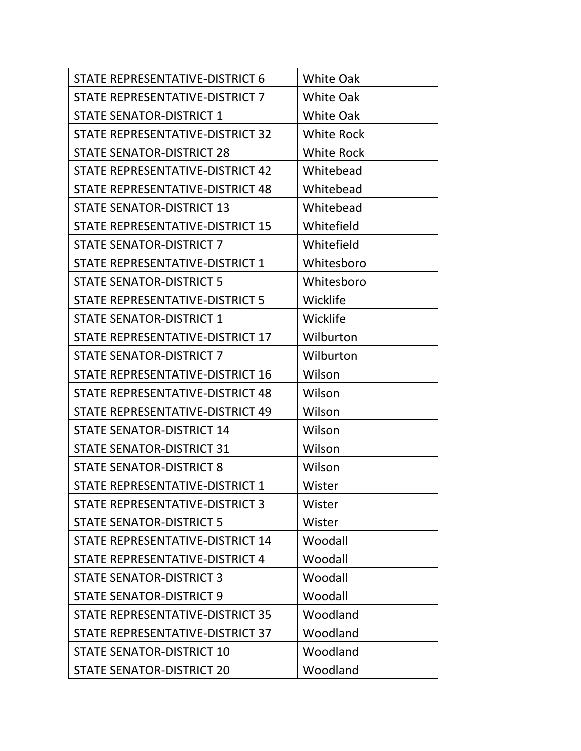| STATE REPRESENTATIVE-DISTRICT 6 | White Oak |
|---|---|
| STATE REPRESENTATIVE-DISTRICT 7 | White Oak |
| STATE SENATOR-DISTRICT 1 | White Oak |
| STATE REPRESENTATIVE-DISTRICT 32 | White Rock |
| STATE SENATOR-DISTRICT 28 | White Rock |
| STATE REPRESENTATIVE-DISTRICT 42 | Whitebead |
| STATE REPRESENTATIVE-DISTRICT 48 | Whitebead |
| STATE SENATOR-DISTRICT 13 | Whitebead |
| STATE REPRESENTATIVE-DISTRICT 15 | Whitefield |
| STATE SENATOR-DISTRICT 7 | Whitefield |
| STATE REPRESENTATIVE-DISTRICT 1 | Whitesboro |
| STATE SENATOR-DISTRICT 5 | Whitesboro |
| STATE REPRESENTATIVE-DISTRICT 5 | Wicklife |
| STATE SENATOR-DISTRICT 1 | Wicklife |
| STATE REPRESENTATIVE-DISTRICT 17 | Wilburton |
| STATE SENATOR-DISTRICT 7 | Wilburton |
| STATE REPRESENTATIVE-DISTRICT 16 | Wilson |
| STATE REPRESENTATIVE-DISTRICT 48 | Wilson |
| STATE REPRESENTATIVE-DISTRICT 49 | Wilson |
| STATE SENATOR-DISTRICT 14 | Wilson |
| STATE SENATOR-DISTRICT 31 | Wilson |
| STATE SENATOR-DISTRICT 8 | Wilson |
| STATE REPRESENTATIVE-DISTRICT 1 | Wister |
| STATE REPRESENTATIVE-DISTRICT 3 | Wister |
| STATE SENATOR-DISTRICT 5 | Wister |
| STATE REPRESENTATIVE-DISTRICT 14 | Woodall |
| STATE REPRESENTATIVE-DISTRICT 4 | Woodall |
| STATE SENATOR-DISTRICT 3 | Woodall |
| STATE SENATOR-DISTRICT 9 | Woodall |
| STATE REPRESENTATIVE-DISTRICT 35 | Woodland |
| STATE REPRESENTATIVE-DISTRICT 37 | Woodland |
| STATE SENATOR-DISTRICT 10 | Woodland |
| STATE SENATOR-DISTRICT 20 | Woodland |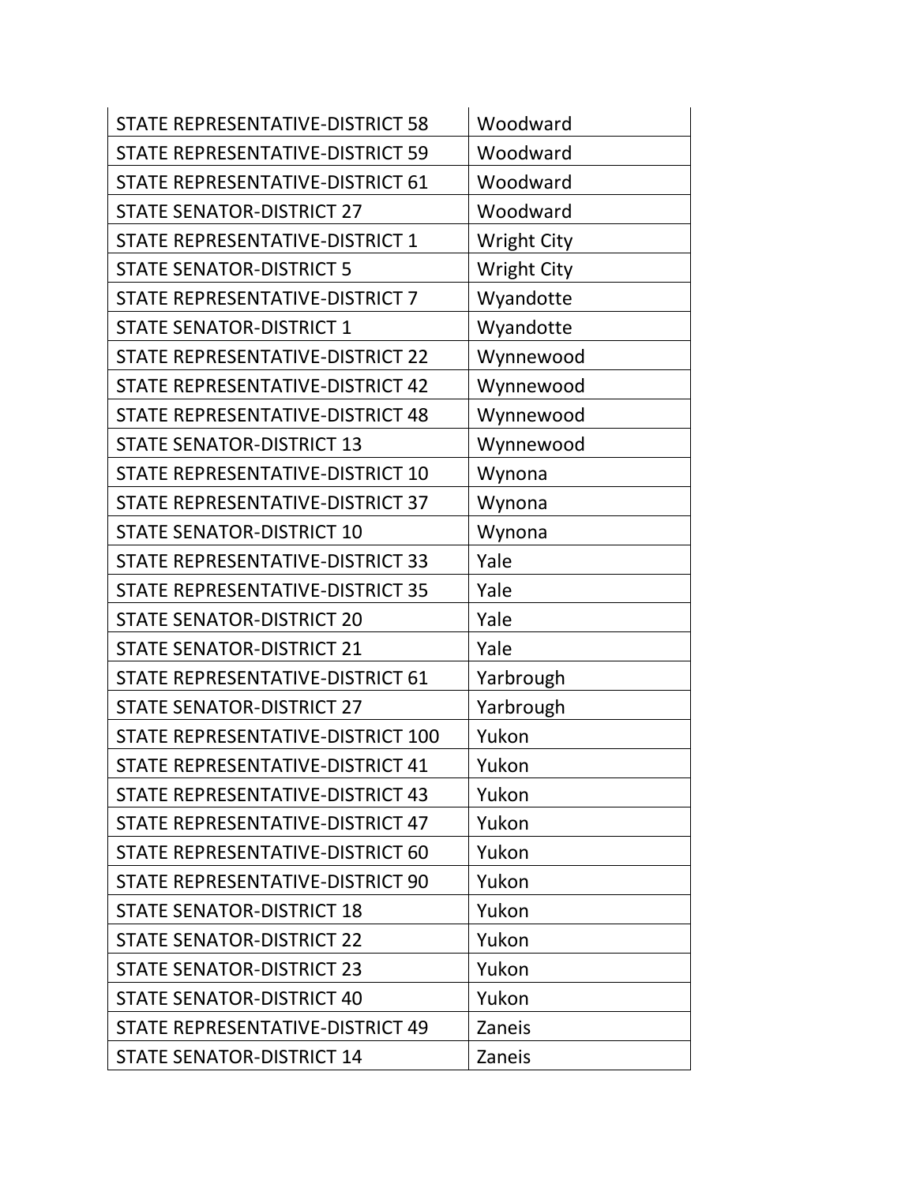| | |
|---|---|
| STATE REPRESENTATIVE-DISTRICT 58 | Woodward |
| STATE REPRESENTATIVE-DISTRICT 59 | Woodward |
| STATE REPRESENTATIVE-DISTRICT 61 | Woodward |
| STATE SENATOR-DISTRICT 27 | Woodward |
| STATE REPRESENTATIVE-DISTRICT 1 | Wright City |
| STATE SENATOR-DISTRICT 5 | Wright City |
| STATE REPRESENTATIVE-DISTRICT 7 | Wyandotte |
| STATE SENATOR-DISTRICT 1 | Wyandotte |
| STATE REPRESENTATIVE-DISTRICT 22 | Wynnewood |
| STATE REPRESENTATIVE-DISTRICT 42 | Wynnewood |
| STATE REPRESENTATIVE-DISTRICT 48 | Wynnewood |
| STATE SENATOR-DISTRICT 13 | Wynnewood |
| STATE REPRESENTATIVE-DISTRICT 10 | Wynona |
| STATE REPRESENTATIVE-DISTRICT 37 | Wynona |
| STATE SENATOR-DISTRICT 10 | Wynona |
| STATE REPRESENTATIVE-DISTRICT 33 | Yale |
| STATE REPRESENTATIVE-DISTRICT 35 | Yale |
| STATE SENATOR-DISTRICT 20 | Yale |
| STATE SENATOR-DISTRICT 21 | Yale |
| STATE REPRESENTATIVE-DISTRICT 61 | Yarbrough |
| STATE SENATOR-DISTRICT 27 | Yarbrough |
| STATE REPRESENTATIVE-DISTRICT 100 | Yukon |
| STATE REPRESENTATIVE-DISTRICT 41 | Yukon |
| STATE REPRESENTATIVE-DISTRICT 43 | Yukon |
| STATE REPRESENTATIVE-DISTRICT 47 | Yukon |
| STATE REPRESENTATIVE-DISTRICT 60 | Yukon |
| STATE REPRESENTATIVE-DISTRICT 90 | Yukon |
| STATE SENATOR-DISTRICT 18 | Yukon |
| STATE SENATOR-DISTRICT 22 | Yukon |
| STATE SENATOR-DISTRICT 23 | Yukon |
| STATE SENATOR-DISTRICT 40 | Yukon |
| STATE REPRESENTATIVE-DISTRICT 49 | Zaneis |
| STATE SENATOR-DISTRICT 14 | Zaneis |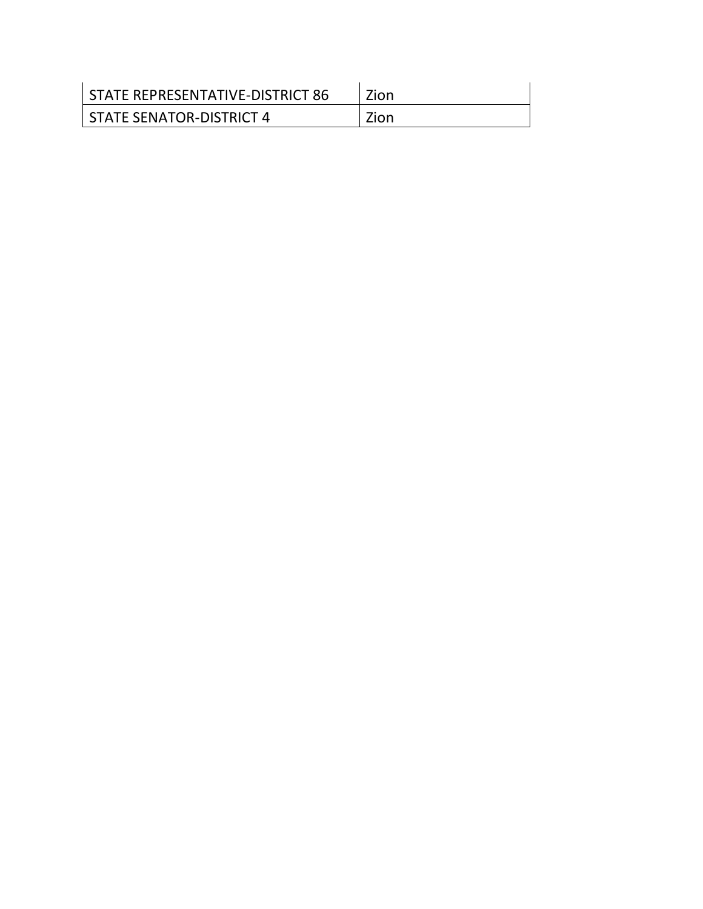| | |
|---|---|
| STATE REPRESENTATIVE-DISTRICT 86 | Zion |
| STATE SENATOR-DISTRICT 4 | Zion |